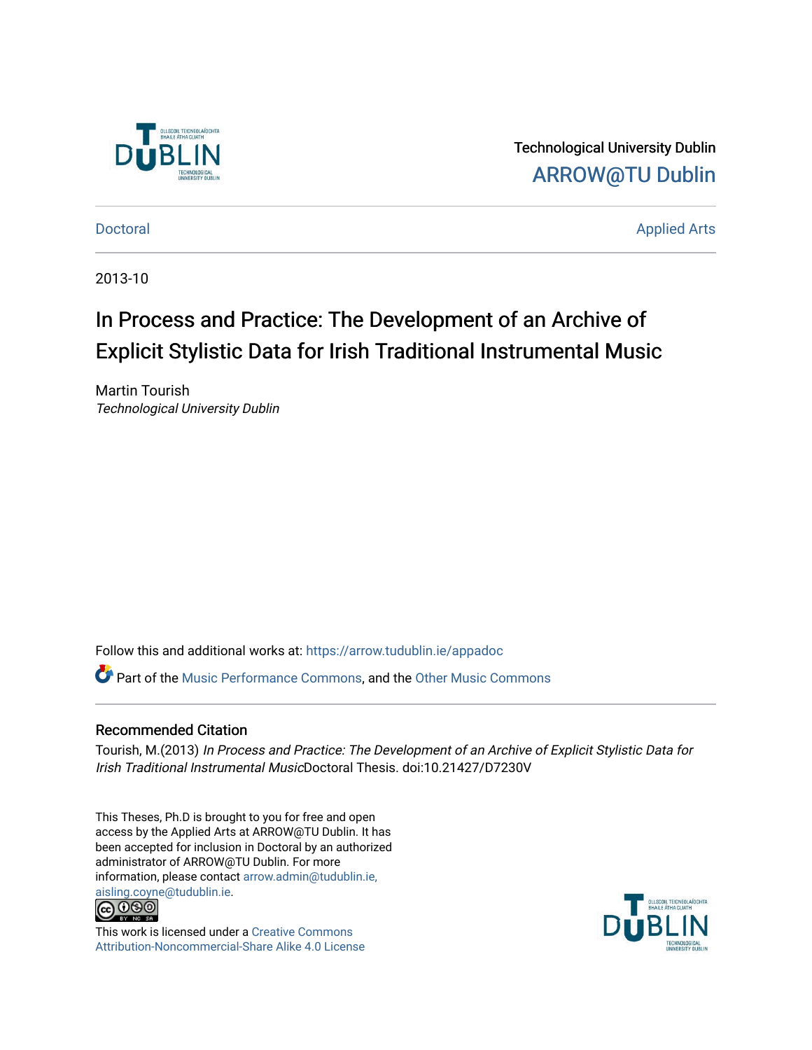Technological University Dublin

ARROW@TU Dublin

Doctoral | Applied Arts

2013-10

# In Process and Practice: The Development of an Archive of Explicit Stylistic Data for Irish Traditional Instrumental Music

Martin Tourish

*Technological University Dublin*

Follow this and additional works at: https://arrow.tudublin.ie/appadoc

Part of the Music Performance Commons, and the Other Music Commons

## Recommended Citation

Tourish, M.(2013) *In Process and Practice: The Development of an Archive of Explicit Stylistic Data for Irish Traditional Instrumental Music*Doctoral Thesis. doi:10.21427/D7230V

This Theses, Ph.D is brought to you for free and open access by the Applied Arts at ARROW@TU Dublin. It has been accepted for inclusion in Doctoral by an authorized administrator of ARROW@TU Dublin. For more information, please contact arrow.admin@tudublin.ie, aisling.coyne@tudublin.ie.

This work is licensed under a Creative Commons Attribution-Noncommercial-Share Alike 4.0 License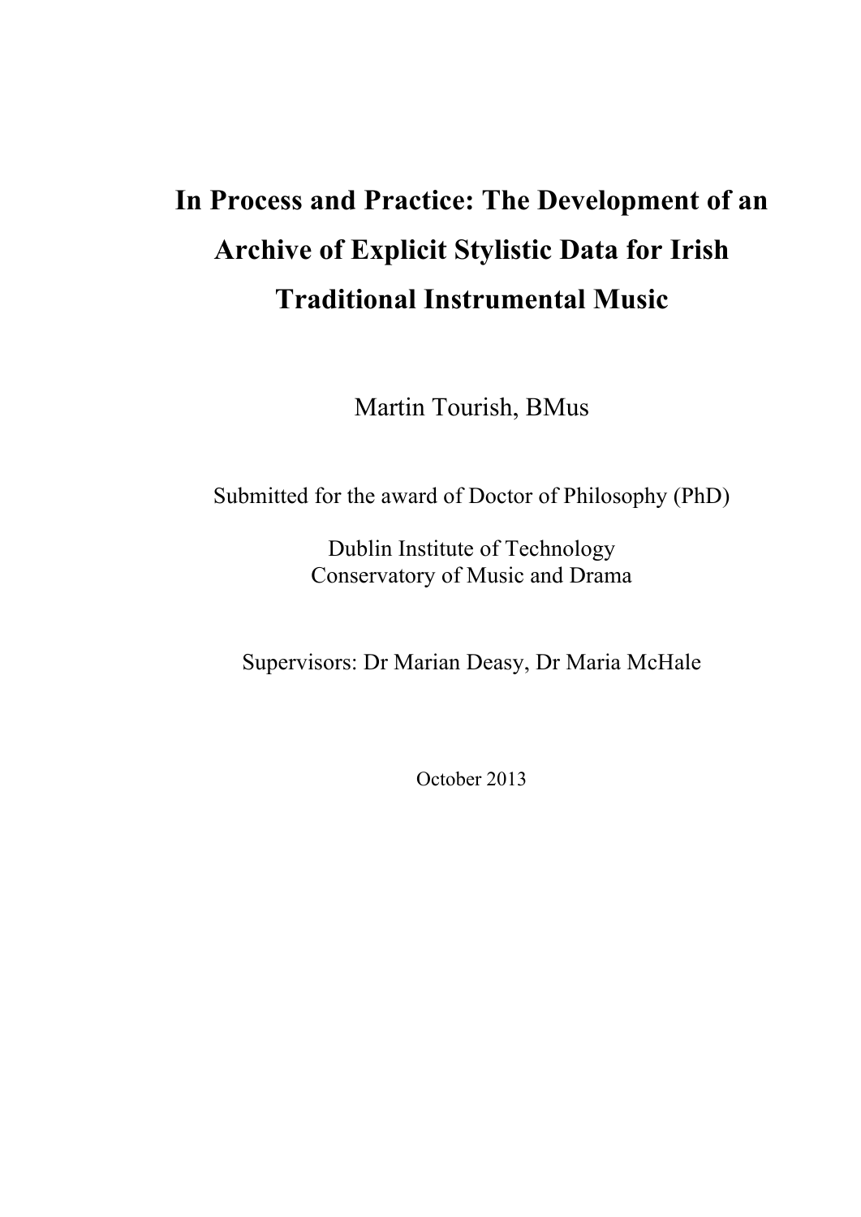# In Process and Practice: The Development of an Archive of Explicit Stylistic Data for Irish Traditional Instrumental Music

Martin Tourish, BMus

Submitted for the award of Doctor of Philosophy (PhD)

Dublin Institute of Technology
Conservatory of Music and Drama

Supervisors: Dr Marian Deasy, Dr Maria McHale

October 2013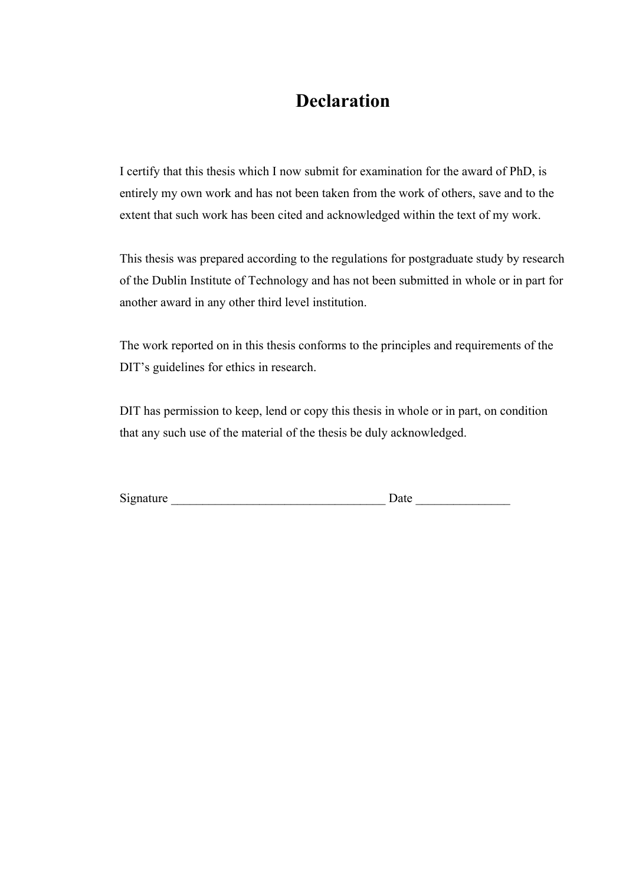# Declaration

I certify that this thesis which I now submit for examination for the award of PhD, is entirely my own work and has not been taken from the work of others, save and to the extent that such work has been cited and acknowledged within the text of my work.

This thesis was prepared according to the regulations for postgraduate study by research of the Dublin Institute of Technology and has not been submitted in whole or in part for another award in any other third level institution.

The work reported on in this thesis conforms to the principles and requirements of the DIT's guidelines for ethics in research.

DIT has permission to keep, lend or copy this thesis in whole or in part, on condition that any such use of the material of the thesis be duly acknowledged.

Signature ___________________________________ Date _______________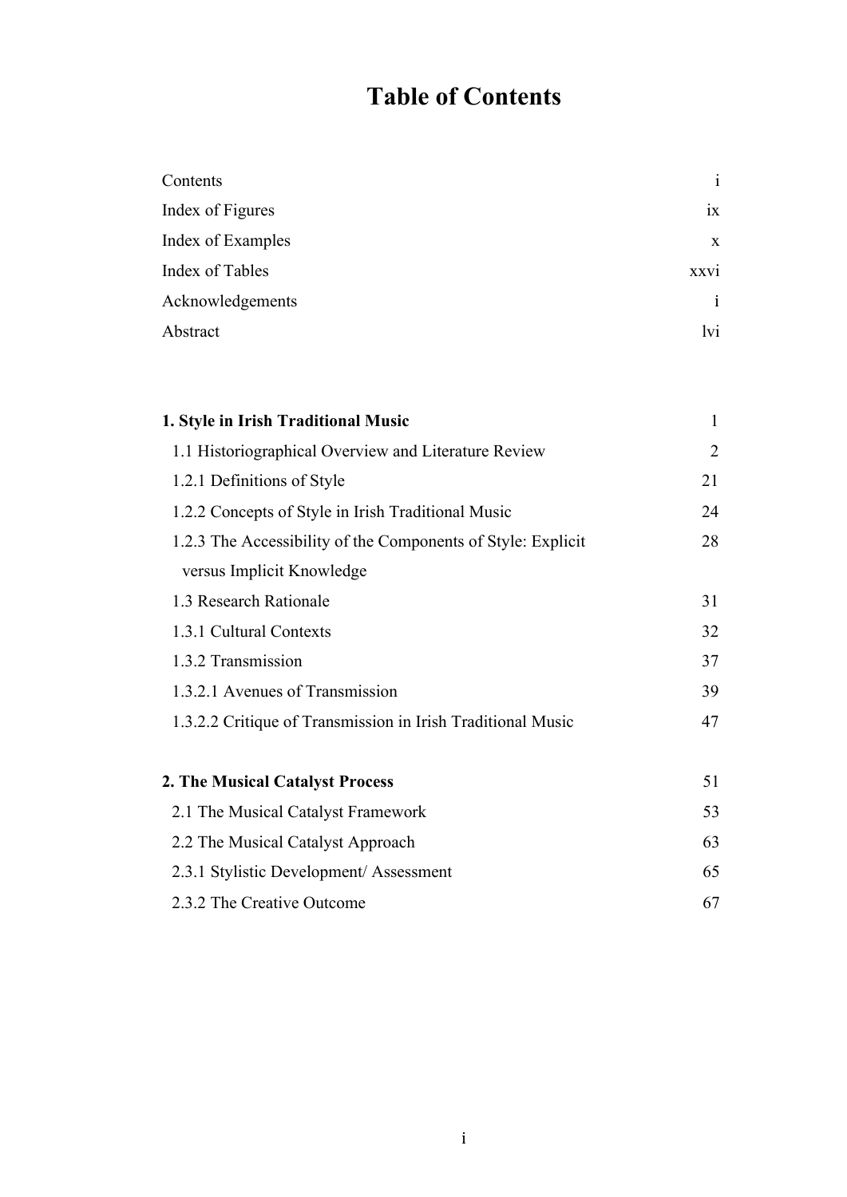# Table of Contents

| | |
|---|---|
| Contents | i |
| Index of Figures | ix |
| Index of Examples | x |
| Index of Tables | xxvi |
| Acknowledgements | i |
| Abstract | lvi |

| | |
|---|---|
| **1. Style in Irish Traditional Music** | 1 |
| 1.1 Historiographical Overview and Literature Review | 2 |
| 1.2.1 Definitions of Style | 21 |
| 1.2.2 Concepts of Style in Irish Traditional Music | 24 |
| 1.2.3 The Accessibility of the Components of Style: Explicit versus Implicit Knowledge | 28 |
| 1.3 Research Rationale | 31 |
| 1.3.1 Cultural Contexts | 32 |
| 1.3.2 Transmission | 37 |
| 1.3.2.1 Avenues of Transmission | 39 |
| 1.3.2.2 Critique of Transmission in Irish Traditional Music | 47 |
| **2. The Musical Catalyst Process** | 51 |
| 2.1 The Musical Catalyst Framework | 53 |
| 2.2 The Musical Catalyst Approach | 63 |
| 2.3.1 Stylistic Development/ Assessment | 65 |
| 2.3.2 The Creative Outcome | 67 |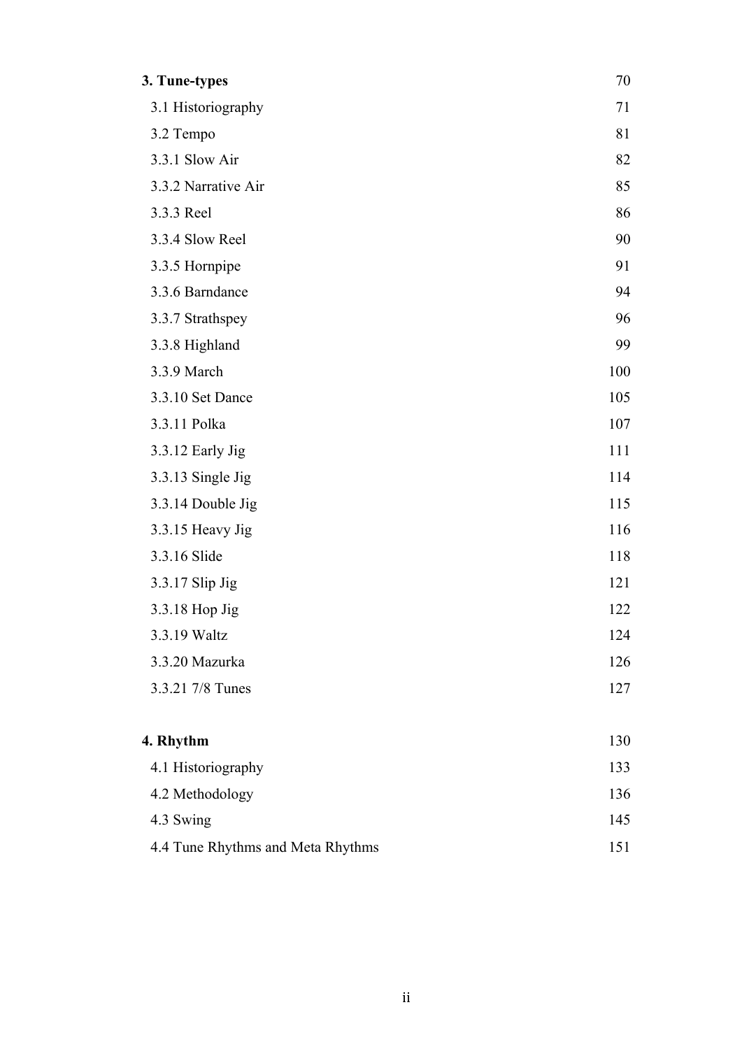| | |
|---|---|
| **3. Tune-types** | 70 |
| 3.1 Historiography | 71 |
| 3.2 Tempo | 81 |
| 3.3.1 Slow Air | 82 |
| 3.3.2 Narrative Air | 85 |
| 3.3.3 Reel | 86 |
| 3.3.4 Slow Reel | 90 |
| 3.3.5 Hornpipe | 91 |
| 3.3.6 Barndance | 94 |
| 3.3.7 Strathspey | 96 |
| 3.3.8 Highland | 99 |
| 3.3.9 March | 100 |
| 3.3.10 Set Dance | 105 |
| 3.3.11 Polka | 107 |
| 3.3.12 Early Jig | 111 |
| 3.3.13 Single Jig | 114 |
| 3.3.14 Double Jig | 115 |
| 3.3.15 Heavy Jig | 116 |
| 3.3.16 Slide | 118 |
| 3.3.17 Slip Jig | 121 |
| 3.3.18 Hop Jig | 122 |
| 3.3.19 Waltz | 124 |
| 3.3.20 Mazurka | 126 |
| 3.3.21 7/8 Tunes | 127 |
| | |
| **4. Rhythm** | 130 |
| 4.1 Historiography | 133 |
| 4.2 Methodology | 136 |
| 4.3 Swing | 145 |
| 4.4 Tune Rhythms and Meta Rhythms | 151 |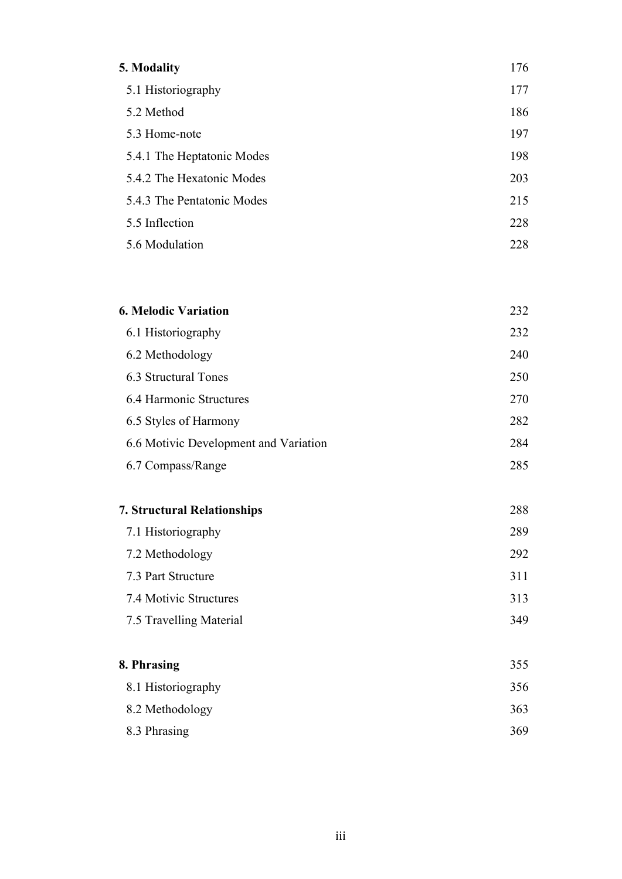| | |
|---|---|
| **5. Modality** | 176 |
| 5.1 Historiography | 177 |
| 5.2 Method | 186 |
| 5.3 Home-note | 197 |
| 5.4.1 The Heptatonic Modes | 198 |
| 5.4.2 The Hexatonic Modes | 203 |
| 5.4.3 The Pentatonic Modes | 215 |
| 5.5 Inflection | 228 |
| 5.6 Modulation | 228 |
| **6. Melodic Variation** | 232 |
| 6.1 Historiography | 232 |
| 6.2 Methodology | 240 |
| 6.3 Structural Tones | 250 |
| 6.4 Harmonic Structures | 270 |
| 6.5 Styles of Harmony | 282 |
| 6.6 Motivic Development and Variation | 284 |
| 6.7 Compass/Range | 285 |
| **7. Structural Relationships** | 288 |
| 7.1 Historiography | 289 |
| 7.2 Methodology | 292 |
| 7.3 Part Structure | 311 |
| 7.4 Motivic Structures | 313 |
| 7.5 Travelling Material | 349 |
| **8. Phrasing** | 355 |
| 8.1 Historiography | 356 |
| 8.2 Methodology | 363 |
| 8.3 Phrasing | 369 |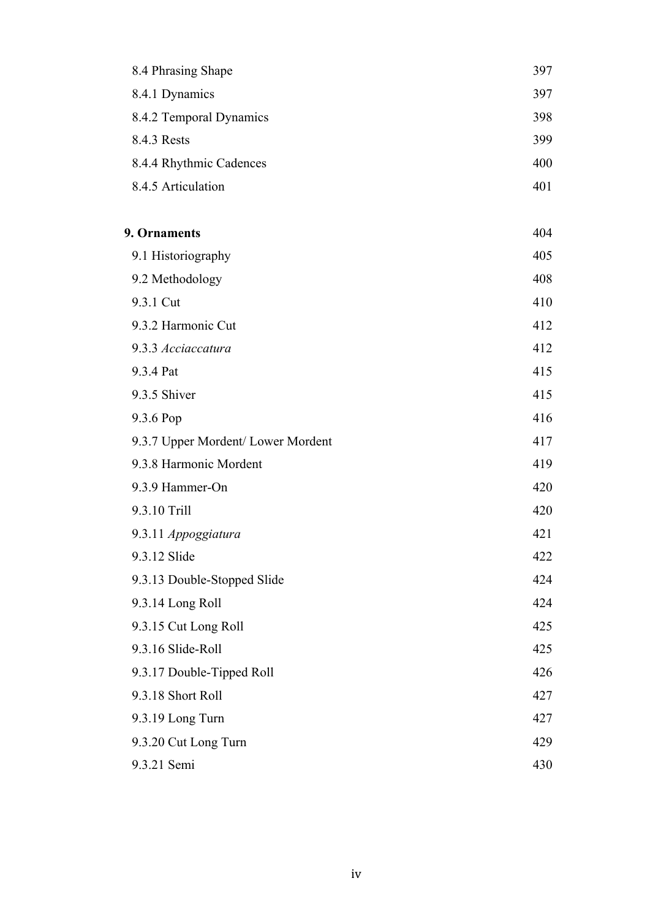| | |
|---|---|
| 8.4 Phrasing Shape | 397 |
| 8.4.1 Dynamics | 397 |
| 8.4.2 Temporal Dynamics | 398 |
| 8.4.3 Rests | 399 |
| 8.4.4 Rhythmic Cadences | 400 |
| 8.4.5 Articulation | 401 |
| | |
| **9. Ornaments** | 404 |
| 9.1 Historiography | 405 |
| 9.2 Methodology | 408 |
| 9.3.1 Cut | 410 |
| 9.3.2 Harmonic Cut | 412 |
| 9.3.3 *Acciaccatura* | 412 |
| 9.3.4 Pat | 415 |
| 9.3.5 Shiver | 415 |
| 9.3.6 Pop | 416 |
| 9.3.7 Upper Mordent/ Lower Mordent | 417 |
| 9.3.8 Harmonic Mordent | 419 |
| 9.3.9 Hammer-On | 420 |
| 9.3.10 Trill | 420 |
| 9.3.11 *Appoggiatura* | 421 |
| 9.3.12 Slide | 422 |
| 9.3.13 Double-Stopped Slide | 424 |
| 9.3.14 Long Roll | 424 |
| 9.3.15 Cut Long Roll | 425 |
| 9.3.16 Slide-Roll | 425 |
| 9.3.17 Double-Tipped Roll | 426 |
| 9.3.18 Short Roll | 427 |
| 9.3.19 Long Turn | 427 |
| 9.3.20 Cut Long Turn | 429 |
| 9.3.21 Semi | 430 |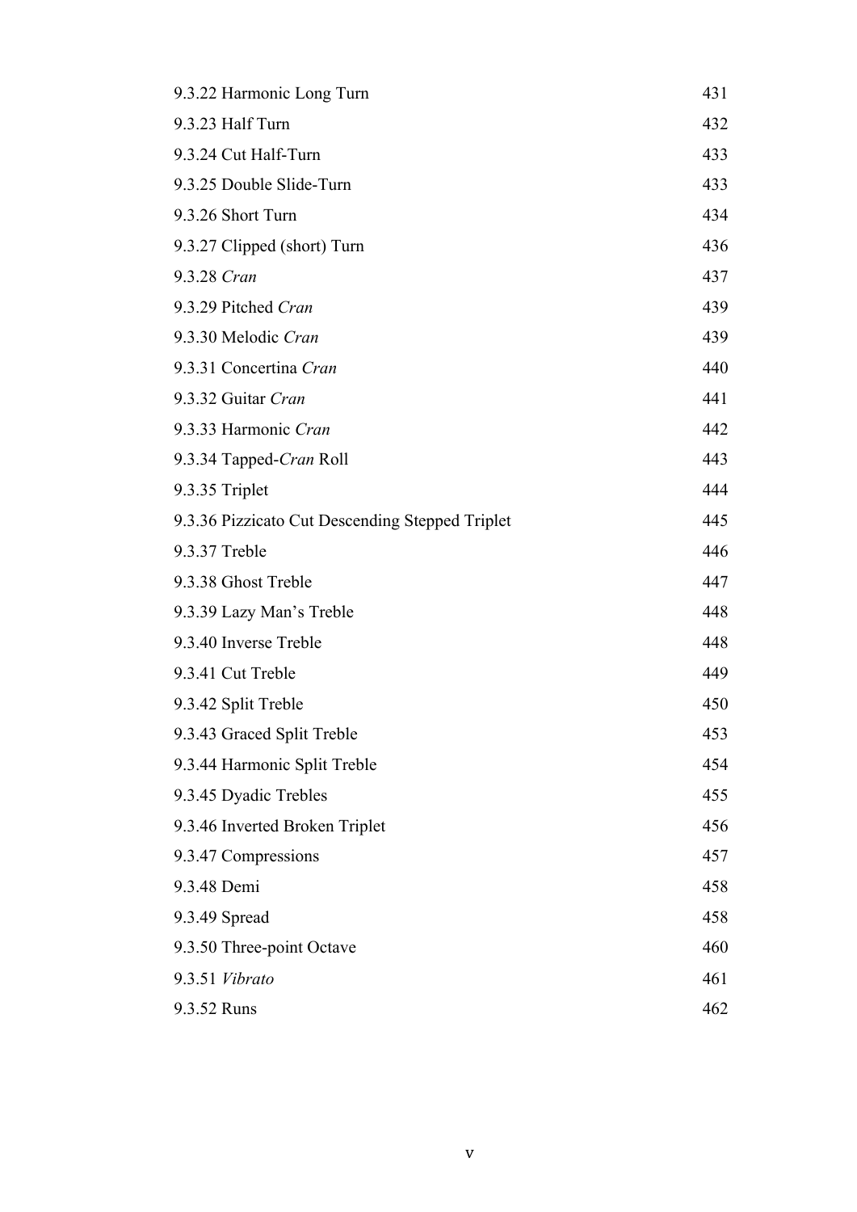| | |
|---|---|
| 9.3.22 Harmonic Long Turn | 431 |
| 9.3.23 Half Turn | 432 |
| 9.3.24 Cut Half-Turn | 433 |
| 9.3.25 Double Slide-Turn | 433 |
| 9.3.26 Short Turn | 434 |
| 9.3.27 Clipped (short) Turn | 436 |
| 9.3.28 *Cran* | 437 |
| 9.3.29 Pitched *Cran* | 439 |
| 9.3.30 Melodic *Cran* | 439 |
| 9.3.31 Concertina *Cran* | 440 |
| 9.3.32 Guitar *Cran* | 441 |
| 9.3.33 Harmonic *Cran* | 442 |
| 9.3.34 Tapped-*Cran* Roll | 443 |
| 9.3.35 Triplet | 444 |
| 9.3.36 Pizzicato Cut Descending Stepped Triplet | 445 |
| 9.3.37 Treble | 446 |
| 9.3.38 Ghost Treble | 447 |
| 9.3.39 Lazy Man's Treble | 448 |
| 9.3.40 Inverse Treble | 448 |
| 9.3.41 Cut Treble | 449 |
| 9.3.42 Split Treble | 450 |
| 9.3.43 Graced Split Treble | 453 |
| 9.3.44 Harmonic Split Treble | 454 |
| 9.3.45 Dyadic Trebles | 455 |
| 9.3.46 Inverted Broken Triplet | 456 |
| 9.3.47 Compressions | 457 |
| 9.3.48 Demi | 458 |
| 9.3.49 Spread | 458 |
| 9.3.50 Three-point Octave | 460 |
| 9.3.51 *Vibrato* | 461 |
| 9.3.52 Runs | 462 |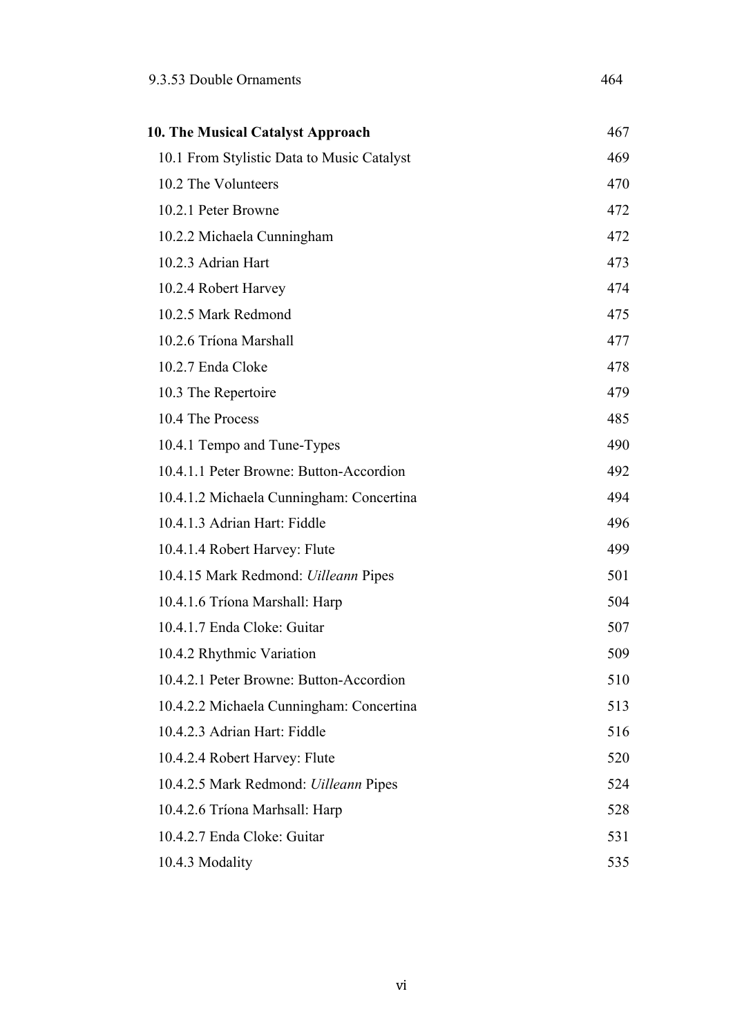9.3.53 Double Ornaments 464

**10. The Musical Catalyst Approach** 467

10.1 From Stylistic Data to Music Catalyst 469

10.2 The Volunteers 470

10.2.1 Peter Browne 472

10.2.2 Michaela Cunningham 472

10.2.3 Adrian Hart 473

10.2.4 Robert Harvey 474

10.2.5 Mark Redmond 475

10.2.6 Tríona Marshall 477

10.2.7 Enda Cloke 478

10.3 The Repertoire 479

10.4 The Process 485

10.4.1 Tempo and Tune-Types 490

10.4.1.1 Peter Browne: Button-Accordion 492

10.4.1.2 Michaela Cunningham: Concertina 494

10.4.1.3 Adrian Hart: Fiddle 496

10.4.1.4 Robert Harvey: Flute 499

10.4.15 Mark Redmond: *Uilleann* Pipes 501

10.4.1.6 Tríona Marshall: Harp 504

10.4.1.7 Enda Cloke: Guitar 507

10.4.2 Rhythmic Variation 509

10.4.2.1 Peter Browne: Button-Accordion 510

10.4.2.2 Michaela Cunningham: Concertina 513

10.4.2.3 Adrian Hart: Fiddle 516

10.4.2.4 Robert Harvey: Flute 520

10.4.2.5 Mark Redmond: *Uilleann* Pipes 524

10.4.2.6 Tríona Marhsall: Harp 528

10.4.2.7 Enda Cloke: Guitar 531

10.4.3 Modality 535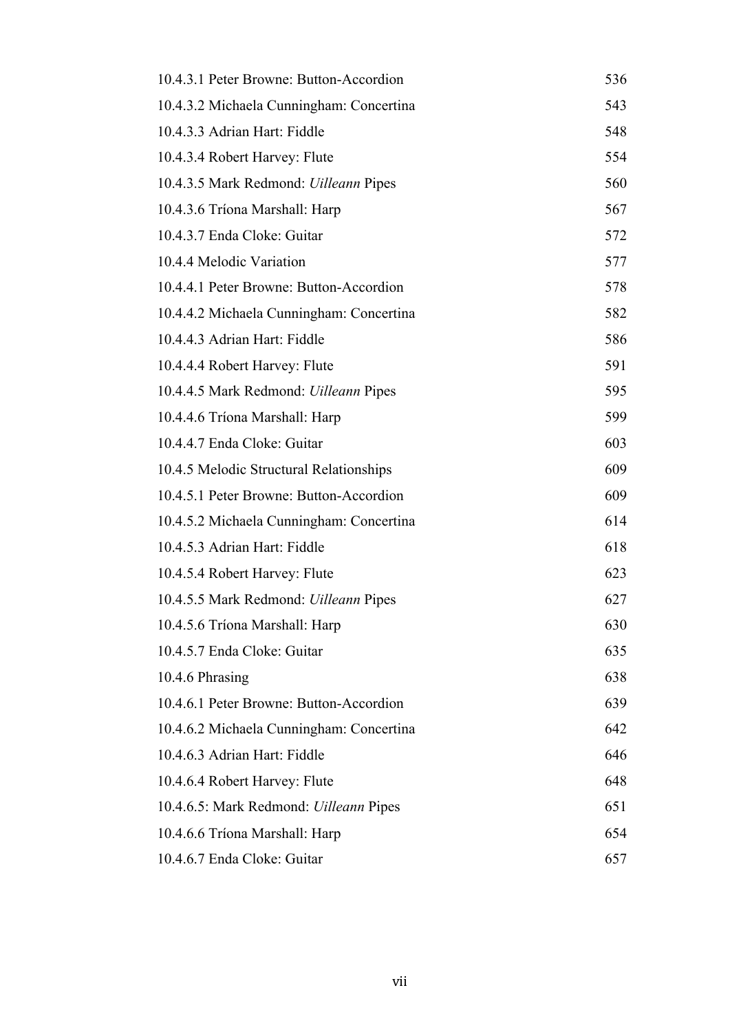| | |
|---|---|
| 10.4.3.1 Peter Browne: Button-Accordion | 536 |
| 10.4.3.2 Michaela Cunningham: Concertina | 543 |
| 10.4.3.3 Adrian Hart: Fiddle | 548 |
| 10.4.3.4 Robert Harvey: Flute | 554 |
| 10.4.3.5 Mark Redmond: *Uilleann* Pipes | 560 |
| 10.4.3.6 Tríona Marshall: Harp | 567 |
| 10.4.3.7 Enda Cloke: Guitar | 572 |
| 10.4.4 Melodic Variation | 577 |
| 10.4.4.1 Peter Browne: Button-Accordion | 578 |
| 10.4.4.2 Michaela Cunningham: Concertina | 582 |
| 10.4.4.3 Adrian Hart: Fiddle | 586 |
| 10.4.4.4 Robert Harvey: Flute | 591 |
| 10.4.4.5 Mark Redmond: *Uilleann* Pipes | 595 |
| 10.4.4.6 Tríona Marshall: Harp | 599 |
| 10.4.4.7 Enda Cloke: Guitar | 603 |
| 10.4.5 Melodic Structural Relationships | 609 |
| 10.4.5.1 Peter Browne: Button-Accordion | 609 |
| 10.4.5.2 Michaela Cunningham: Concertina | 614 |
| 10.4.5.3 Adrian Hart: Fiddle | 618 |
| 10.4.5.4 Robert Harvey: Flute | 623 |
| 10.4.5.5 Mark Redmond: *Uilleann* Pipes | 627 |
| 10.4.5.6 Tríona Marshall: Harp | 630 |
| 10.4.5.7 Enda Cloke: Guitar | 635 |
| 10.4.6 Phrasing | 638 |
| 10.4.6.1 Peter Browne: Button-Accordion | 639 |
| 10.4.6.2 Michaela Cunningham: Concertina | 642 |
| 10.4.6.3 Adrian Hart: Fiddle | 646 |
| 10.4.6.4 Robert Harvey: Flute | 648 |
| 10.4.6.5: Mark Redmond: *Uilleann* Pipes | 651 |
| 10.4.6.6 Tríona Marshall: Harp | 654 |
| 10.4.6.7 Enda Cloke: Guitar | 657 |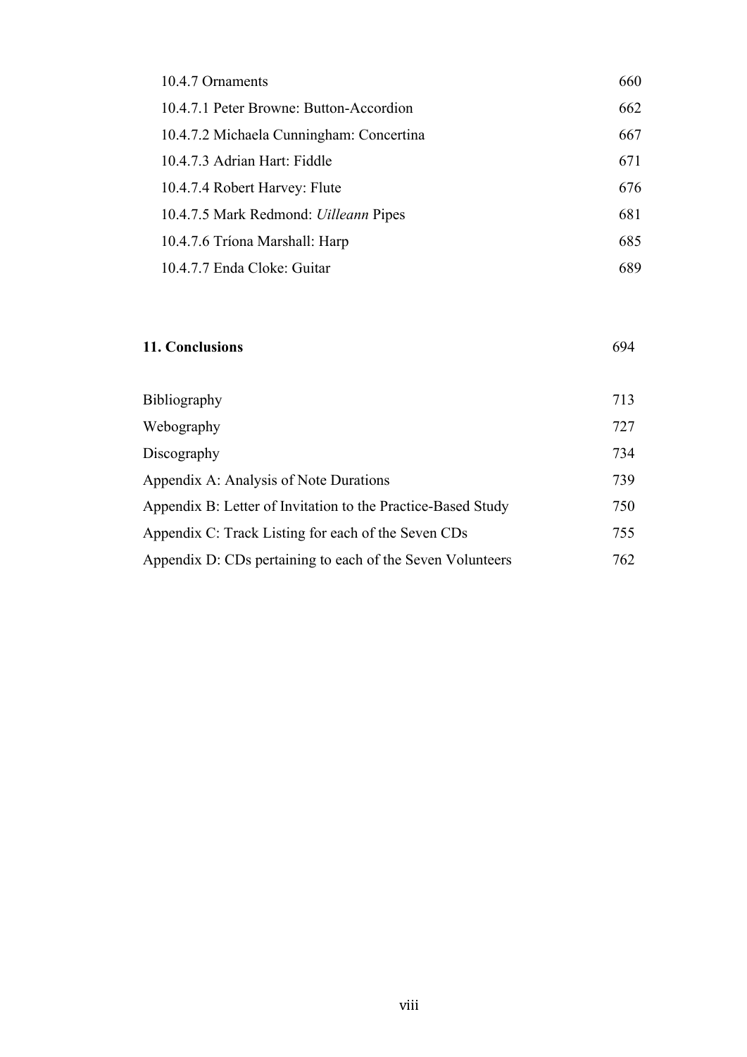| | |
|---|---|
| 10.4.7 Ornaments | 660 |
| 10.4.7.1 Peter Browne: Button-Accordion | 662 |
| 10.4.7.2 Michaela Cunningham: Concertina | 667 |
| 10.4.7.3 Adrian Hart: Fiddle | 671 |
| 10.4.7.4 Robert Harvey: Flute | 676 |
| 10.4.7.5 Mark Redmond: *Uilleann* Pipes | 681 |
| 10.4.7.6 Tríona Marshall: Harp | 685 |
| 10.4.7.7 Enda Cloke: Guitar | 689 |

| | |
|---|---|
| **11. Conclusions** | 694 |

| | |
|---|---|
| Bibliography | 713 |
| Webography | 727 |
| Discography | 734 |
| Appendix A: Analysis of Note Durations | 739 |
| Appendix B: Letter of Invitation to the Practice-Based Study | 750 |
| Appendix C: Track Listing for each of the Seven CDs | 755 |
| Appendix D: CDs pertaining to each of the Seven Volunteers | 762 |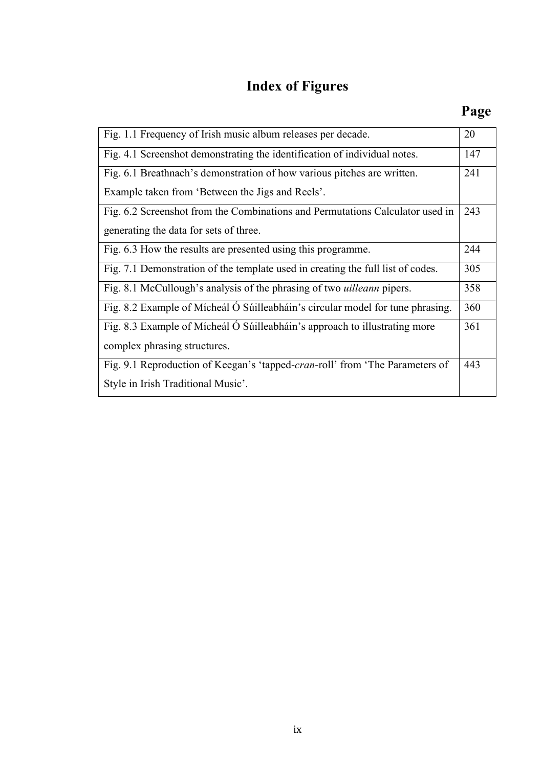# Index of Figures

| | Page |
|---|---|
| Fig. 1.1 Frequency of Irish music album releases per decade. | 20 |
| Fig. 4.1 Screenshot demonstrating the identification of individual notes. | 147 |
| Fig. 6.1 Breathnach's demonstration of how various pitches are written. Example taken from 'Between the Jigs and Reels'. | 241 |
| Fig. 6.2 Screenshot from the Combinations and Permutations Calculator used in generating the data for sets of three. | 243 |
| Fig. 6.3 How the results are presented using this programme. | 244 |
| Fig. 7.1 Demonstration of the template used in creating the full list of codes. | 305 |
| Fig. 8.1 McCullough's analysis of the phrasing of two *uilleann* pipers. | 358 |
| Fig. 8.2 Example of Mícheál Ó Súilleabháin's circular model for tune phrasing. | 360 |
| Fig. 8.3 Example of Mícheál Ó Súilleabháin's approach to illustrating more complex phrasing structures. | 361 |
| Fig. 9.1 Reproduction of Keegan's 'tapped-*cran*-roll' from 'The Parameters of Style in Irish Traditional Music'. | 443 |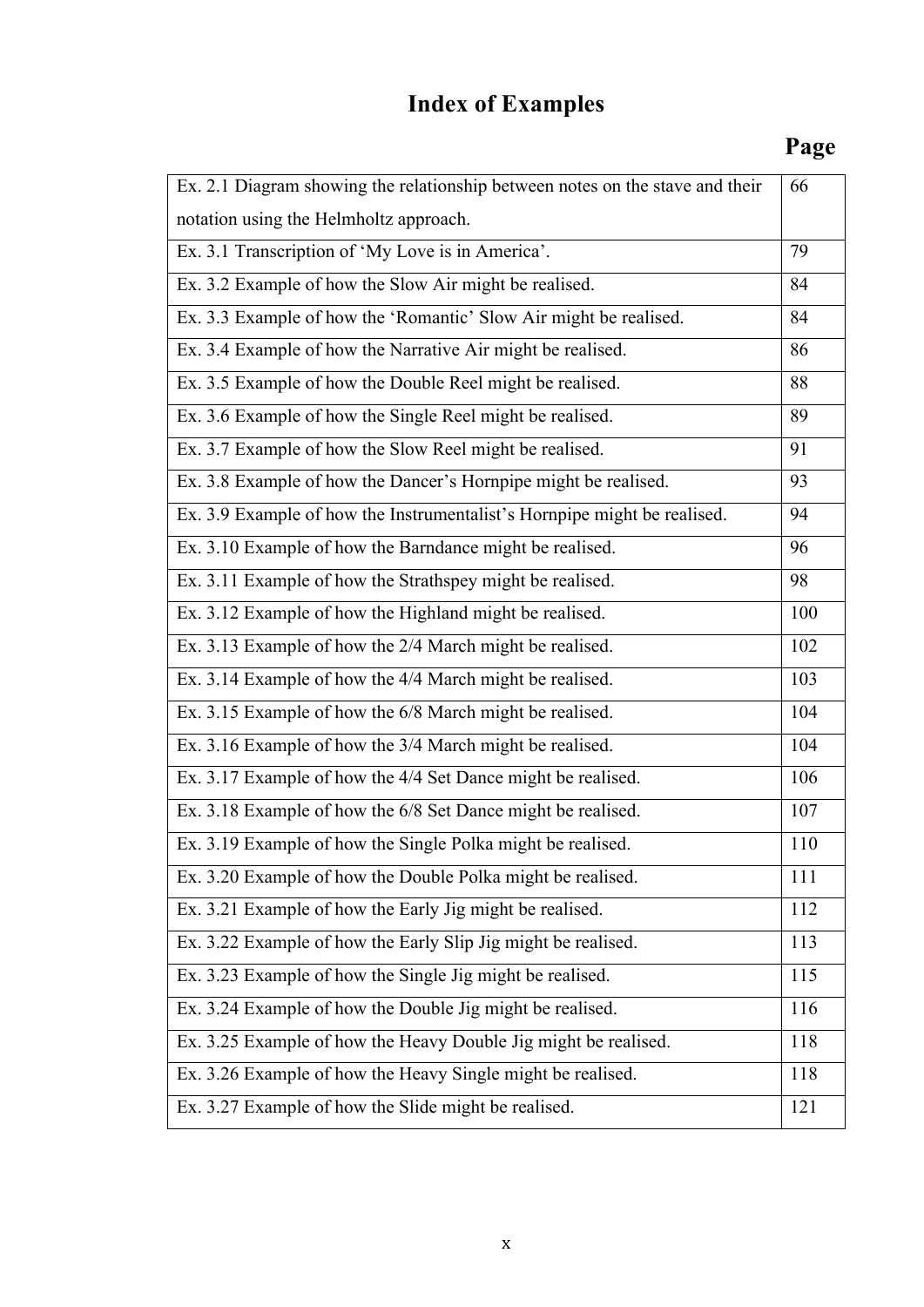# Index of Examples

| | Page |
|---|---|
| Ex. 2.1 Diagram showing the relationship between notes on the stave and their notation using the Helmholtz approach. | 66 |
| Ex. 3.1 Transcription of ‘My Love is in America’. | 79 |
| Ex. 3.2 Example of how the Slow Air might be realised. | 84 |
| Ex. 3.3 Example of how the ‘Romantic’ Slow Air might be realised. | 84 |
| Ex. 3.4 Example of how the Narrative Air might be realised. | 86 |
| Ex. 3.5 Example of how the Double Reel might be realised. | 88 |
| Ex. 3.6 Example of how the Single Reel might be realised. | 89 |
| Ex. 3.7 Example of how the Slow Reel might be realised. | 91 |
| Ex. 3.8 Example of how the Dancer’s Hornpipe might be realised. | 93 |
| Ex. 3.9 Example of how the Instrumentalist’s Hornpipe might be realised. | 94 |
| Ex. 3.10 Example of how the Barndance might be realised. | 96 |
| Ex. 3.11 Example of how the Strathspey might be realised. | 98 |
| Ex. 3.12 Example of how the Highland might be realised. | 100 |
| Ex. 3.13 Example of how the 2/4 March might be realised. | 102 |
| Ex. 3.14 Example of how the 4/4 March might be realised. | 103 |
| Ex. 3.15 Example of how the 6/8 March might be realised. | 104 |
| Ex. 3.16 Example of how the 3/4 March might be realised. | 104 |
| Ex. 3.17 Example of how the 4/4 Set Dance might be realised. | 106 |
| Ex. 3.18 Example of how the 6/8 Set Dance might be realised. | 107 |
| Ex. 3.19 Example of how the Single Polka might be realised. | 110 |
| Ex. 3.20 Example of how the Double Polka might be realised. | 111 |
| Ex. 3.21 Example of how the Early Jig might be realised. | 112 |
| Ex. 3.22 Example of how the Early Slip Jig might be realised. | 113 |
| Ex. 3.23 Example of how the Single Jig might be realised. | 115 |
| Ex. 3.24 Example of how the Double Jig might be realised. | 116 |
| Ex. 3.25 Example of how the Heavy Double Jig might be realised. | 118 |
| Ex. 3.26 Example of how the Heavy Single might be realised. | 118 |
| Ex. 3.27 Example of how the Slide might be realised. | 121 |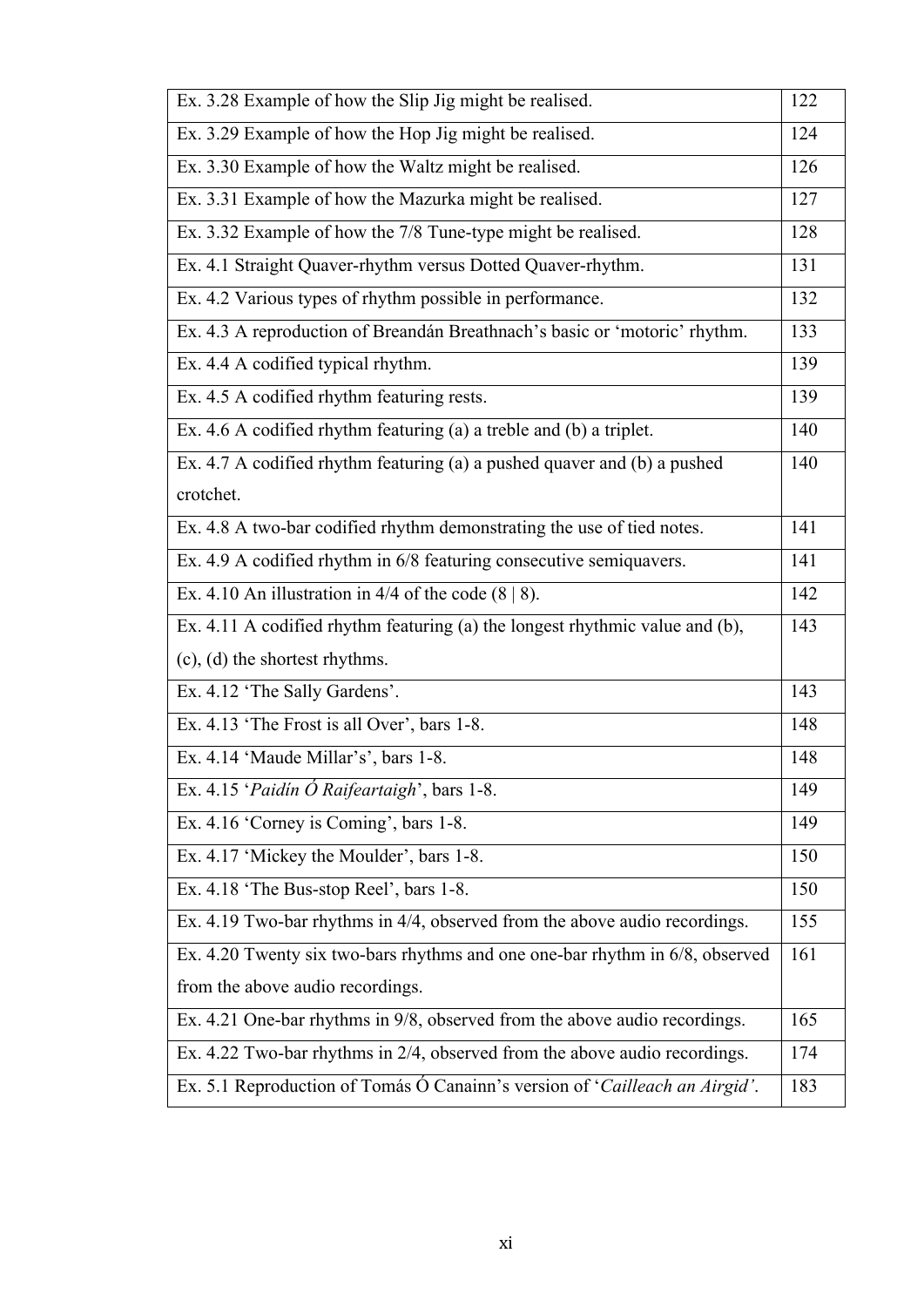| | |
|---|---|
| Ex. 3.28 Example of how the Slip Jig might be realised. | 122 |
| Ex. 3.29 Example of how the Hop Jig might be realised. | 124 |
| Ex. 3.30 Example of how the Waltz might be realised. | 126 |
| Ex. 3.31 Example of how the Mazurka might be realised. | 127 |
| Ex. 3.32 Example of how the 7/8 Tune-type might be realised. | 128 |
| Ex. 4.1 Straight Quaver-rhythm versus Dotted Quaver-rhythm. | 131 |
| Ex. 4.2 Various types of rhythm possible in performance. | 132 |
| Ex. 4.3 A reproduction of Breandán Breathnach's basic or 'motoric' rhythm. | 133 |
| Ex. 4.4 A codified typical rhythm. | 139 |
| Ex. 4.5 A codified rhythm featuring rests. | 139 |
| Ex. 4.6 A codified rhythm featuring (a) a treble and (b) a triplet. | 140 |
| Ex. 4.7 A codified rhythm featuring (a) a pushed quaver and (b) a pushed crotchet. | 140 |
| Ex. 4.8 A two-bar codified rhythm demonstrating the use of tied notes. | 141 |
| Ex. 4.9 A codified rhythm in 6/8 featuring consecutive semiquavers. | 141 |
| Ex. 4.10 An illustration in 4/4 of the code (8 \| 8). | 142 |
| Ex. 4.11 A codified rhythm featuring (a) the longest rhythmic value and (b), (c), (d) the shortest rhythms. | 143 |
| Ex. 4.12 'The Sally Gardens'. | 143 |
| Ex. 4.13 'The Frost is all Over', bars 1-8. | 148 |
| Ex. 4.14 'Maude Millar's', bars 1-8. | 148 |
| Ex. 4.15 '*Paidín Ó Raifeartaigh*', bars 1-8. | 149 |
| Ex. 4.16 'Corney is Coming', bars 1-8. | 149 |
| Ex. 4.17 'Mickey the Moulder', bars 1-8. | 150 |
| Ex. 4.18 'The Bus-stop Reel', bars 1-8. | 150 |
| Ex. 4.19 Two-bar rhythms in 4/4, observed from the above audio recordings. | 155 |
| Ex. 4.20 Twenty six two-bars rhythms and one one-bar rhythm in 6/8, observed from the above audio recordings. | 161 |
| Ex. 4.21 One-bar rhythms in 9/8, observed from the above audio recordings. | 165 |
| Ex. 4.22 Two-bar rhythms in 2/4, observed from the above audio recordings. | 174 |
| Ex. 5.1 Reproduction of Tomás Ó Canainn's version of '*Cailleach an Airgid'*. | 183 |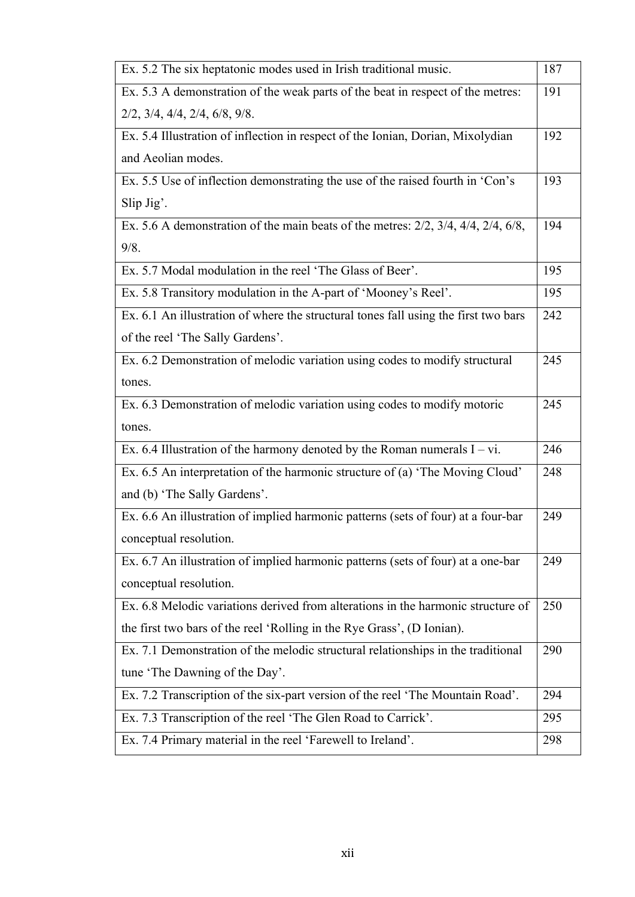| | |
|---|---|
| Ex. 5.2 The six heptatonic modes used in Irish traditional music. | 187 |
| Ex. 5.3 A demonstration of the weak parts of the beat in respect of the metres: 2/2, 3/4, 4/4, 2/4, 6/8, 9/8. | 191 |
| Ex. 5.4 Illustration of inflection in respect of the Ionian, Dorian, Mixolydian and Aeolian modes. | 192 |
| Ex. 5.5 Use of inflection demonstrating the use of the raised fourth in 'Con's Slip Jig'. | 193 |
| Ex. 5.6 A demonstration of the main beats of the metres: 2/2, 3/4, 4/4, 2/4, 6/8, 9/8. | 194 |
| Ex. 5.7 Modal modulation in the reel 'The Glass of Beer'. | 195 |
| Ex. 5.8 Transitory modulation in the A-part of 'Mooney's Reel'. | 195 |
| Ex. 6.1 An illustration of where the structural tones fall using the first two bars of the reel 'The Sally Gardens'. | 242 |
| Ex. 6.2 Demonstration of melodic variation using codes to modify structural tones. | 245 |
| Ex. 6.3 Demonstration of melodic variation using codes to modify motoric tones. | 245 |
| Ex. 6.4 Illustration of the harmony denoted by the Roman numerals I – vi. | 246 |
| Ex. 6.5 An interpretation of the harmonic structure of (a) 'The Moving Cloud' and (b) 'The Sally Gardens'. | 248 |
| Ex. 6.6 An illustration of implied harmonic patterns (sets of four) at a four-bar conceptual resolution. | 249 |
| Ex. 6.7 An illustration of implied harmonic patterns (sets of four) at a one-bar conceptual resolution. | 249 |
| Ex. 6.8 Melodic variations derived from alterations in the harmonic structure of the first two bars of the reel 'Rolling in the Rye Grass', (D Ionian). | 250 |
| Ex. 7.1 Demonstration of the melodic structural relationships in the traditional tune 'The Dawning of the Day'. | 290 |
| Ex. 7.2 Transcription of the six-part version of the reel 'The Mountain Road'. | 294 |
| Ex. 7.3 Transcription of the reel 'The Glen Road to Carrick'. | 295 |
| Ex. 7.4 Primary material in the reel 'Farewell to Ireland'. | 298 |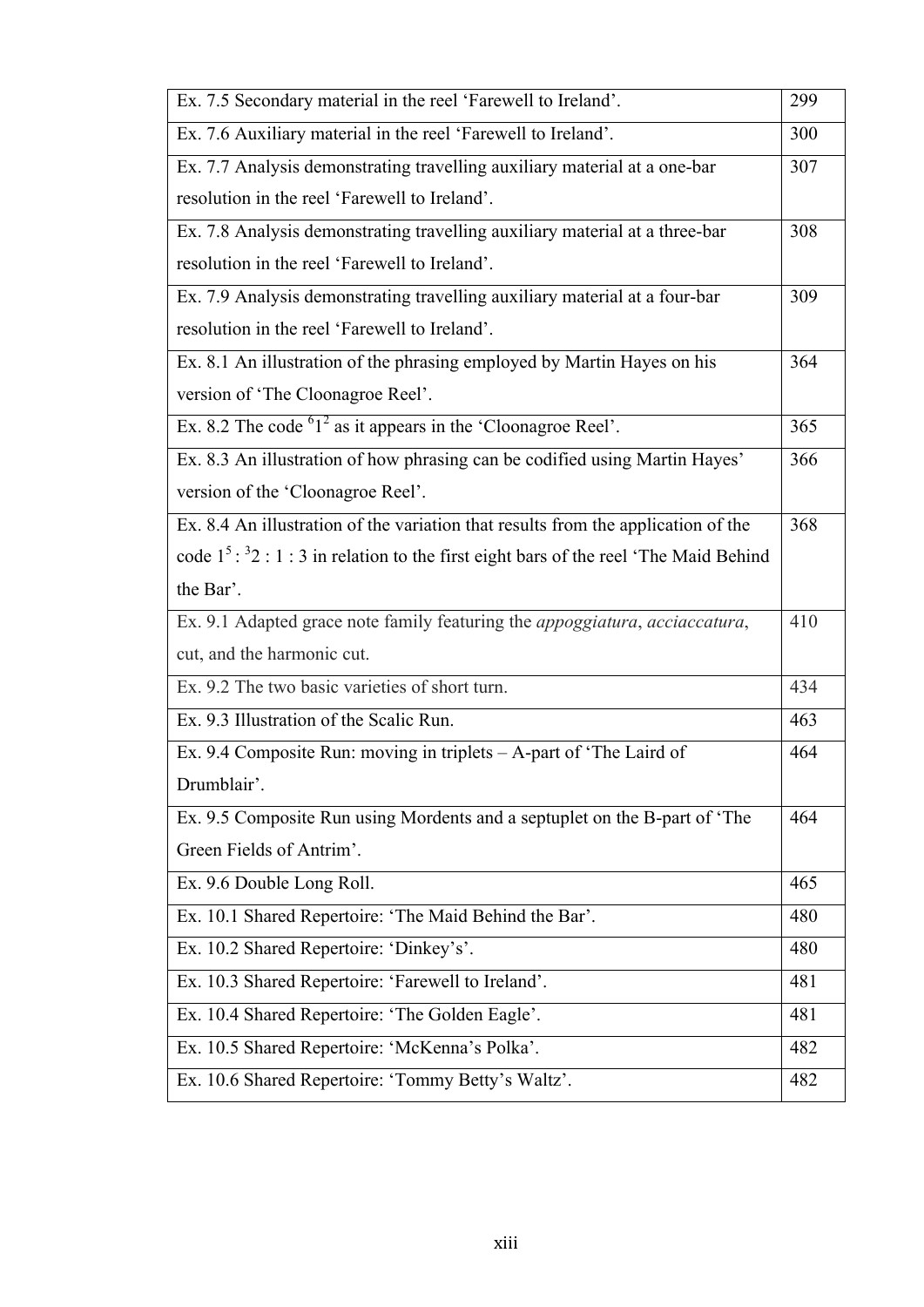| | |
|---|---|
| Ex. 7.5 Secondary material in the reel 'Farewell to Ireland'. | 299 |
| Ex. 7.6 Auxiliary material in the reel 'Farewell to Ireland'. | 300 |
| Ex. 7.7 Analysis demonstrating travelling auxiliary material at a one-bar resolution in the reel 'Farewell to Ireland'. | 307 |
| Ex. 7.8 Analysis demonstrating travelling auxiliary material at a three-bar resolution in the reel 'Farewell to Ireland'. | 308 |
| Ex. 7.9 Analysis demonstrating travelling auxiliary material at a four-bar resolution in the reel 'Farewell to Ireland'. | 309 |
| Ex. 8.1 An illustration of the phrasing employed by Martin Hayes on his version of 'The Cloonagroe Reel'. | 364 |
| Ex. 8.2 The code $^{6}1^{2}$ as it appears in the 'Cloonagroe Reel'. | 365 |
| Ex. 8.3 An illustration of how phrasing can be codified using Martin Hayes' version of the 'Cloonagroe Reel'. | 366 |
| Ex. 8.4 An illustration of the variation that results from the application of the code $1^{5} : {}^{3}2 : 1 : 3$ in relation to the first eight bars of the reel 'The Maid Behind the Bar'. | 368 |
| Ex. 9.1 Adapted grace note family featuring the *appoggiatura*, *acciaccatura*, cut, and the harmonic cut. | 410 |
| Ex. 9.2 The two basic varieties of short turn. | 434 |
| Ex. 9.3 Illustration of the Scalic Run. | 463 |
| Ex. 9.4 Composite Run: moving in triplets – A-part of 'The Laird of Drumblair'. | 464 |
| Ex. 9.5 Composite Run using Mordents and a septuplet on the B-part of 'The Green Fields of Antrim'. | 464 |
| Ex. 9.6 Double Long Roll. | 465 |
| Ex. 10.1 Shared Repertoire: 'The Maid Behind the Bar'. | 480 |
| Ex. 10.2 Shared Repertoire: 'Dinkey's'. | 480 |
| Ex. 10.3 Shared Repertoire: 'Farewell to Ireland'. | 481 |
| Ex. 10.4 Shared Repertoire: 'The Golden Eagle'. | 481 |
| Ex. 10.5 Shared Repertoire: 'McKenna's Polka'. | 482 |
| Ex. 10.6 Shared Repertoire: 'Tommy Betty's Waltz'. | 482 |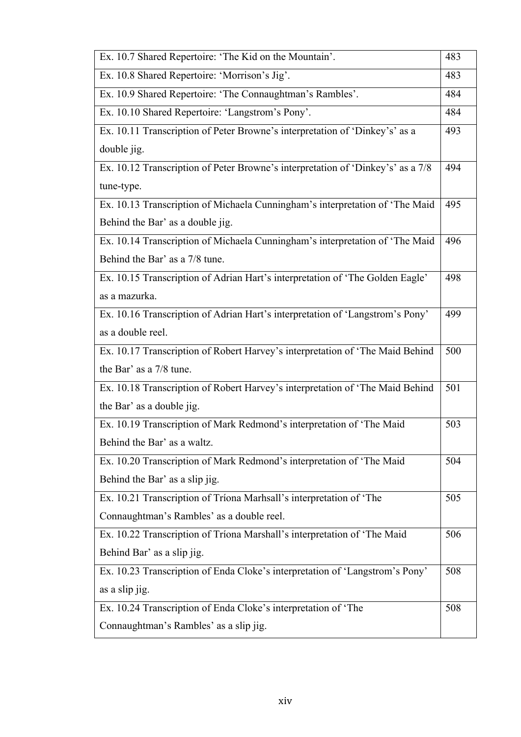| | |
|---|---|
| Ex. 10.7 Shared Repertoire: 'The Kid on the Mountain'. | 483 |
| Ex. 10.8 Shared Repertoire: 'Morrison's Jig'. | 483 |
| Ex. 10.9 Shared Repertoire: 'The Connaughtman's Rambles'. | 484 |
| Ex. 10.10 Shared Repertoire: 'Langstrom's Pony'. | 484 |
| Ex. 10.11 Transcription of Peter Browne's interpretation of 'Dinkey's' as a double jig. | 493 |
| Ex. 10.12 Transcription of Peter Browne's interpretation of 'Dinkey's' as a 7/8 tune-type. | 494 |
| Ex. 10.13 Transcription of Michaela Cunningham's interpretation of 'The Maid Behind the Bar' as a double jig. | 495 |
| Ex. 10.14 Transcription of Michaela Cunningham's interpretation of 'The Maid Behind the Bar' as a 7/8 tune. | 496 |
| Ex. 10.15 Transcription of Adrian Hart's interpretation of 'The Golden Eagle' as a mazurka. | 498 |
| Ex. 10.16 Transcription of Adrian Hart's interpretation of 'Langstrom's Pony' as a double reel. | 499 |
| Ex. 10.17 Transcription of Robert Harvey's interpretation of 'The Maid Behind the Bar' as a 7/8 tune. | 500 |
| Ex. 10.18 Transcription of Robert Harvey's interpretation of 'The Maid Behind the Bar' as a double jig. | 501 |
| Ex. 10.19 Transcription of Mark Redmond's interpretation of 'The Maid Behind the Bar' as a waltz. | 503 |
| Ex. 10.20 Transcription of Mark Redmond's interpretation of 'The Maid Behind the Bar' as a slip jig. | 504 |
| Ex. 10.21 Transcription of Tríona Marhsall's interpretation of 'The Connaughtman's Rambles' as a double reel. | 505 |
| Ex. 10.22 Transcription of Tríona Marshall's interpretation of 'The Maid Behind Bar' as a slip jig. | 506 |
| Ex. 10.23 Transcription of Enda Cloke's interpretation of 'Langstrom's Pony' as a slip jig. | 508 |
| Ex. 10.24 Transcription of Enda Cloke's interpretation of 'The Connaughtman's Rambles' as a slip jig. | 508 |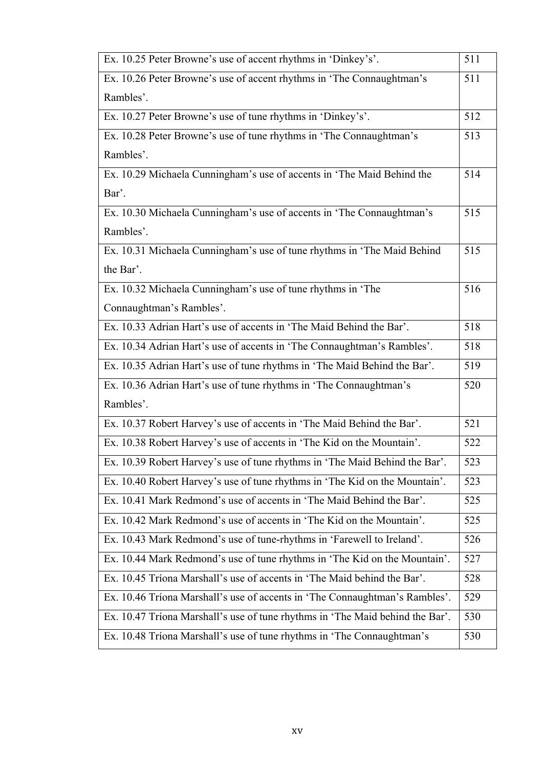| | |
|---|---|
| Ex. 10.25 Peter Browne's use of accent rhythms in 'Dinkey's'. | 511 |
| Ex. 10.26 Peter Browne's use of accent rhythms in 'The Connaughtman's Rambles'. | 511 |
| Ex. 10.27 Peter Browne's use of tune rhythms in 'Dinkey's'. | 512 |
| Ex. 10.28 Peter Browne's use of tune rhythms in 'The Connaughtman's Rambles'. | 513 |
| Ex. 10.29 Michaela Cunningham's use of accents in 'The Maid Behind the Bar'. | 514 |
| Ex. 10.30 Michaela Cunningham's use of accents in 'The Connaughtman's Rambles'. | 515 |
| Ex. 10.31 Michaela Cunningham's use of tune rhythms in 'The Maid Behind the Bar'. | 515 |
| Ex. 10.32 Michaela Cunningham's use of tune rhythms in 'The Connaughtman's Rambles'. | 516 |
| Ex. 10.33 Adrian Hart's use of accents in 'The Maid Behind the Bar'. | 518 |
| Ex. 10.34 Adrian Hart's use of accents in 'The Connaughtman's Rambles'. | 518 |
| Ex. 10.35 Adrian Hart's use of tune rhythms in 'The Maid Behind the Bar'. | 519 |
| Ex. 10.36 Adrian Hart's use of tune rhythms in 'The Connaughtman's Rambles'. | 520 |
| Ex. 10.37 Robert Harvey's use of accents in 'The Maid Behind the Bar'. | 521 |
| Ex. 10.38 Robert Harvey's use of accents in 'The Kid on the Mountain'. | 522 |
| Ex. 10.39 Robert Harvey's use of tune rhythms in 'The Maid Behind the Bar'. | 523 |
| Ex. 10.40 Robert Harvey's use of tune rhythms in 'The Kid on the Mountain'. | 523 |
| Ex. 10.41 Mark Redmond's use of accents in 'The Maid Behind the Bar'. | 525 |
| Ex. 10.42 Mark Redmond's use of accents in 'The Kid on the Mountain'. | 525 |
| Ex. 10.43 Mark Redmond's use of tune-rhythms in 'Farewell to Ireland'. | 526 |
| Ex. 10.44 Mark Redmond's use of tune rhythms in 'The Kid on the Mountain'. | 527 |
| Ex. 10.45 Tríona Marshall's use of accents in 'The Maid behind the Bar'. | 528 |
| Ex. 10.46 Tríona Marshall's use of accents in 'The Connaughtman's Rambles'. | 529 |
| Ex. 10.47 Tríona Marshall's use of tune rhythms in 'The Maid behind the Bar'. | 530 |
| Ex. 10.48 Tríona Marshall's use of tune rhythms in 'The Connaughtman's | 530 |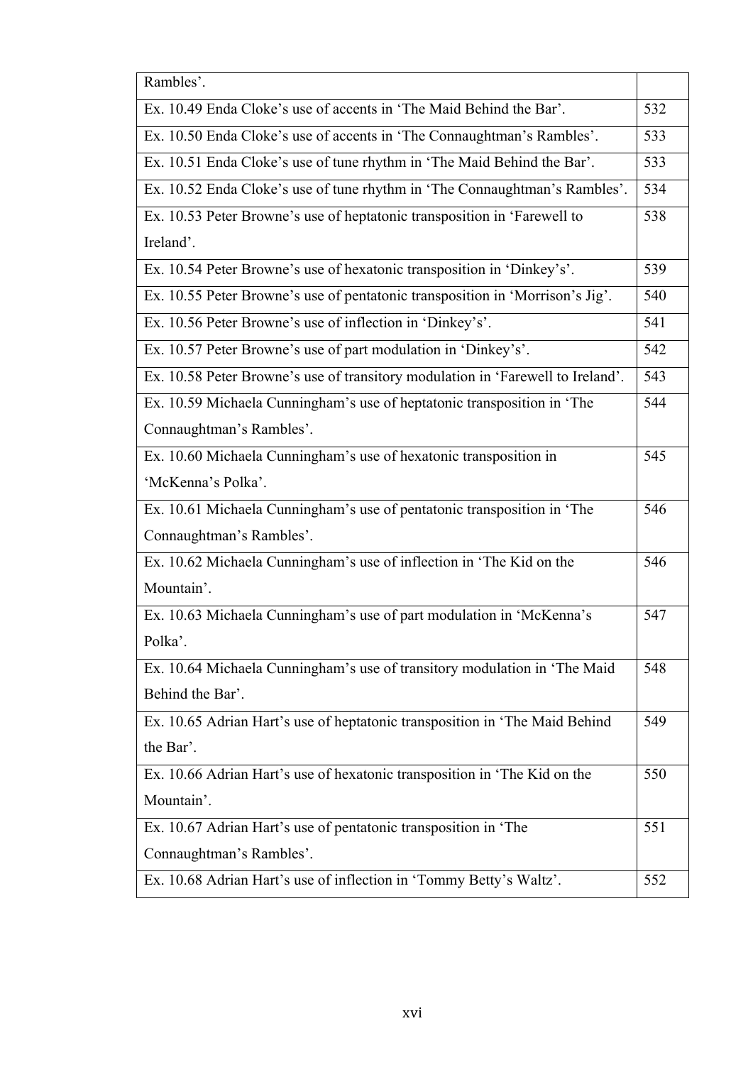| | |
|---|---|
| Rambles'. | |
| Ex. 10.49 Enda Cloke's use of accents in 'The Maid Behind the Bar'. | 532 |
| Ex. 10.50 Enda Cloke's use of accents in 'The Connaughtman's Rambles'. | 533 |
| Ex. 10.51 Enda Cloke's use of tune rhythm in 'The Maid Behind the Bar'. | 533 |
| Ex. 10.52 Enda Cloke's use of tune rhythm in 'The Connaughtman's Rambles'. | 534 |
| Ex. 10.53 Peter Browne's use of heptatonic transposition in 'Farewell to Ireland'. | 538 |
| Ex. 10.54 Peter Browne's use of hexatonic transposition in 'Dinkey's'. | 539 |
| Ex. 10.55 Peter Browne's use of pentatonic transposition in 'Morrison's Jig'. | 540 |
| Ex. 10.56 Peter Browne's use of inflection in 'Dinkey's'. | 541 |
| Ex. 10.57 Peter Browne's use of part modulation in 'Dinkey's'. | 542 |
| Ex. 10.58 Peter Browne's use of transitory modulation in 'Farewell to Ireland'. | 543 |
| Ex. 10.59 Michaela Cunningham's use of heptatonic transposition in 'The Connaughtman's Rambles'. | 544 |
| Ex. 10.60 Michaela Cunningham's use of hexatonic transposition in 'McKenna's Polka'. | 545 |
| Ex. 10.61 Michaela Cunningham's use of pentatonic transposition in 'The Connaughtman's Rambles'. | 546 |
| Ex. 10.62 Michaela Cunningham's use of inflection in 'The Kid on the Mountain'. | 546 |
| Ex. 10.63 Michaela Cunningham's use of part modulation in 'McKenna's Polka'. | 547 |
| Ex. 10.64 Michaela Cunningham's use of transitory modulation in 'The Maid Behind the Bar'. | 548 |
| Ex. 10.65 Adrian Hart's use of heptatonic transposition in 'The Maid Behind the Bar'. | 549 |
| Ex. 10.66 Adrian Hart's use of hexatonic transposition in 'The Kid on the Mountain'. | 550 |
| Ex. 10.67 Adrian Hart's use of pentatonic transposition in 'The Connaughtman's Rambles'. | 551 |
| Ex. 10.68 Adrian Hart's use of inflection in 'Tommy Betty's Waltz'. | 552 |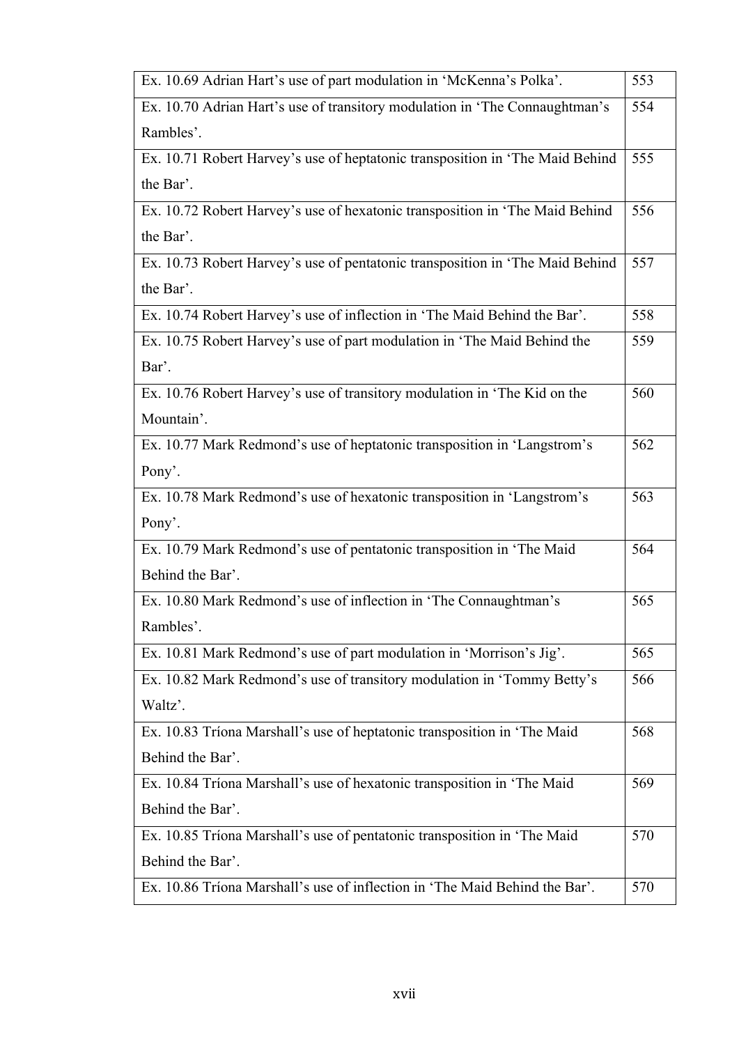| | |
|---|---|
| Ex. 10.69 Adrian Hart's use of part modulation in 'McKenna's Polka'. | 553 |
| Ex. 10.70 Adrian Hart's use of transitory modulation in 'The Connaughtman's Rambles'. | 554 |
| Ex. 10.71 Robert Harvey's use of heptatonic transposition in 'The Maid Behind the Bar'. | 555 |
| Ex. 10.72 Robert Harvey's use of hexatonic transposition in 'The Maid Behind the Bar'. | 556 |
| Ex. 10.73 Robert Harvey's use of pentatonic transposition in 'The Maid Behind the Bar'. | 557 |
| Ex. 10.74 Robert Harvey's use of inflection in 'The Maid Behind the Bar'. | 558 |
| Ex. 10.75 Robert Harvey's use of part modulation in 'The Maid Behind the Bar'. | 559 |
| Ex. 10.76 Robert Harvey's use of transitory modulation in 'The Kid on the Mountain'. | 560 |
| Ex. 10.77 Mark Redmond's use of heptatonic transposition in 'Langstrom's Pony'. | 562 |
| Ex. 10.78 Mark Redmond's use of hexatonic transposition in 'Langstrom's Pony'. | 563 |
| Ex. 10.79 Mark Redmond's use of pentatonic transposition in 'The Maid Behind the Bar'. | 564 |
| Ex. 10.80 Mark Redmond's use of inflection in 'The Connaughtman's Rambles'. | 565 |
| Ex. 10.81 Mark Redmond's use of part modulation in 'Morrison's Jig'. | 565 |
| Ex. 10.82 Mark Redmond's use of transitory modulation in 'Tommy Betty's Waltz'. | 566 |
| Ex. 10.83 Tríona Marshall's use of heptatonic transposition in 'The Maid Behind the Bar'. | 568 |
| Ex. 10.84 Tríona Marshall's use of hexatonic transposition in 'The Maid Behind the Bar'. | 569 |
| Ex. 10.85 Tríona Marshall's use of pentatonic transposition in 'The Maid Behind the Bar'. | 570 |
| Ex. 10.86 Tríona Marshall's use of inflection in 'The Maid Behind the Bar'. | 570 |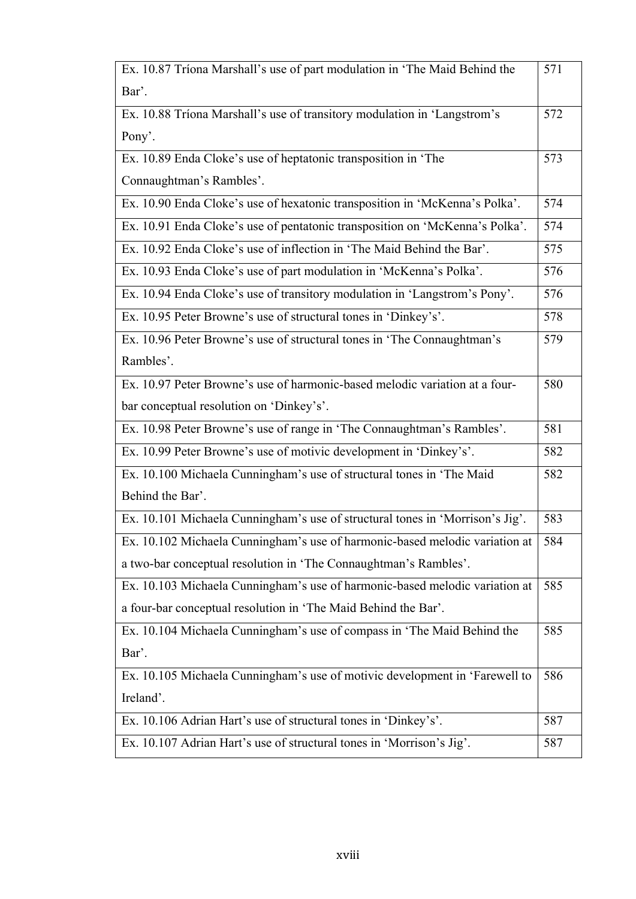| | |
|---|---|
| Ex. 10.87 Tríona Marshall's use of part modulation in 'The Maid Behind the Bar'. | 571 |
| Ex. 10.88 Tríona Marshall's use of transitory modulation in 'Langstrom's Pony'. | 572 |
| Ex. 10.89 Enda Cloke's use of heptatonic transposition in 'The Connaughtman's Rambles'. | 573 |
| Ex. 10.90 Enda Cloke's use of hexatonic transposition in 'McKenna's Polka'. | 574 |
| Ex. 10.91 Enda Cloke's use of pentatonic transposition on 'McKenna's Polka'. | 574 |
| Ex. 10.92 Enda Cloke's use of inflection in 'The Maid Behind the Bar'. | 575 |
| Ex. 10.93 Enda Cloke's use of part modulation in 'McKenna's Polka'. | 576 |
| Ex. 10.94 Enda Cloke's use of transitory modulation in 'Langstrom's Pony'. | 576 |
| Ex. 10.95 Peter Browne's use of structural tones in 'Dinkey's'. | 578 |
| Ex. 10.96 Peter Browne's use of structural tones in 'The Connaughtman's Rambles'. | 579 |
| Ex. 10.97 Peter Browne's use of harmonic-based melodic variation at a four-bar conceptual resolution on 'Dinkey's'. | 580 |
| Ex. 10.98 Peter Browne's use of range in 'The Connaughtman's Rambles'. | 581 |
| Ex. 10.99 Peter Browne's use of motivic development in 'Dinkey's'. | 582 |
| Ex. 10.100 Michaela Cunningham's use of structural tones in 'The Maid Behind the Bar'. | 582 |
| Ex. 10.101 Michaela Cunningham's use of structural tones in 'Morrison's Jig'. | 583 |
| Ex. 10.102 Michaela Cunningham's use of harmonic-based melodic variation at a two-bar conceptual resolution in 'The Connaughtman's Rambles'. | 584 |
| Ex. 10.103 Michaela Cunningham's use of harmonic-based melodic variation at a four-bar conceptual resolution in 'The Maid Behind the Bar'. | 585 |
| Ex. 10.104 Michaela Cunningham's use of compass in 'The Maid Behind the Bar'. | 585 |
| Ex. 10.105 Michaela Cunningham's use of motivic development in 'Farewell to Ireland'. | 586 |
| Ex. 10.106 Adrian Hart's use of structural tones in 'Dinkey's'. | 587 |
| Ex. 10.107 Adrian Hart's use of structural tones in 'Morrison's Jig'. | 587 |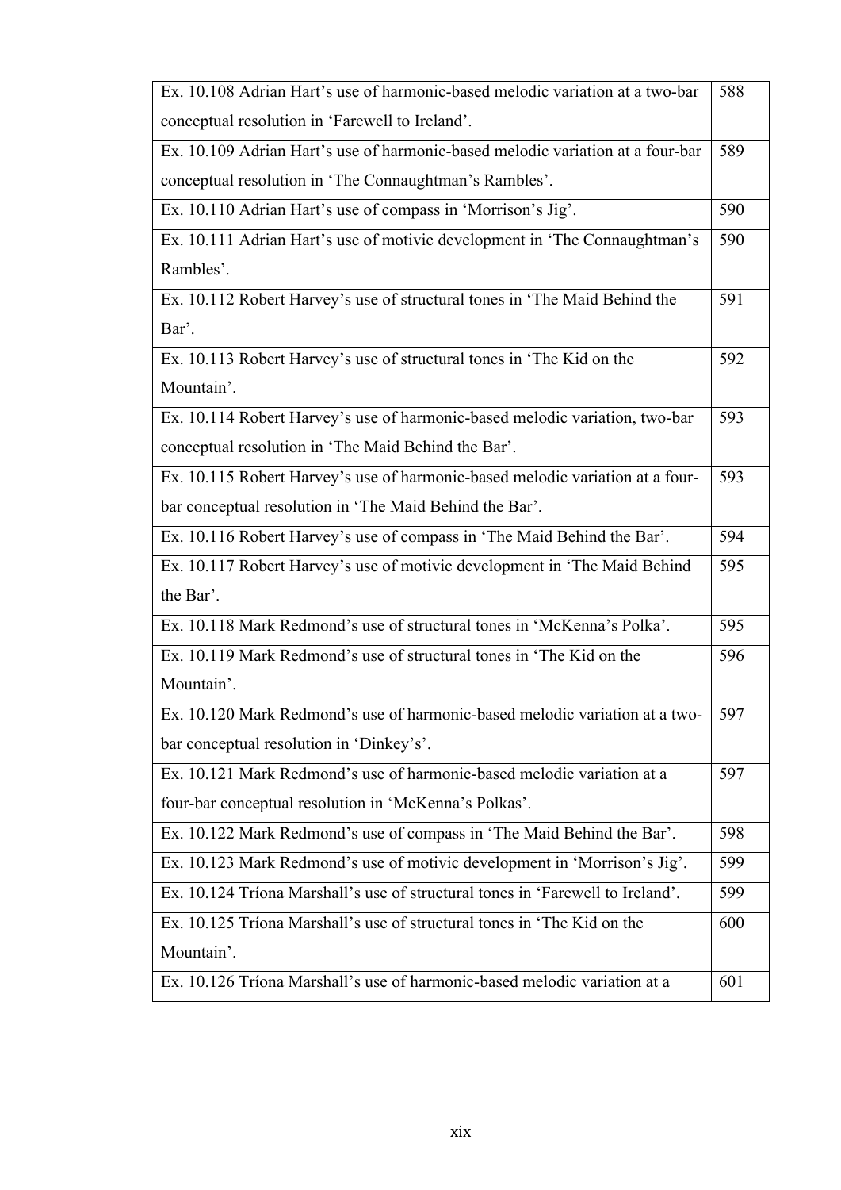| | |
|---|---|
| Ex. 10.108 Adrian Hart's use of harmonic-based melodic variation at a two-bar conceptual resolution in 'Farewell to Ireland'. | 588 |
| Ex. 10.109 Adrian Hart's use of harmonic-based melodic variation at a four-bar conceptual resolution in 'The Connaughtman's Rambles'. | 589 |
| Ex. 10.110 Adrian Hart's use of compass in 'Morrison's Jig'. | 590 |
| Ex. 10.111 Adrian Hart's use of motivic development in 'The Connaughtman's Rambles'. | 590 |
| Ex. 10.112 Robert Harvey's use of structural tones in 'The Maid Behind the Bar'. | 591 |
| Ex. 10.113 Robert Harvey's use of structural tones in 'The Kid on the Mountain'. | 592 |
| Ex. 10.114 Robert Harvey's use of harmonic-based melodic variation, two-bar conceptual resolution in 'The Maid Behind the Bar'. | 593 |
| Ex. 10.115 Robert Harvey's use of harmonic-based melodic variation at a four-bar conceptual resolution in 'The Maid Behind the Bar'. | 593 |
| Ex. 10.116 Robert Harvey's use of compass in 'The Maid Behind the Bar'. | 594 |
| Ex. 10.117 Robert Harvey's use of motivic development in 'The Maid Behind the Bar'. | 595 |
| Ex. 10.118 Mark Redmond's use of structural tones in 'McKenna's Polka'. | 595 |
| Ex. 10.119 Mark Redmond's use of structural tones in 'The Kid on the Mountain'. | 596 |
| Ex. 10.120 Mark Redmond's use of harmonic-based melodic variation at a two-bar conceptual resolution in 'Dinkey's'. | 597 |
| Ex. 10.121 Mark Redmond's use of harmonic-based melodic variation at a four-bar conceptual resolution in 'McKenna's Polkas'. | 597 |
| Ex. 10.122 Mark Redmond's use of compass in 'The Maid Behind the Bar'. | 598 |
| Ex. 10.123 Mark Redmond's use of motivic development in 'Morrison's Jig'. | 599 |
| Ex. 10.124 Tríona Marshall's use of structural tones in 'Farewell to Ireland'. | 599 |
| Ex. 10.125 Tríona Marshall's use of structural tones in 'The Kid on the Mountain'. | 600 |
| Ex. 10.126 Tríona Marshall's use of harmonic-based melodic variation at a | 601 |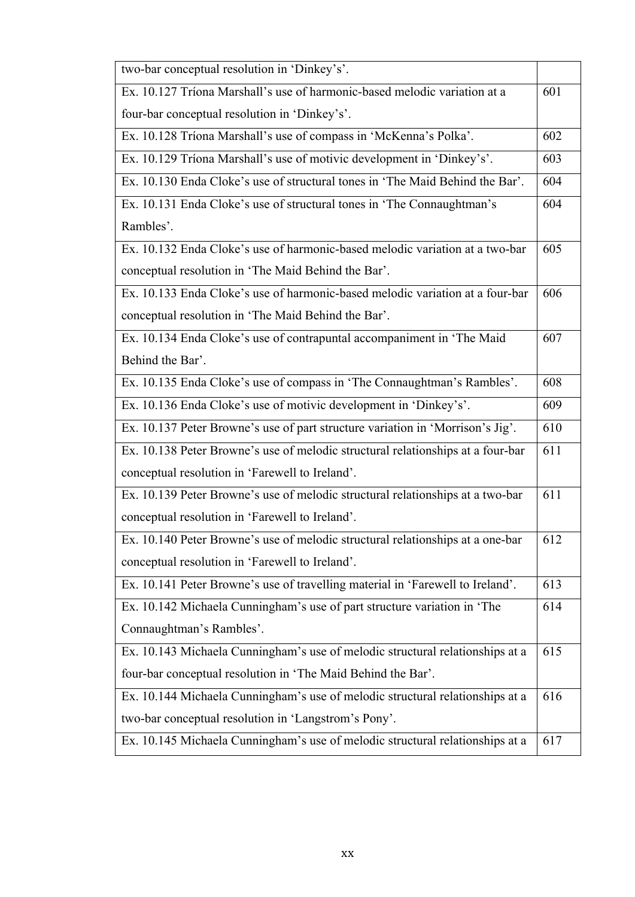| | |
|---|---|
| two-bar conceptual resolution in 'Dinkey's'. | |
| Ex. 10.127 Tríona Marshall's use of harmonic-based melodic variation at a four-bar conceptual resolution in 'Dinkey's'. | 601 |
| Ex. 10.128 Tríona Marshall's use of compass in 'McKenna's Polka'. | 602 |
| Ex. 10.129 Tríona Marshall's use of motivic development in 'Dinkey's'. | 603 |
| Ex. 10.130 Enda Cloke's use of structural tones in 'The Maid Behind the Bar'. | 604 |
| Ex. 10.131 Enda Cloke's use of structural tones in 'The Connaughtman's Rambles'. | 604 |
| Ex. 10.132 Enda Cloke's use of harmonic-based melodic variation at a two-bar conceptual resolution in 'The Maid Behind the Bar'. | 605 |
| Ex. 10.133 Enda Cloke's use of harmonic-based melodic variation at a four-bar conceptual resolution in 'The Maid Behind the Bar'. | 606 |
| Ex. 10.134 Enda Cloke's use of contrapuntal accompaniment in 'The Maid Behind the Bar'. | 607 |
| Ex. 10.135 Enda Cloke's use of compass in 'The Connaughtman's Rambles'. | 608 |
| Ex. 10.136 Enda Cloke's use of motivic development in 'Dinkey's'. | 609 |
| Ex. 10.137 Peter Browne's use of part structure variation in 'Morrison's Jig'. | 610 |
| Ex. 10.138 Peter Browne's use of melodic structural relationships at a four-bar conceptual resolution in 'Farewell to Ireland'. | 611 |
| Ex. 10.139 Peter Browne's use of melodic structural relationships at a two-bar conceptual resolution in 'Farewell to Ireland'. | 611 |
| Ex. 10.140 Peter Browne's use of melodic structural relationships at a one-bar conceptual resolution in 'Farewell to Ireland'. | 612 |
| Ex. 10.141 Peter Browne's use of travelling material in 'Farewell to Ireland'. | 613 |
| Ex. 10.142 Michaela Cunningham's use of part structure variation in 'The Connaughtman's Rambles'. | 614 |
| Ex. 10.143 Michaela Cunningham's use of melodic structural relationships at a four-bar conceptual resolution in 'The Maid Behind the Bar'. | 615 |
| Ex. 10.144 Michaela Cunningham's use of melodic structural relationships at a two-bar conceptual resolution in 'Langstrom's Pony'. | 616 |
| Ex. 10.145 Michaela Cunningham's use of melodic structural relationships at a | 617 |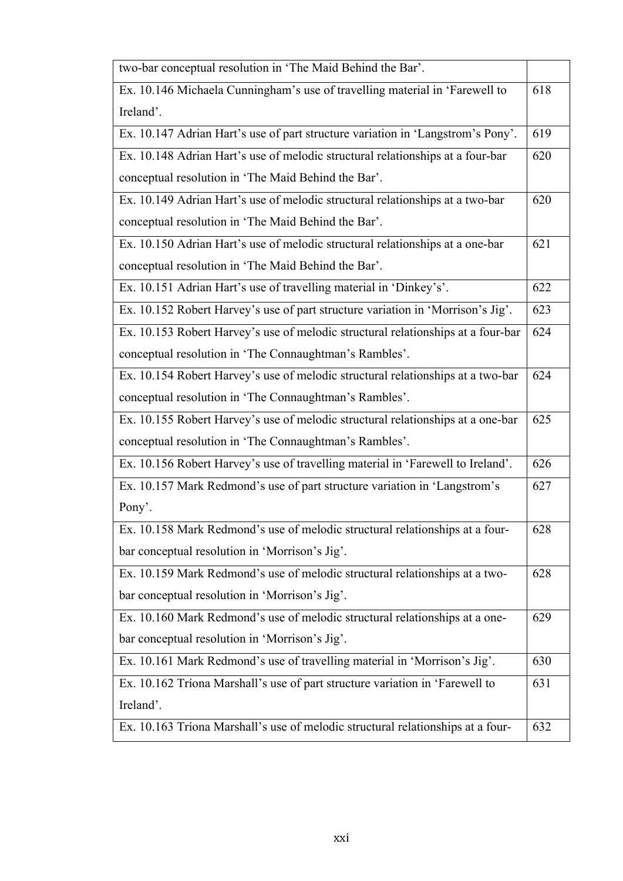| | |
|---|---|
| two-bar conceptual resolution in 'The Maid Behind the Bar'. | |
| Ex. 10.146 Michaela Cunningham's use of travelling material in 'Farewell to Ireland'. | 618 |
| Ex. 10.147 Adrian Hart's use of part structure variation in 'Langstrom's Pony'. | 619 |
| Ex. 10.148 Adrian Hart's use of melodic structural relationships at a four-bar conceptual resolution in 'The Maid Behind the Bar'. | 620 |
| Ex. 10.149 Adrian Hart's use of melodic structural relationships at a two-bar conceptual resolution in 'The Maid Behind the Bar'. | 620 |
| Ex. 10.150 Adrian Hart's use of melodic structural relationships at a one-bar conceptual resolution in 'The Maid Behind the Bar'. | 621 |
| Ex. 10.151 Adrian Hart's use of travelling material in 'Dinkey's'. | 622 |
| Ex. 10.152 Robert Harvey's use of part structure variation in 'Morrison's Jig'. | 623 |
| Ex. 10.153 Robert Harvey's use of melodic structural relationships at a four-bar conceptual resolution in 'The Connaughtman's Rambles'. | 624 |
| Ex. 10.154 Robert Harvey's use of melodic structural relationships at a two-bar conceptual resolution in 'The Connaughtman's Rambles'. | 624 |
| Ex. 10.155 Robert Harvey's use of melodic structural relationships at a one-bar conceptual resolution in 'The Connaughtman's Rambles'. | 625 |
| Ex. 10.156 Robert Harvey's use of travelling material in 'Farewell to Ireland'. | 626 |
| Ex. 10.157 Mark Redmond's use of part structure variation in 'Langstrom's Pony'. | 627 |
| Ex. 10.158 Mark Redmond's use of melodic structural relationships at a four-bar conceptual resolution in 'Morrison's Jig'. | 628 |
| Ex. 10.159 Mark Redmond's use of melodic structural relationships at a two-bar conceptual resolution in 'Morrison's Jig'. | 628 |
| Ex. 10.160 Mark Redmond's use of melodic structural relationships at a one-bar conceptual resolution in 'Morrison's Jig'. | 629 |
| Ex. 10.161 Mark Redmond's use of travelling material in 'Morrison's Jig'. | 630 |
| Ex. 10.162 Tríona Marshall's use of part structure variation in 'Farewell to Ireland'. | 631 |
| Ex. 10.163 Tríona Marshall's use of melodic structural relationships at a four- | 632 |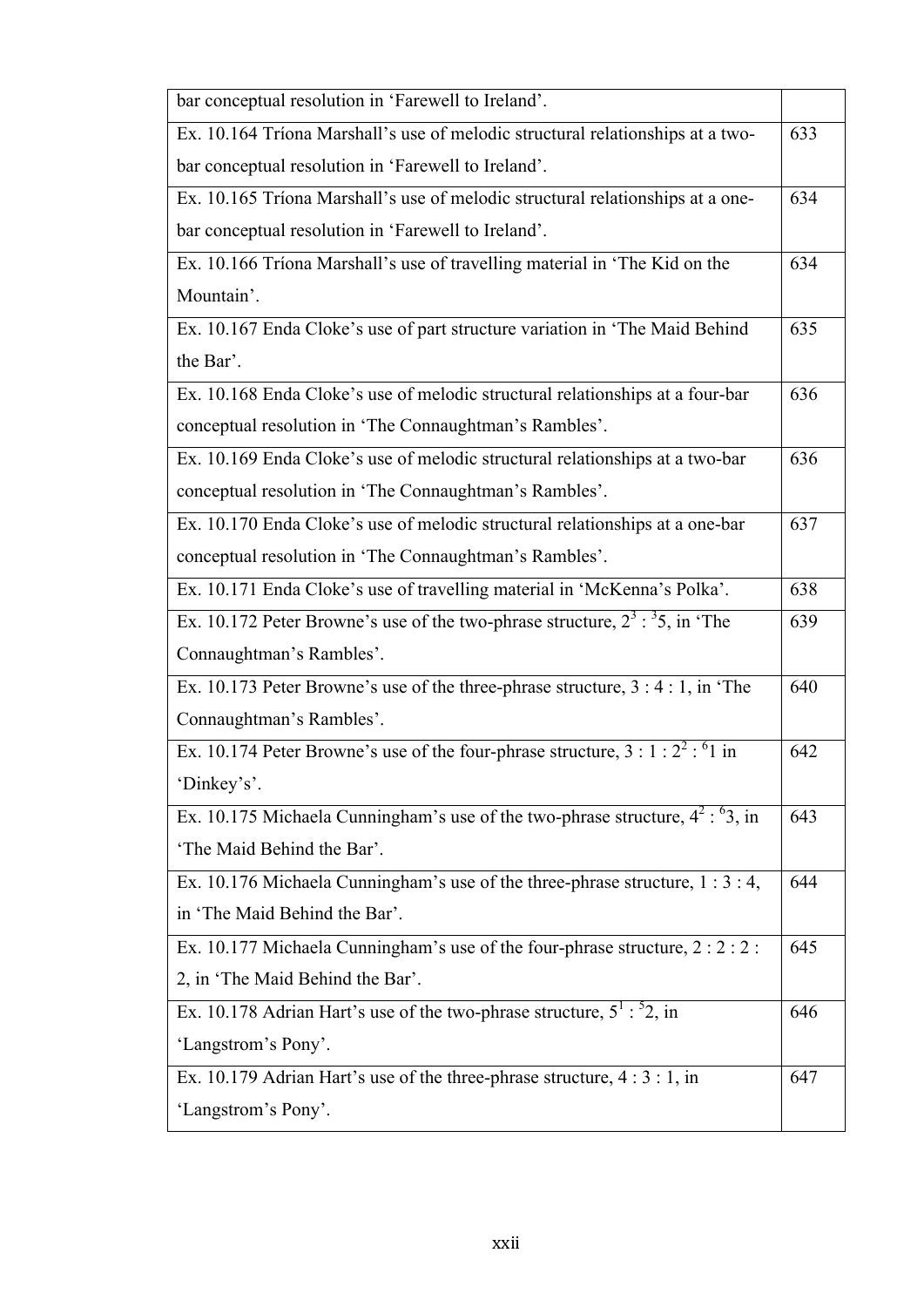| | |
|---|---|
| bar conceptual resolution in 'Farewell to Ireland'. | |
| Ex. 10.164 Tríona Marshall's use of melodic structural relationships at a two-bar conceptual resolution in 'Farewell to Ireland'. | 633 |
| Ex. 10.165 Tríona Marshall's use of melodic structural relationships at a one-bar conceptual resolution in 'Farewell to Ireland'. | 634 |
| Ex. 10.166 Tríona Marshall's use of travelling material in 'The Kid on the Mountain'. | 634 |
| Ex. 10.167 Enda Cloke's use of part structure variation in 'The Maid Behind the Bar'. | 635 |
| Ex. 10.168 Enda Cloke's use of melodic structural relationships at a four-bar conceptual resolution in 'The Connaughtman's Rambles'. | 636 |
| Ex. 10.169 Enda Cloke's use of melodic structural relationships at a two-bar conceptual resolution in 'The Connaughtman's Rambles'. | 636 |
| Ex. 10.170 Enda Cloke's use of melodic structural relationships at a one-bar conceptual resolution in 'The Connaughtman's Rambles'. | 637 |
| Ex. 10.171 Enda Cloke's use of travelling material in 'McKenna's Polka'. | 638 |
| Ex. 10.172 Peter Browne's use of the two-phrase structure, $2^3 : {}^35$, in 'The Connaughtman's Rambles'. | 639 |
| Ex. 10.173 Peter Browne's use of the three-phrase structure, 3 : 4 : 1, in 'The Connaughtman's Rambles'. | 640 |
| Ex. 10.174 Peter Browne's use of the four-phrase structure, $3 : 1 : 2^2 : {}^61$ in 'Dinkey's'. | 642 |
| Ex. 10.175 Michaela Cunningham's use of the two-phrase structure, $4^2 : {}^63$, in 'The Maid Behind the Bar'. | 643 |
| Ex. 10.176 Michaela Cunningham's use of the three-phrase structure, 1 : 3 : 4, in 'The Maid Behind the Bar'. | 644 |
| Ex. 10.177 Michaela Cunningham's use of the four-phrase structure, 2 : 2 : 2 : 2, in 'The Maid Behind the Bar'. | 645 |
| Ex. 10.178 Adrian Hart's use of the two-phrase structure, $5^1 : {}^52$, in 'Langstrom's Pony'. | 646 |
| Ex. 10.179 Adrian Hart's use of the three-phrase structure, 4 : 3 : 1, in 'Langstrom's Pony'. | 647 |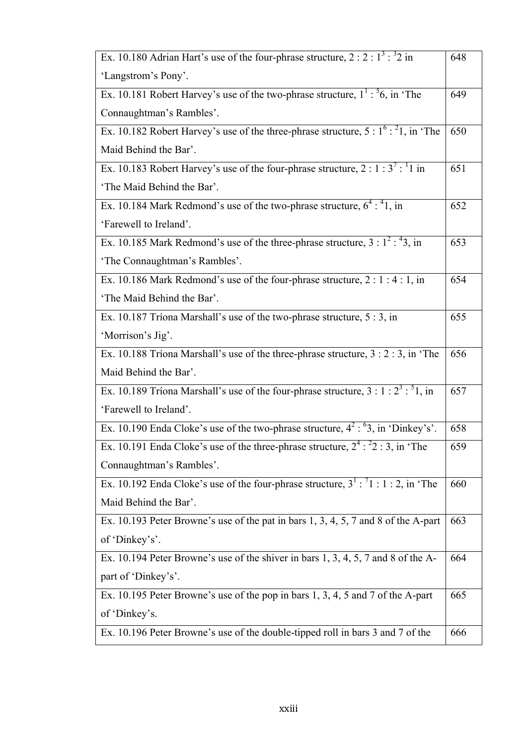| | |
|---|---|
| Ex. 10.180 Adrian Hart's use of the four-phrase structure, $2 : 2 : 1^3 : {}^3 2$ in 'Langstrom's Pony'. | 648 |
| Ex. 10.181 Robert Harvey's use of the two-phrase structure, $1^1 : {}^5 6$, in 'The Connaughtman's Rambles'. | 649 |
| Ex. 10.182 Robert Harvey's use of the three-phrase structure, $5 : 1^6 : {}^2 1$, in 'The Maid Behind the Bar'. | 650 |
| Ex. 10.183 Robert Harvey's use of the four-phrase structure, $2 : 1 : 3^7 : {}^1 1$ in 'The Maid Behind the Bar'. | 651 |
| Ex. 10.184 Mark Redmond's use of the two-phrase structure, $6^4 : {}^4 1$, in 'Farewell to Ireland'. | 652 |
| Ex. 10.185 Mark Redmond's use of the three-phrase structure, $3 : 1^2 : {}^4 3$, in 'The Connaughtman's Rambles'. | 653 |
| Ex. 10.186 Mark Redmond's use of the four-phrase structure, 2 : 1 : 4 : 1, in 'The Maid Behind the Bar'. | 654 |
| Ex. 10.187 Tríona Marshall's use of the two-phrase structure, 5 : 3, in 'Morrison's Jig'. | 655 |
| Ex. 10.188 Tríona Marshall's use of the three-phrase structure, 3 : 2 : 3, in 'The Maid Behind the Bar'. | 656 |
| Ex. 10.189 Tríona Marshall's use of the four-phrase structure, $3 : 1 : 2^3 : {}^5 1$, in 'Farewell to Ireland'. | 657 |
| Ex. 10.190 Enda Cloke's use of the two-phrase structure, $4^2 : {}^6 3$, in 'Dinkey's'. | 658 |
| Ex. 10.191 Enda Cloke's use of the three-phrase structure, $2^4 : {}^2 2 : 3$, in 'The Connaughtman's Rambles'. | 659 |
| Ex. 10.192 Enda Cloke's use of the four-phrase structure, $3^1 : {}^7 1 : 1 : 2$, in 'The Maid Behind the Bar'. | 660 |
| Ex. 10.193 Peter Browne's use of the pat in bars 1, 3, 4, 5, 7 and 8 of the A-part of 'Dinkey's'. | 663 |
| Ex. 10.194 Peter Browne's use of the shiver in bars 1, 3, 4, 5, 7 and 8 of the A-part of 'Dinkey's'. | 664 |
| Ex. 10.195 Peter Browne's use of the pop in bars 1, 3, 4, 5 and 7 of the A-part of 'Dinkey's. | 665 |
| Ex. 10.196 Peter Browne's use of the double-tipped roll in bars 3 and 7 of the | 666 |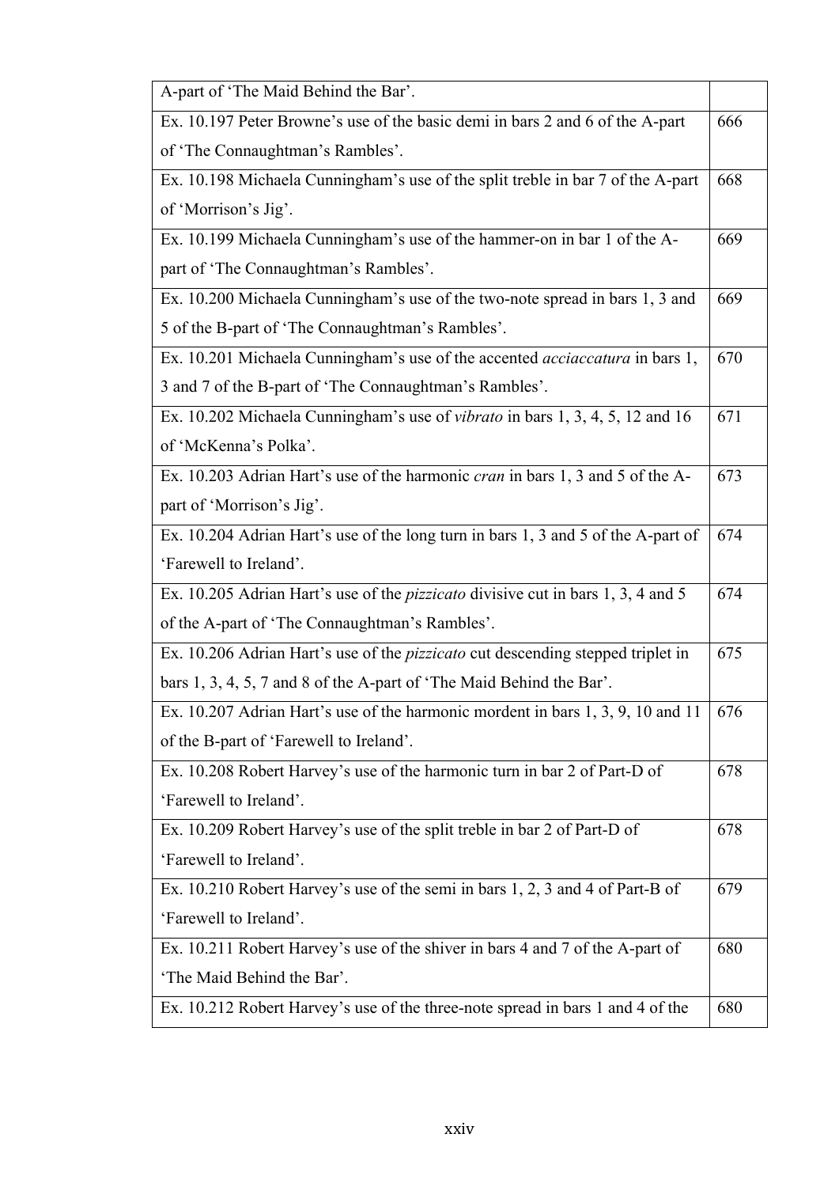| | |
|---|---|
| A-part of ‘The Maid Behind the Bar’. | |
| Ex. 10.197 Peter Browne’s use of the basic demi in bars 2 and 6 of the A-part of ‘The Connaughtman’s Rambles’. | 666 |
| Ex. 10.198 Michaela Cunningham’s use of the split treble in bar 7 of the A-part of ‘Morrison’s Jig’. | 668 |
| Ex. 10.199 Michaela Cunningham’s use of the hammer-on in bar 1 of the A-part of ‘The Connaughtman’s Rambles’. | 669 |
| Ex. 10.200 Michaela Cunningham’s use of the two-note spread in bars 1, 3 and 5 of the B-part of ‘The Connaughtman’s Rambles’. | 669 |
| Ex. 10.201 Michaela Cunningham’s use of the accented *acciaccatura* in bars 1, 3 and 7 of the B-part of ‘The Connaughtman’s Rambles’. | 670 |
| Ex. 10.202 Michaela Cunningham’s use of *vibrato* in bars 1, 3, 4, 5, 12 and 16 of ‘McKenna’s Polka’. | 671 |
| Ex. 10.203 Adrian Hart’s use of the harmonic *cran* in bars 1, 3 and 5 of the A-part of ‘Morrison’s Jig’. | 673 |
| Ex. 10.204 Adrian Hart’s use of the long turn in bars 1, 3 and 5 of the A-part of ‘Farewell to Ireland’. | 674 |
| Ex. 10.205 Adrian Hart’s use of the *pizzicato* divisive cut in bars 1, 3, 4 and 5 of the A-part of ‘The Connaughtman’s Rambles’. | 674 |
| Ex. 10.206 Adrian Hart’s use of the *pizzicato* cut descending stepped triplet in bars 1, 3, 4, 5, 7 and 8 of the A-part of ‘The Maid Behind the Bar’. | 675 |
| Ex. 10.207 Adrian Hart’s use of the harmonic mordent in bars 1, 3, 9, 10 and 11 of the B-part of ‘Farewell to Ireland’. | 676 |
| Ex. 10.208 Robert Harvey’s use of the harmonic turn in bar 2 of Part-D of ‘Farewell to Ireland’. | 678 |
| Ex. 10.209 Robert Harvey’s use of the split treble in bar 2 of Part-D of ‘Farewell to Ireland’. | 678 |
| Ex. 10.210 Robert Harvey’s use of the semi in bars 1, 2, 3 and 4 of Part-B of ‘Farewell to Ireland’. | 679 |
| Ex. 10.211 Robert Harvey’s use of the shiver in bars 4 and 7 of the A-part of ‘The Maid Behind the Bar’. | 680 |
| Ex. 10.212 Robert Harvey’s use of the three-note spread in bars 1 and 4 of the | 680 |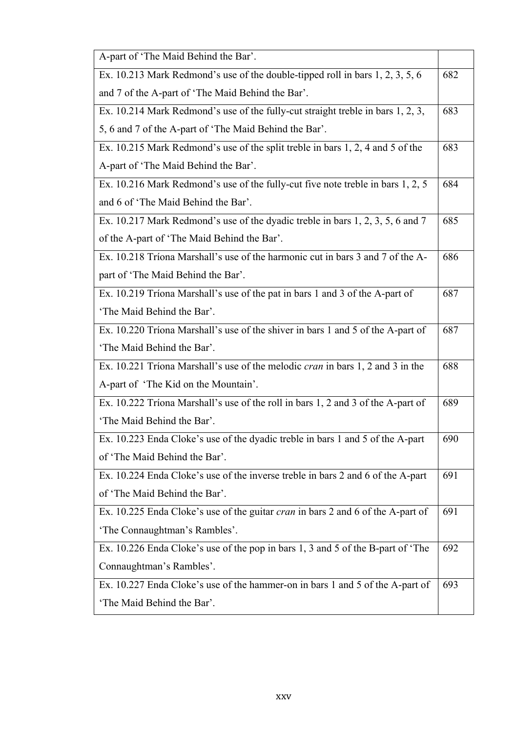| | |
|---|---|
| A-part of 'The Maid Behind the Bar'. | |
| Ex. 10.213 Mark Redmond's use of the double-tipped roll in bars 1, 2, 3, 5, 6 and 7 of the A-part of 'The Maid Behind the Bar'. | 682 |
| Ex. 10.214 Mark Redmond's use of the fully-cut straight treble in bars 1, 2, 3, 5, 6 and 7 of the A-part of 'The Maid Behind the Bar'. | 683 |
| Ex. 10.215 Mark Redmond's use of the split treble in bars 1, 2, 4 and 5 of the A-part of 'The Maid Behind the Bar'. | 683 |
| Ex. 10.216 Mark Redmond's use of the fully-cut five note treble in bars 1, 2, 5 and 6 of 'The Maid Behind the Bar'. | 684 |
| Ex. 10.217 Mark Redmond's use of the dyadic treble in bars 1, 2, 3, 5, 6 and 7 of the A-part of 'The Maid Behind the Bar'. | 685 |
| Ex. 10.218 Tríona Marshall's use of the harmonic cut in bars 3 and 7 of the A-part of 'The Maid Behind the Bar'. | 686 |
| Ex. 10.219 Tríona Marshall's use of the pat in bars 1 and 3 of the A-part of 'The Maid Behind the Bar'. | 687 |
| Ex. 10.220 Tríona Marshall's use of the shiver in bars 1 and 5 of the A-part of 'The Maid Behind the Bar'. | 687 |
| Ex. 10.221 Tríona Marshall's use of the melodic *cran* in bars 1, 2 and 3 in the A-part of 'The Kid on the Mountain'. | 688 |
| Ex. 10.222 Tríona Marshall's use of the roll in bars 1, 2 and 3 of the A-part of 'The Maid Behind the Bar'. | 689 |
| Ex. 10.223 Enda Cloke's use of the dyadic treble in bars 1 and 5 of the A-part of 'The Maid Behind the Bar'. | 690 |
| Ex. 10.224 Enda Cloke's use of the inverse treble in bars 2 and 6 of the A-part of 'The Maid Behind the Bar'. | 691 |
| Ex. 10.225 Enda Cloke's use of the guitar *cran* in bars 2 and 6 of the A-part of 'The Connaughtman's Rambles'. | 691 |
| Ex. 10.226 Enda Cloke's use of the pop in bars 1, 3 and 5 of the B-part of 'The Connaughtman's Rambles'. | 692 |
| Ex. 10.227 Enda Cloke's use of the hammer-on in bars 1 and 5 of the A-part of 'The Maid Behind the Bar'. | 693 |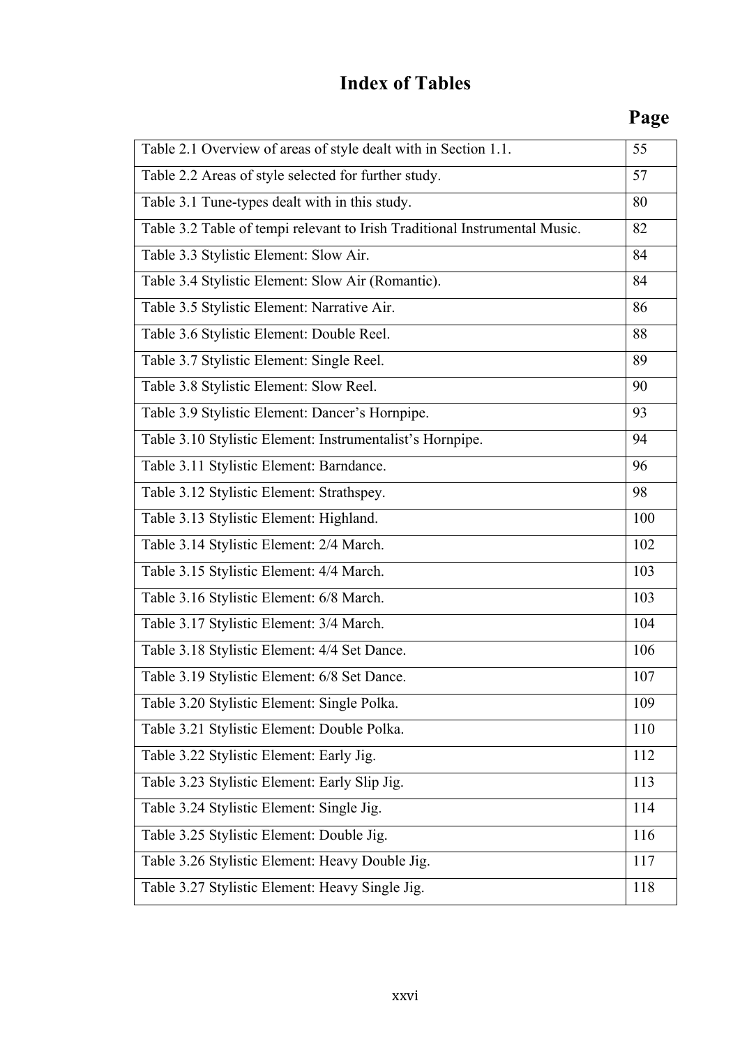# Index of Tables

| | Page |
|---|---|
| Table 2.1 Overview of areas of style dealt with in Section 1.1. | 55 |
| Table 2.2 Areas of style selected for further study. | 57 |
| Table 3.1 Tune-types dealt with in this study. | 80 |
| Table 3.2 Table of tempi relevant to Irish Traditional Instrumental Music. | 82 |
| Table 3.3 Stylistic Element: Slow Air. | 84 |
| Table 3.4 Stylistic Element: Slow Air (Romantic). | 84 |
| Table 3.5 Stylistic Element: Narrative Air. | 86 |
| Table 3.6 Stylistic Element: Double Reel. | 88 |
| Table 3.7 Stylistic Element: Single Reel. | 89 |
| Table 3.8 Stylistic Element: Slow Reel. | 90 |
| Table 3.9 Stylistic Element: Dancer's Hornpipe. | 93 |
| Table 3.10 Stylistic Element: Instrumentalist's Hornpipe. | 94 |
| Table 3.11 Stylistic Element: Barndance. | 96 |
| Table 3.12 Stylistic Element: Strathspey. | 98 |
| Table 3.13 Stylistic Element: Highland. | 100 |
| Table 3.14 Stylistic Element: 2/4 March. | 102 |
| Table 3.15 Stylistic Element: 4/4 March. | 103 |
| Table 3.16 Stylistic Element: 6/8 March. | 103 |
| Table 3.17 Stylistic Element: 3/4 March. | 104 |
| Table 3.18 Stylistic Element: 4/4 Set Dance. | 106 |
| Table 3.19 Stylistic Element: 6/8 Set Dance. | 107 |
| Table 3.20 Stylistic Element: Single Polka. | 109 |
| Table 3.21 Stylistic Element: Double Polka. | 110 |
| Table 3.22 Stylistic Element: Early Jig. | 112 |
| Table 3.23 Stylistic Element: Early Slip Jig. | 113 |
| Table 3.24 Stylistic Element: Single Jig. | 114 |
| Table 3.25 Stylistic Element: Double Jig. | 116 |
| Table 3.26 Stylistic Element: Heavy Double Jig. | 117 |
| Table 3.27 Stylistic Element: Heavy Single Jig. | 118 |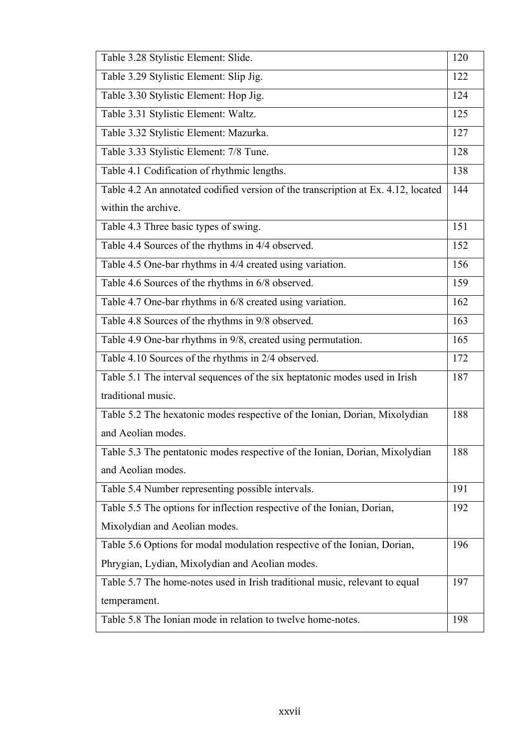| | |
|---|---|
| Table 3.28 Stylistic Element: Slide. | 120 |
| Table 3.29 Stylistic Element: Slip Jig. | 122 |
| Table 3.30 Stylistic Element: Hop Jig. | 124 |
| Table 3.31 Stylistic Element: Waltz. | 125 |
| Table 3.32 Stylistic Element: Mazurka. | 127 |
| Table 3.33 Stylistic Element: 7/8 Tune. | 128 |
| Table 4.1 Codification of rhythmic lengths. | 138 |
| Table 4.2 An annotated codified version of the transcription at Ex. 4.12, located within the archive. | 144 |
| Table 4.3 Three basic types of swing. | 151 |
| Table 4.4 Sources of the rhythms in 4/4 observed. | 152 |
| Table 4.5 One-bar rhythms in 4/4 created using variation. | 156 |
| Table 4.6 Sources of the rhythms in 6/8 observed. | 159 |
| Table 4.7 One-bar rhythms in 6/8 created using variation. | 162 |
| Table 4.8 Sources of the rhythms in 9/8 observed. | 163 |
| Table 4.9 One-bar rhythms in 9/8, created using permutation. | 165 |
| Table 4.10 Sources of the rhythms in 2/4 observed. | 172 |
| Table 5.1 The interval sequences of the six heptatonic modes used in Irish traditional music. | 187 |
| Table 5.2 The hexatonic modes respective of the Ionian, Dorian, Mixolydian and Aeolian modes. | 188 |
| Table 5.3 The pentatonic modes respective of the Ionian, Dorian, Mixolydian and Aeolian modes. | 188 |
| Table 5.4 Number representing possible intervals. | 191 |
| Table 5.5 The options for inflection respective of the Ionian, Dorian, Mixolydian and Aeolian modes. | 192 |
| Table 5.6 Options for modal modulation respective of the Ionian, Dorian, Phrygian, Lydian, Mixolydian and Aeolian modes. | 196 |
| Table 5.7 The home-notes used in Irish traditional music, relevant to equal temperament. | 197 |
| Table 5.8 The Ionian mode in relation to twelve home-notes. | 198 |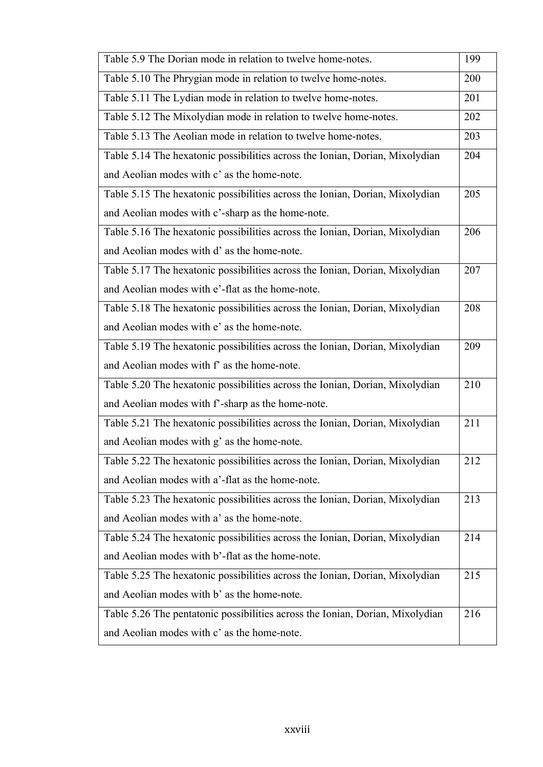| | |
|---|---|
| Table 5.9 The Dorian mode in relation to twelve home-notes. | 199 |
| Table 5.10 The Phrygian mode in relation to twelve home-notes. | 200 |
| Table 5.11 The Lydian mode in relation to twelve home-notes. | 201 |
| Table 5.12 The Mixolydian mode in relation to twelve home-notes. | 202 |
| Table 5.13 The Aeolian mode in relation to twelve home-notes. | 203 |
| Table 5.14 The hexatonic possibilities across the Ionian, Dorian, Mixolydian and Aeolian modes with c' as the home-note. | 204 |
| Table 5.15 The hexatonic possibilities across the Ionian, Dorian, Mixolydian and Aeolian modes with c'-sharp as the home-note. | 205 |
| Table 5.16 The hexatonic possibilities across the Ionian, Dorian, Mixolydian and Aeolian modes with d' as the home-note. | 206 |
| Table 5.17 The hexatonic possibilities across the Ionian, Dorian, Mixolydian and Aeolian modes with e'-flat as the home-note. | 207 |
| Table 5.18 The hexatonic possibilities across the Ionian, Dorian, Mixolydian and Aeolian modes with e' as the home-note. | 208 |
| Table 5.19 The hexatonic possibilities across the Ionian, Dorian, Mixolydian and Aeolian modes with f' as the home-note. | 209 |
| Table 5.20 The hexatonic possibilities across the Ionian, Dorian, Mixolydian and Aeolian modes with f'-sharp as the home-note. | 210 |
| Table 5.21 The hexatonic possibilities across the Ionian, Dorian, Mixolydian and Aeolian modes with g' as the home-note. | 211 |
| Table 5.22 The hexatonic possibilities across the Ionian, Dorian, Mixolydian and Aeolian modes with a'-flat as the home-note. | 212 |
| Table 5.23 The hexatonic possibilities across the Ionian, Dorian, Mixolydian and Aeolian modes with a' as the home-note. | 213 |
| Table 5.24 The hexatonic possibilities across the Ionian, Dorian, Mixolydian and Aeolian modes with b'-flat as the home-note. | 214 |
| Table 5.25 The hexatonic possibilities across the Ionian, Dorian, Mixolydian and Aeolian modes with b' as the home-note. | 215 |
| Table 5.26 The pentatonic possibilities across the Ionian, Dorian, Mixolydian and Aeolian modes with c' as the home-note. | 216 |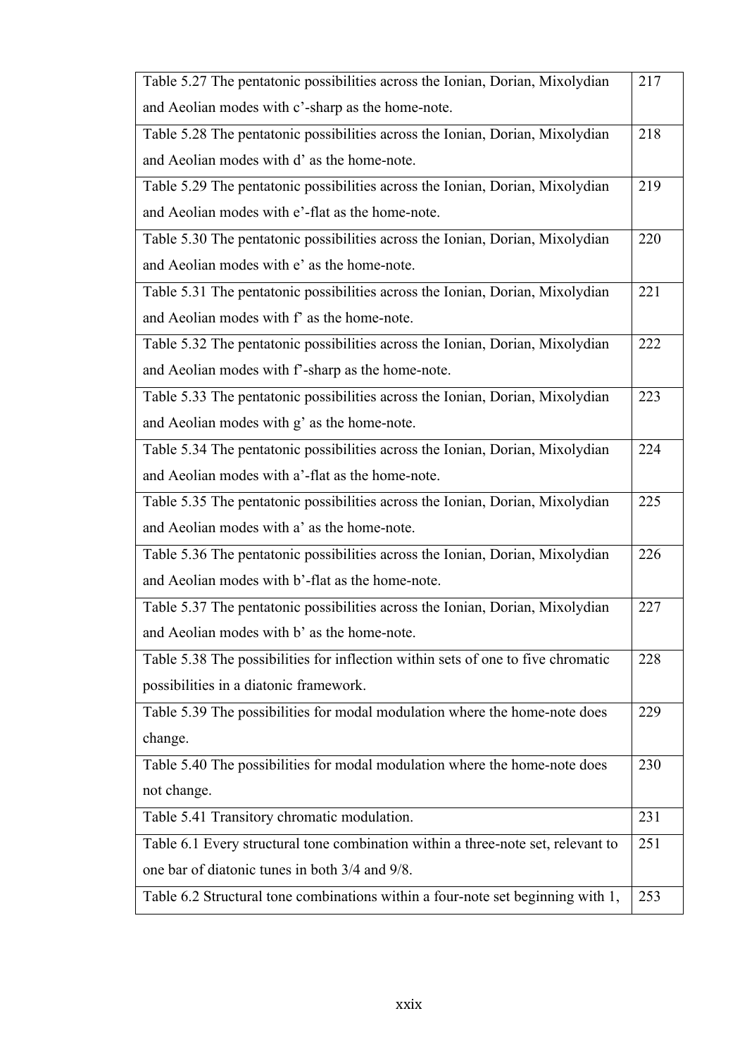| | |
|---|---|
| Table 5.27 The pentatonic possibilities across the Ionian, Dorian, Mixolydian and Aeolian modes with c'-sharp as the home-note. | 217 |
| Table 5.28 The pentatonic possibilities across the Ionian, Dorian, Mixolydian and Aeolian modes with d' as the home-note. | 218 |
| Table 5.29 The pentatonic possibilities across the Ionian, Dorian, Mixolydian and Aeolian modes with e'-flat as the home-note. | 219 |
| Table 5.30 The pentatonic possibilities across the Ionian, Dorian, Mixolydian and Aeolian modes with e' as the home-note. | 220 |
| Table 5.31 The pentatonic possibilities across the Ionian, Dorian, Mixolydian and Aeolian modes with f' as the home-note. | 221 |
| Table 5.32 The pentatonic possibilities across the Ionian, Dorian, Mixolydian and Aeolian modes with f'-sharp as the home-note. | 222 |
| Table 5.33 The pentatonic possibilities across the Ionian, Dorian, Mixolydian and Aeolian modes with g' as the home-note. | 223 |
| Table 5.34 The pentatonic possibilities across the Ionian, Dorian, Mixolydian and Aeolian modes with a'-flat as the home-note. | 224 |
| Table 5.35 The pentatonic possibilities across the Ionian, Dorian, Mixolydian and Aeolian modes with a' as the home-note. | 225 |
| Table 5.36 The pentatonic possibilities across the Ionian, Dorian, Mixolydian and Aeolian modes with b'-flat as the home-note. | 226 |
| Table 5.37 The pentatonic possibilities across the Ionian, Dorian, Mixolydian and Aeolian modes with b' as the home-note. | 227 |
| Table 5.38 The possibilities for inflection within sets of one to five chromatic possibilities in a diatonic framework. | 228 |
| Table 5.39 The possibilities for modal modulation where the home-note does change. | 229 |
| Table 5.40 The possibilities for modal modulation where the home-note does not change. | 230 |
| Table 5.41 Transitory chromatic modulation. | 231 |
| Table 6.1 Every structural tone combination within a three-note set, relevant to one bar of diatonic tunes in both 3/4 and 9/8. | 251 |
| Table 6.2 Structural tone combinations within a four-note set beginning with 1, | 253 |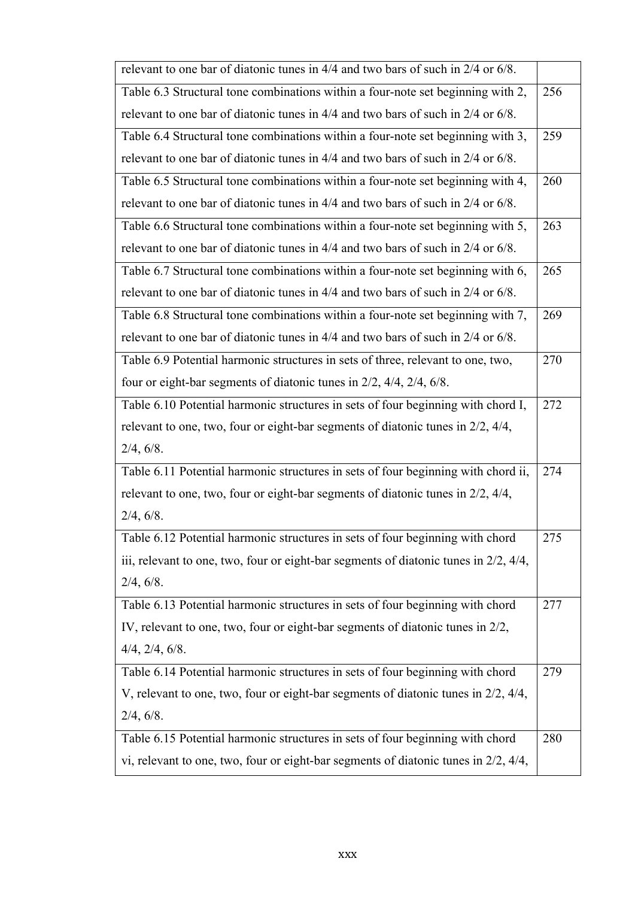| | |
|---|---|
| relevant to one bar of diatonic tunes in 4/4 and two bars of such in 2/4 or 6/8. | |
| Table 6.3 Structural tone combinations within a four-note set beginning with 2, relevant to one bar of diatonic tunes in 4/4 and two bars of such in 2/4 or 6/8. | 256 |
| Table 6.4 Structural tone combinations within a four-note set beginning with 3, relevant to one bar of diatonic tunes in 4/4 and two bars of such in 2/4 or 6/8. | 259 |
| Table 6.5 Structural tone combinations within a four-note set beginning with 4, relevant to one bar of diatonic tunes in 4/4 and two bars of such in 2/4 or 6/8. | 260 |
| Table 6.6 Structural tone combinations within a four-note set beginning with 5, relevant to one bar of diatonic tunes in 4/4 and two bars of such in 2/4 or 6/8. | 263 |
| Table 6.7 Structural tone combinations within a four-note set beginning with 6, relevant to one bar of diatonic tunes in 4/4 and two bars of such in 2/4 or 6/8. | 265 |
| Table 6.8 Structural tone combinations within a four-note set beginning with 7, relevant to one bar of diatonic tunes in 4/4 and two bars of such in 2/4 or 6/8. | 269 |
| Table 6.9 Potential harmonic structures in sets of three, relevant to one, two, four or eight-bar segments of diatonic tunes in 2/2, 4/4, 2/4, 6/8. | 270 |
| Table 6.10 Potential harmonic structures in sets of four beginning with chord I, relevant to one, two, four or eight-bar segments of diatonic tunes in 2/2, 4/4, 2/4, 6/8. | 272 |
| Table 6.11 Potential harmonic structures in sets of four beginning with chord ii, relevant to one, two, four or eight-bar segments of diatonic tunes in 2/2, 4/4, 2/4, 6/8. | 274 |
| Table 6.12 Potential harmonic structures in sets of four beginning with chord iii, relevant to one, two, four or eight-bar segments of diatonic tunes in 2/2, 4/4, 2/4, 6/8. | 275 |
| Table 6.13 Potential harmonic structures in sets of four beginning with chord IV, relevant to one, two, four or eight-bar segments of diatonic tunes in 2/2, 4/4, 2/4, 6/8. | 277 |
| Table 6.14 Potential harmonic structures in sets of four beginning with chord V, relevant to one, two, four or eight-bar segments of diatonic tunes in 2/2, 4/4, 2/4, 6/8. | 279 |
| Table 6.15 Potential harmonic structures in sets of four beginning with chord vi, relevant to one, two, four or eight-bar segments of diatonic tunes in 2/2, 4/4, | 280 |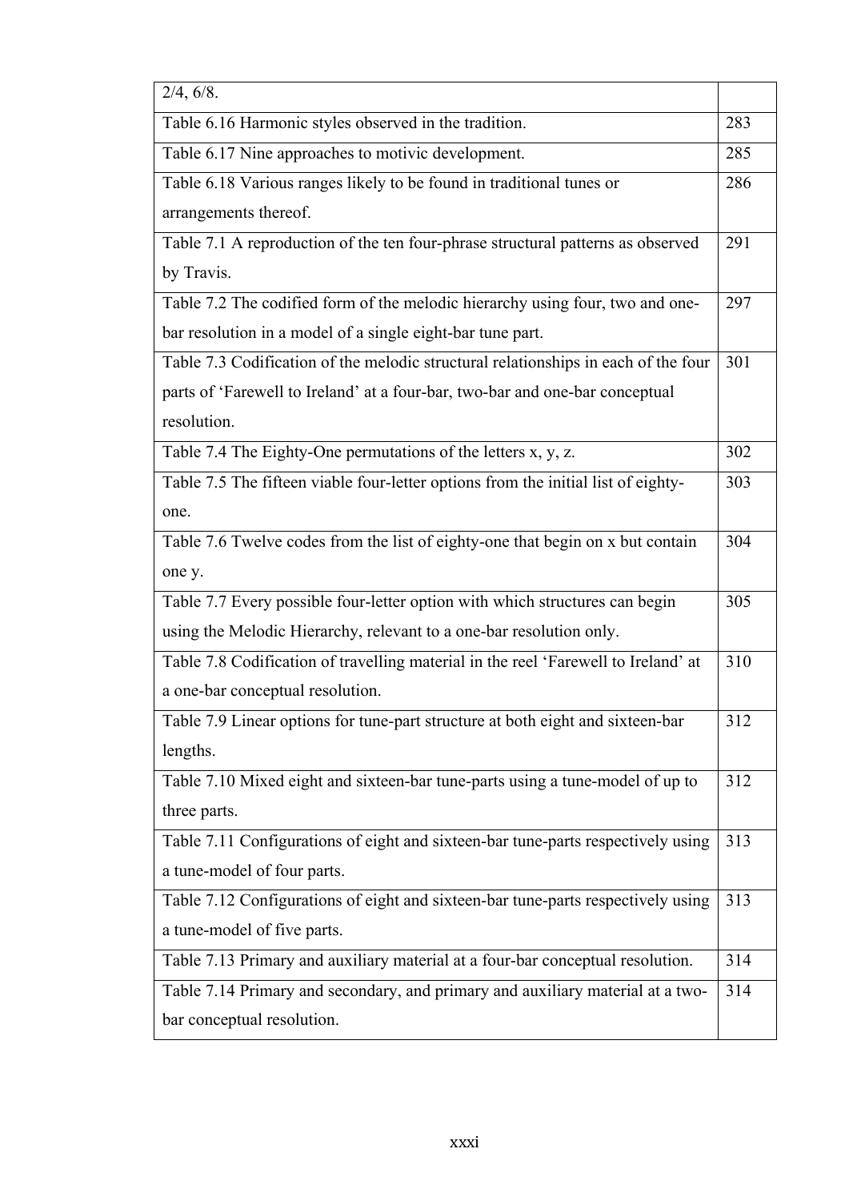| | |
|---|---|
| 2/4, 6/8. | |
| Table 6.16 Harmonic styles observed in the tradition. | 283 |
| Table 6.17 Nine approaches to motivic development. | 285 |
| Table 6.18 Various ranges likely to be found in traditional tunes or arrangements thereof. | 286 |
| Table 7.1 A reproduction of the ten four-phrase structural patterns as observed by Travis. | 291 |
| Table 7.2 The codified form of the melodic hierarchy using four, two and one-bar resolution in a model of a single eight-bar tune part. | 297 |
| Table 7.3 Codification of the melodic structural relationships in each of the four parts of 'Farewell to Ireland' at a four-bar, two-bar and one-bar conceptual resolution. | 301 |
| Table 7.4 The Eighty-One permutations of the letters x, y, z. | 302 |
| Table 7.5 The fifteen viable four-letter options from the initial list of eighty-one. | 303 |
| Table 7.6 Twelve codes from the list of eighty-one that begin on x but contain one y. | 304 |
| Table 7.7 Every possible four-letter option with which structures can begin using the Melodic Hierarchy, relevant to a one-bar resolution only. | 305 |
| Table 7.8 Codification of travelling material in the reel 'Farewell to Ireland' at a one-bar conceptual resolution. | 310 |
| Table 7.9 Linear options for tune-part structure at both eight and sixteen-bar lengths. | 312 |
| Table 7.10 Mixed eight and sixteen-bar tune-parts using a tune-model of up to three parts. | 312 |
| Table 7.11 Configurations of eight and sixteen-bar tune-parts respectively using a tune-model of four parts. | 313 |
| Table 7.12 Configurations of eight and sixteen-bar tune-parts respectively using a tune-model of five parts. | 313 |
| Table 7.13 Primary and auxiliary material at a four-bar conceptual resolution. | 314 |
| Table 7.14 Primary and secondary, and primary and auxiliary material at a two-bar conceptual resolution. | 314 |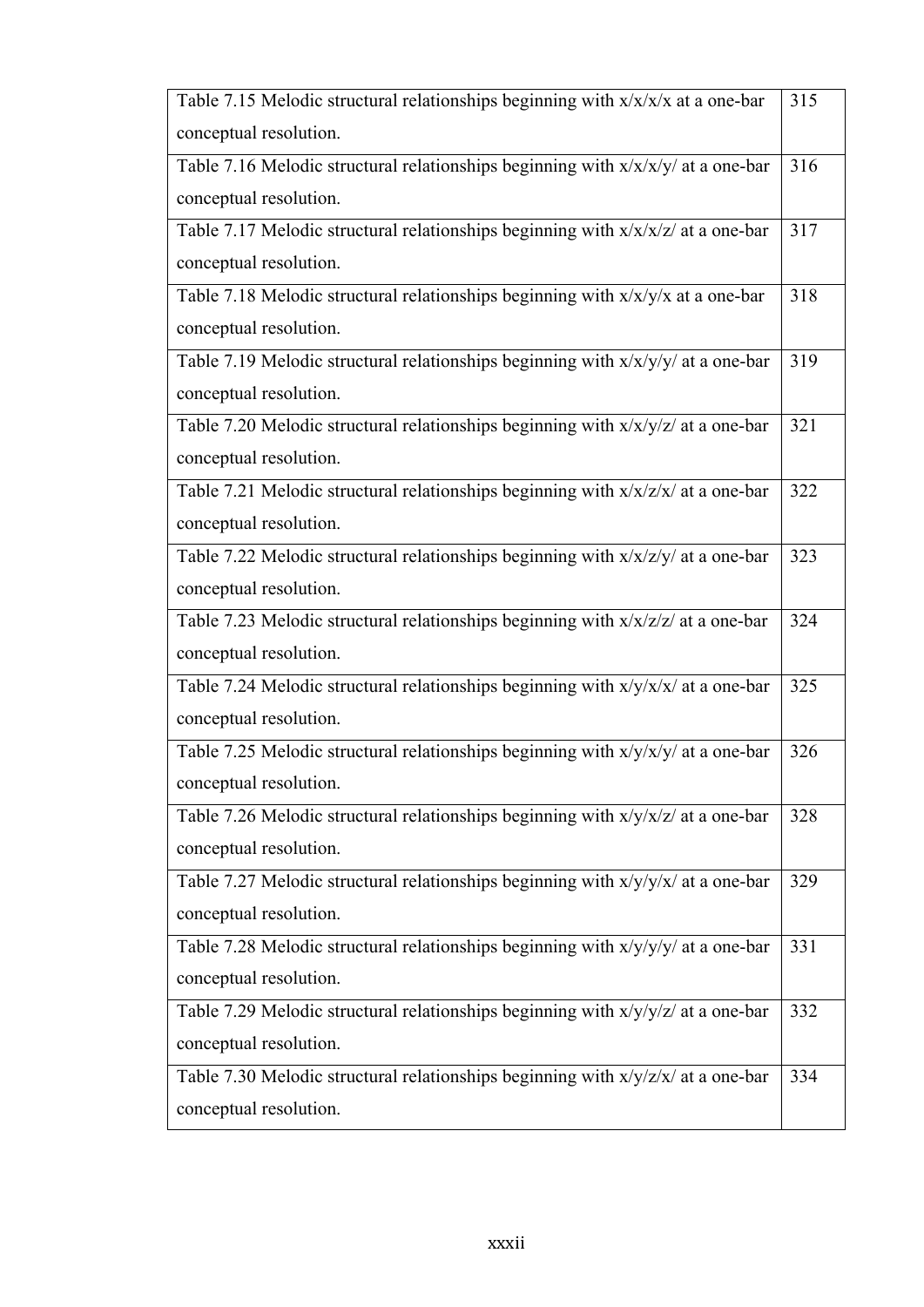| | |
|---|---|
| Table 7.15 Melodic structural relationships beginning with x/x/x/x at a one-bar conceptual resolution. | 315 |
| Table 7.16 Melodic structural relationships beginning with x/x/x/y/ at a one-bar conceptual resolution. | 316 |
| Table 7.17 Melodic structural relationships beginning with x/x/x/z/ at a one-bar conceptual resolution. | 317 |
| Table 7.18 Melodic structural relationships beginning with x/x/y/x at a one-bar conceptual resolution. | 318 |
| Table 7.19 Melodic structural relationships beginning with x/x/y/y/ at a one-bar conceptual resolution. | 319 |
| Table 7.20 Melodic structural relationships beginning with x/x/y/z/ at a one-bar conceptual resolution. | 321 |
| Table 7.21 Melodic structural relationships beginning with x/x/z/x/ at a one-bar conceptual resolution. | 322 |
| Table 7.22 Melodic structural relationships beginning with x/x/z/y/ at a one-bar conceptual resolution. | 323 |
| Table 7.23 Melodic structural relationships beginning with x/x/z/z/ at a one-bar conceptual resolution. | 324 |
| Table 7.24 Melodic structural relationships beginning with x/y/x/x/ at a one-bar conceptual resolution. | 325 |
| Table 7.25 Melodic structural relationships beginning with x/y/x/y/ at a one-bar conceptual resolution. | 326 |
| Table 7.26 Melodic structural relationships beginning with x/y/x/z/ at a one-bar conceptual resolution. | 328 |
| Table 7.27 Melodic structural relationships beginning with x/y/y/x/ at a one-bar conceptual resolution. | 329 |
| Table 7.28 Melodic structural relationships beginning with x/y/y/y/ at a one-bar conceptual resolution. | 331 |
| Table 7.29 Melodic structural relationships beginning with x/y/y/z/ at a one-bar conceptual resolution. | 332 |
| Table 7.30 Melodic structural relationships beginning with x/y/z/x/ at a one-bar conceptual resolution. | 334 |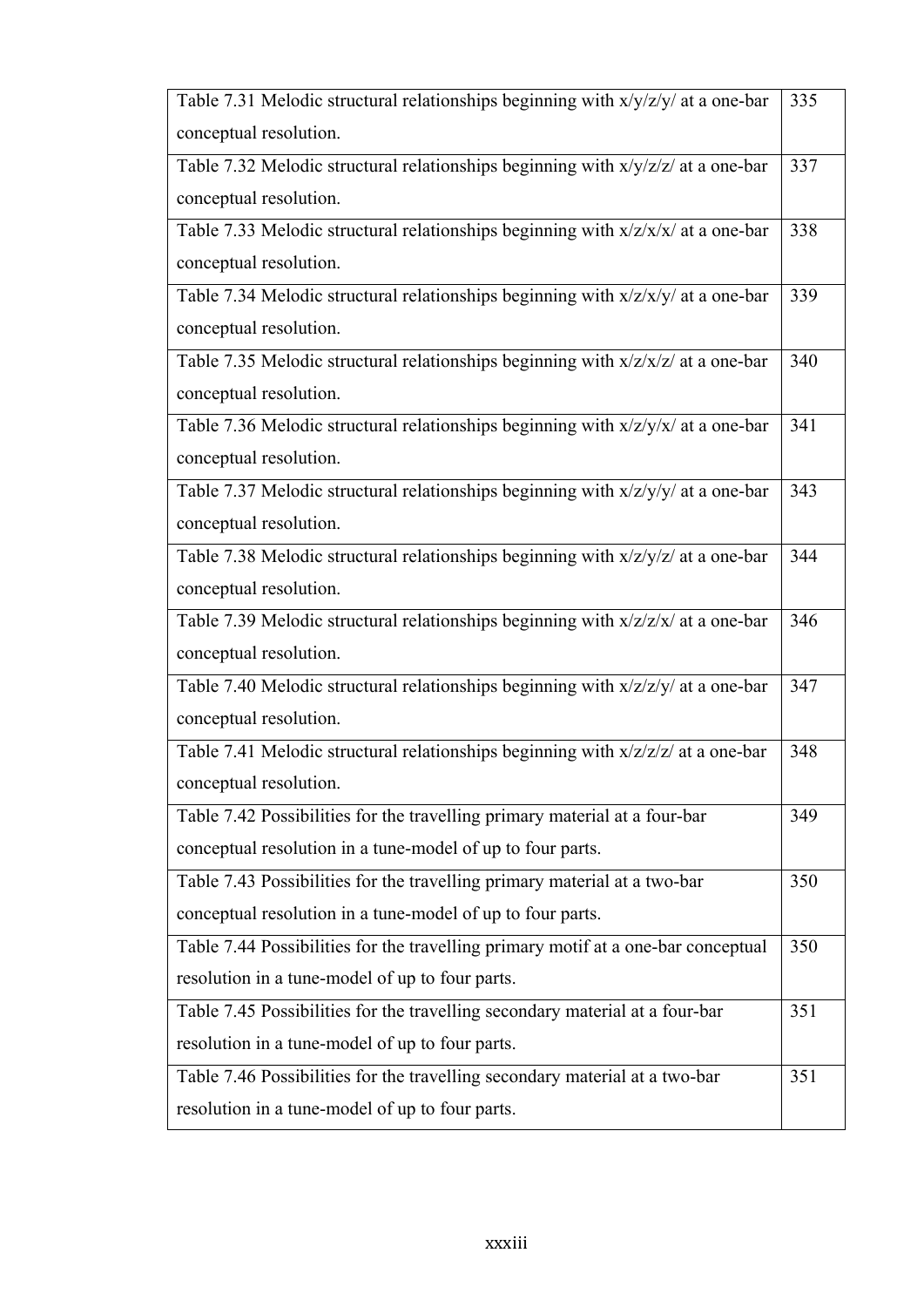| | |
|---|---|
| Table 7.31 Melodic structural relationships beginning with x/y/z/y/ at a one-bar conceptual resolution. | 335 |
| Table 7.32 Melodic structural relationships beginning with x/y/z/z/ at a one-bar conceptual resolution. | 337 |
| Table 7.33 Melodic structural relationships beginning with x/z/x/x/ at a one-bar conceptual resolution. | 338 |
| Table 7.34 Melodic structural relationships beginning with x/z/x/y/ at a one-bar conceptual resolution. | 339 |
| Table 7.35 Melodic structural relationships beginning with x/z/x/z/ at a one-bar conceptual resolution. | 340 |
| Table 7.36 Melodic structural relationships beginning with x/z/y/x/ at a one-bar conceptual resolution. | 341 |
| Table 7.37 Melodic structural relationships beginning with x/z/y/y/ at a one-bar conceptual resolution. | 343 |
| Table 7.38 Melodic structural relationships beginning with x/z/y/z/ at a one-bar conceptual resolution. | 344 |
| Table 7.39 Melodic structural relationships beginning with x/z/z/x/ at a one-bar conceptual resolution. | 346 |
| Table 7.40 Melodic structural relationships beginning with x/z/z/y/ at a one-bar conceptual resolution. | 347 |
| Table 7.41 Melodic structural relationships beginning with x/z/z/z/ at a one-bar conceptual resolution. | 348 |
| Table 7.42 Possibilities for the travelling primary material at a four-bar conceptual resolution in a tune-model of up to four parts. | 349 |
| Table 7.43 Possibilities for the travelling primary material at a two-bar conceptual resolution in a tune-model of up to four parts. | 350 |
| Table 7.44 Possibilities for the travelling primary motif at a one-bar conceptual resolution in a tune-model of up to four parts. | 350 |
| Table 7.45 Possibilities for the travelling secondary material at a four-bar resolution in a tune-model of up to four parts. | 351 |
| Table 7.46 Possibilities for the travelling secondary material at a two-bar resolution in a tune-model of up to four parts. | 351 |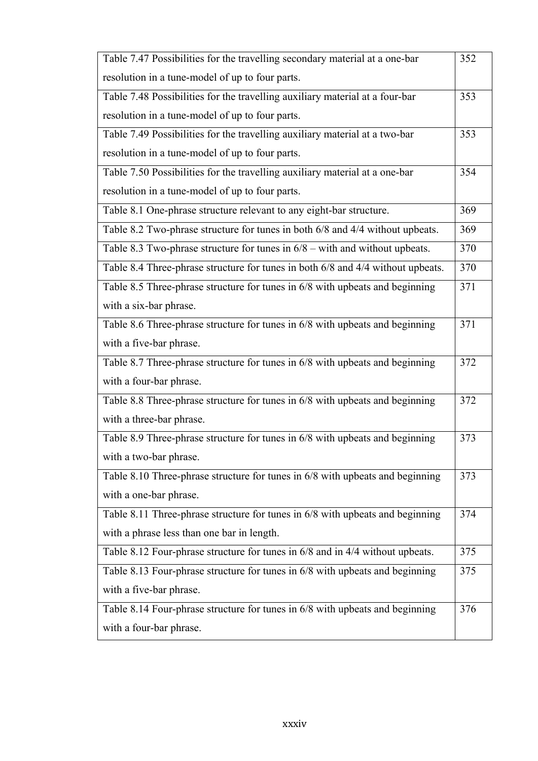| | |
|---|---|
| Table 7.47 Possibilities for the travelling secondary material at a one-bar resolution in a tune-model of up to four parts. | 352 |
| Table 7.48 Possibilities for the travelling auxiliary material at a four-bar resolution in a tune-model of up to four parts. | 353 |
| Table 7.49 Possibilities for the travelling auxiliary material at a two-bar resolution in a tune-model of up to four parts. | 353 |
| Table 7.50 Possibilities for the travelling auxiliary material at a one-bar resolution in a tune-model of up to four parts. | 354 |
| Table 8.1 One-phrase structure relevant to any eight-bar structure. | 369 |
| Table 8.2 Two-phrase structure for tunes in both 6/8 and 4/4 without upbeats. | 369 |
| Table 8.3 Two-phrase structure for tunes in 6/8 – with and without upbeats. | 370 |
| Table 8.4 Three-phrase structure for tunes in both 6/8 and 4/4 without upbeats. | 370 |
| Table 8.5 Three-phrase structure for tunes in 6/8 with upbeats and beginning with a six-bar phrase. | 371 |
| Table 8.6 Three-phrase structure for tunes in 6/8 with upbeats and beginning with a five-bar phrase. | 371 |
| Table 8.7 Three-phrase structure for tunes in 6/8 with upbeats and beginning with a four-bar phrase. | 372 |
| Table 8.8 Three-phrase structure for tunes in 6/8 with upbeats and beginning with a three-bar phrase. | 372 |
| Table 8.9 Three-phrase structure for tunes in 6/8 with upbeats and beginning with a two-bar phrase. | 373 |
| Table 8.10 Three-phrase structure for tunes in 6/8 with upbeats and beginning with a one-bar phrase. | 373 |
| Table 8.11 Three-phrase structure for tunes in 6/8 with upbeats and beginning with a phrase less than one bar in length. | 374 |
| Table 8.12 Four-phrase structure for tunes in 6/8 and in 4/4 without upbeats. | 375 |
| Table 8.13 Four-phrase structure for tunes in 6/8 with upbeats and beginning with a five-bar phrase. | 375 |
| Table 8.14 Four-phrase structure for tunes in 6/8 with upbeats and beginning with a four-bar phrase. | 376 |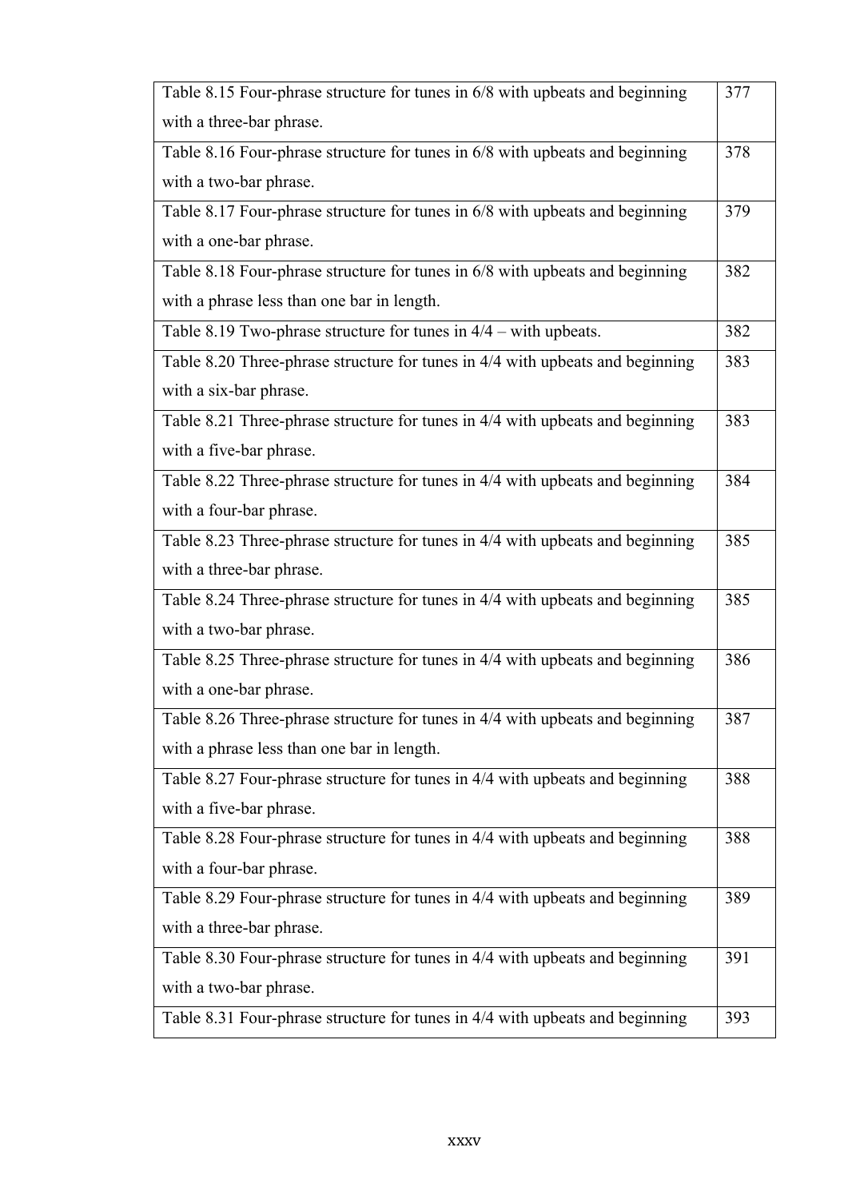| | |
|---|---|
| Table 8.15 Four-phrase structure for tunes in 6/8 with upbeats and beginning with a three-bar phrase. | 377 |
| Table 8.16 Four-phrase structure for tunes in 6/8 with upbeats and beginning with a two-bar phrase. | 378 |
| Table 8.17 Four-phrase structure for tunes in 6/8 with upbeats and beginning with a one-bar phrase. | 379 |
| Table 8.18 Four-phrase structure for tunes in 6/8 with upbeats and beginning with a phrase less than one bar in length. | 382 |
| Table 8.19 Two-phrase structure for tunes in 4/4 – with upbeats. | 382 |
| Table 8.20 Three-phrase structure for tunes in 4/4 with upbeats and beginning with a six-bar phrase. | 383 |
| Table 8.21 Three-phrase structure for tunes in 4/4 with upbeats and beginning with a five-bar phrase. | 383 |
| Table 8.22 Three-phrase structure for tunes in 4/4 with upbeats and beginning with a four-bar phrase. | 384 |
| Table 8.23 Three-phrase structure for tunes in 4/4 with upbeats and beginning with a three-bar phrase. | 385 |
| Table 8.24 Three-phrase structure for tunes in 4/4 with upbeats and beginning with a two-bar phrase. | 385 |
| Table 8.25 Three-phrase structure for tunes in 4/4 with upbeats and beginning with a one-bar phrase. | 386 |
| Table 8.26 Three-phrase structure for tunes in 4/4 with upbeats and beginning with a phrase less than one bar in length. | 387 |
| Table 8.27 Four-phrase structure for tunes in 4/4 with upbeats and beginning with a five-bar phrase. | 388 |
| Table 8.28 Four-phrase structure for tunes in 4/4 with upbeats and beginning with a four-bar phrase. | 388 |
| Table 8.29 Four-phrase structure for tunes in 4/4 with upbeats and beginning with a three-bar phrase. | 389 |
| Table 8.30 Four-phrase structure for tunes in 4/4 with upbeats and beginning with a two-bar phrase. | 391 |
| Table 8.31 Four-phrase structure for tunes in 4/4 with upbeats and beginning | 393 |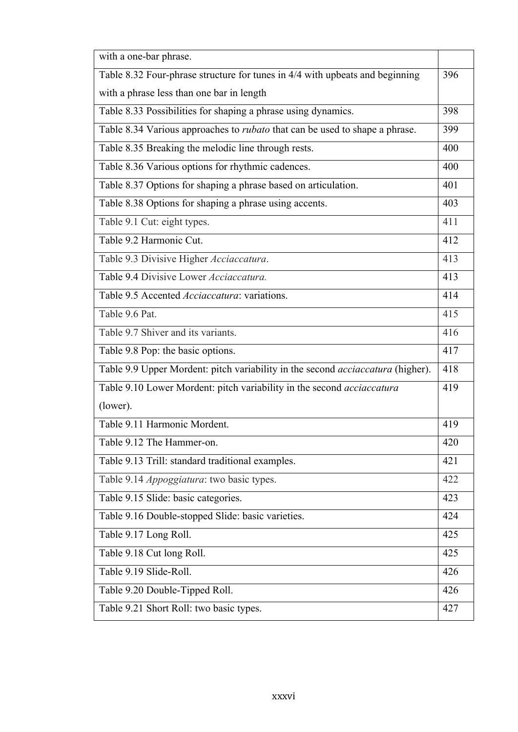| with a one-bar phrase. | |
| --- | --- |
| Table 8.32 Four-phrase structure for tunes in 4/4 with upbeats and beginning with a phrase less than one bar in length | 396 |
| Table 8.33 Possibilities for shaping a phrase using dynamics. | 398 |
| Table 8.34 Various approaches to *rubato* that can be used to shape a phrase. | 399 |
| Table 8.35 Breaking the melodic line through rests. | 400 |
| Table 8.36 Various options for rhythmic cadences. | 400 |
| Table 8.37 Options for shaping a phrase based on articulation. | 401 |
| Table 8.38 Options for shaping a phrase using accents. | 403 |
| Table 9.1 Cut: eight types. | 411 |
| Table 9.2 Harmonic Cut. | 412 |
| Table 9.3 Divisive Higher *Acciaccatura*. | 413 |
| Table 9.4 Divisive Lower *Acciaccatura.* | 413 |
| Table 9.5 Accented *Acciaccatura*: variations. | 414 |
| Table 9.6 Pat. | 415 |
| Table 9.7 Shiver and its variants. | 416 |
| Table 9.8 Pop: the basic options. | 417 |
| Table 9.9 Upper Mordent: pitch variability in the second *acciaccatura* (higher). | 418 |
| Table 9.10 Lower Mordent: pitch variability in the second *acciaccatura* (lower). | 419 |
| Table 9.11 Harmonic Mordent. | 419 |
| Table 9.12 The Hammer-on. | 420 |
| Table 9.13 Trill: standard traditional examples. | 421 |
| Table 9.14 *Appoggiatura*: two basic types. | 422 |
| Table 9.15 Slide: basic categories. | 423 |
| Table 9.16 Double-stopped Slide: basic varieties. | 424 |
| Table 9.17 Long Roll. | 425 |
| Table 9.18 Cut long Roll. | 425 |
| Table 9.19 Slide-Roll. | 426 |
| Table 9.20 Double-Tipped Roll. | 426 |
| Table 9.21 Short Roll: two basic types. | 427 |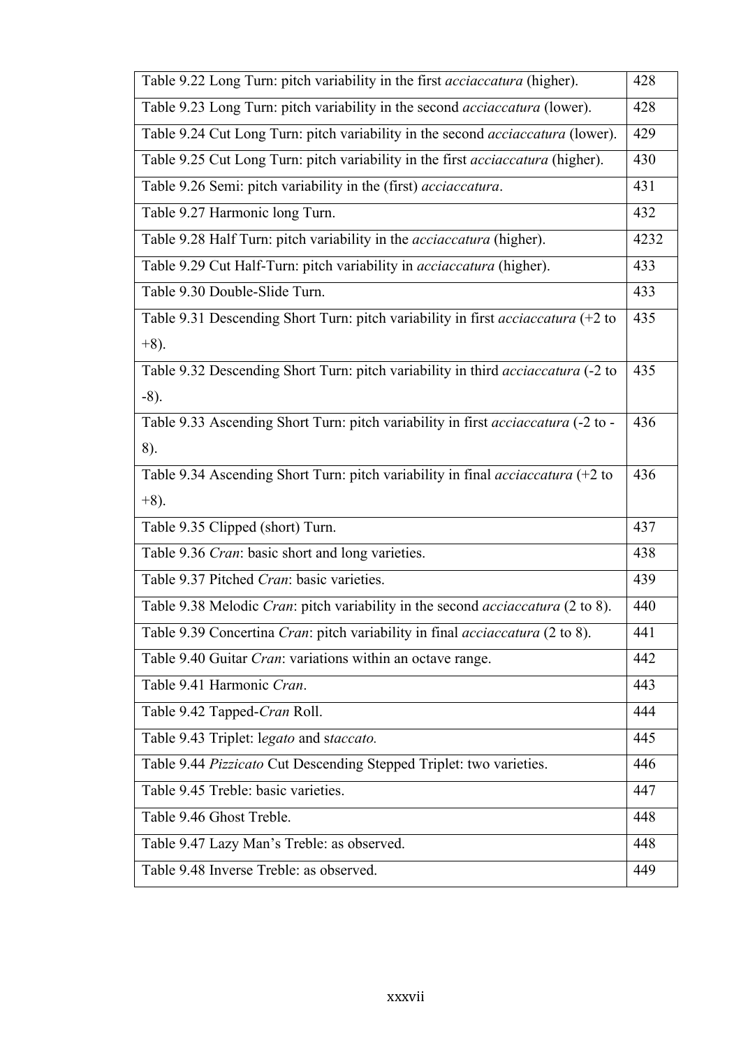| | |
|---|---|
| Table 9.22 Long Turn: pitch variability in the first *acciaccatura* (higher). | 428 |
| Table 9.23 Long Turn: pitch variability in the second *acciaccatura* (lower). | 428 |
| Table 9.24 Cut Long Turn: pitch variability in the second *acciaccatura* (lower). | 429 |
| Table 9.25 Cut Long Turn: pitch variability in the first *acciaccatura* (higher). | 430 |
| Table 9.26 Semi: pitch variability in the (first) *acciaccatura*. | 431 |
| Table 9.27 Harmonic long Turn. | 432 |
| Table 9.28 Half Turn: pitch variability in the *acciaccatura* (higher). | 4232 |
| Table 9.29 Cut Half-Turn: pitch variability in *acciaccatura* (higher). | 433 |
| Table 9.30 Double-Slide Turn. | 433 |
| Table 9.31 Descending Short Turn: pitch variability in first *acciaccatura* (+2 to +8). | 435 |
| Table 9.32 Descending Short Turn: pitch variability in third *acciaccatura* (-2 to -8). | 435 |
| Table 9.33 Ascending Short Turn: pitch variability in first *acciaccatura* (-2 to - 8). | 436 |
| Table 9.34 Ascending Short Turn: pitch variability in final *acciaccatura* (+2 to +8). | 436 |
| Table 9.35 Clipped (short) Turn. | 437 |
| Table 9.36 *Cran*: basic short and long varieties. | 438 |
| Table 9.37 Pitched *Cran*: basic varieties. | 439 |
| Table 9.38 Melodic *Cran*: pitch variability in the second *acciaccatura* (2 to 8). | 440 |
| Table 9.39 Concertina *Cran*: pitch variability in final *acciaccatura* (2 to 8). | 441 |
| Table 9.40 Guitar *Cran*: variations within an octave range. | 442 |
| Table 9.41 Harmonic *Cran*. | 443 |
| Table 9.42 Tapped-*Cran* Roll. | 444 |
| Table 9.43 Triplet: l*egato* and s*taccato.* | 445 |
| Table 9.44 *Pizzicato* Cut Descending Stepped Triplet: two varieties. | 446 |
| Table 9.45 Treble: basic varieties. | 447 |
| Table 9.46 Ghost Treble. | 448 |
| Table 9.47 Lazy Man's Treble: as observed. | 448 |
| Table 9.48 Inverse Treble: as observed. | 449 |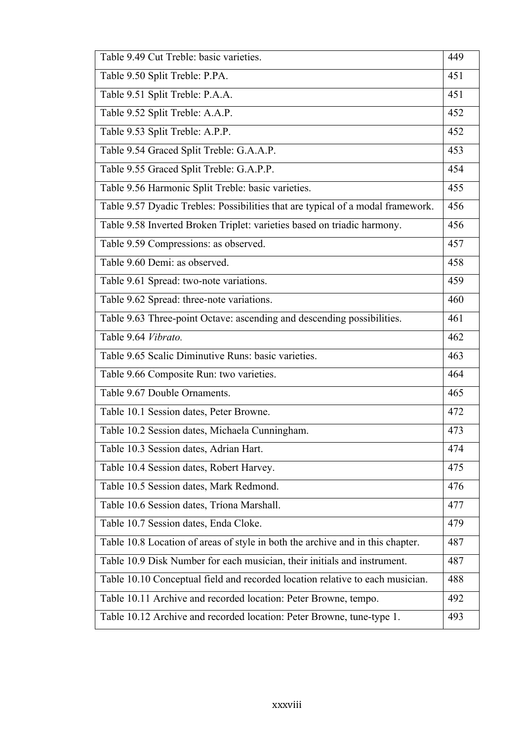| | |
|---|---|
| Table 9.49 Cut Treble: basic varieties. | 449 |
| Table 9.50 Split Treble: P.PA. | 451 |
| Table 9.51 Split Treble: P.A.A. | 451 |
| Table 9.52 Split Treble: A.A.P. | 452 |
| Table 9.53 Split Treble: A.P.P. | 452 |
| Table 9.54 Graced Split Treble: G.A.A.P. | 453 |
| Table 9.55 Graced Split Treble: G.A.P.P. | 454 |
| Table 9.56 Harmonic Split Treble: basic varieties. | 455 |
| Table 9.57 Dyadic Trebles: Possibilities that are typical of a modal framework. | 456 |
| Table 9.58 Inverted Broken Triplet: varieties based on triadic harmony. | 456 |
| Table 9.59 Compressions: as observed. | 457 |
| Table 9.60 Demi: as observed. | 458 |
| Table 9.61 Spread: two-note variations. | 459 |
| Table 9.62 Spread: three-note variations. | 460 |
| Table 9.63 Three-point Octave: ascending and descending possibilities. | 461 |
| Table 9.64 *Vibrato.* | 462 |
| Table 9.65 Scalic Diminutive Runs: basic varieties. | 463 |
| Table 9.66 Composite Run: two varieties. | 464 |
| Table 9.67 Double Ornaments. | 465 |
| Table 10.1 Session dates, Peter Browne. | 472 |
| Table 10.2 Session dates, Michaela Cunningham. | 473 |
| Table 10.3 Session dates, Adrian Hart. | 474 |
| Table 10.4 Session dates, Robert Harvey. | 475 |
| Table 10.5 Session dates, Mark Redmond. | 476 |
| Table 10.6 Session dates, Tríona Marshall. | 477 |
| Table 10.7 Session dates, Enda Cloke. | 479 |
| Table 10.8 Location of areas of style in both the archive and in this chapter. | 487 |
| Table 10.9 Disk Number for each musician, their initials and instrument. | 487 |
| Table 10.10 Conceptual field and recorded location relative to each musician. | 488 |
| Table 10.11 Archive and recorded location: Peter Browne, tempo. | 492 |
| Table 10.12 Archive and recorded location: Peter Browne, tune-type 1. | 493 |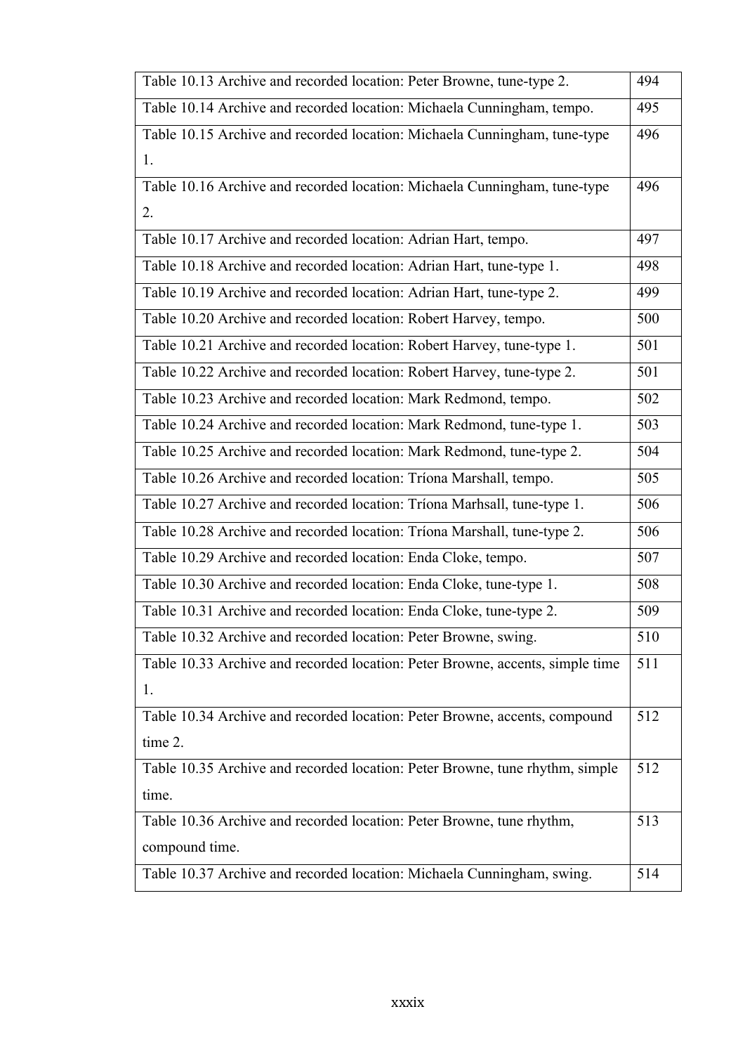| | |
|---|---|
| Table 10.13 Archive and recorded location: Peter Browne, tune-type 2. | 494 |
| Table 10.14 Archive and recorded location: Michaela Cunningham, tempo. | 495 |
| Table 10.15 Archive and recorded location: Michaela Cunningham, tune-type 1. | 496 |
| Table 10.16 Archive and recorded location: Michaela Cunningham, tune-type 2. | 496 |
| Table 10.17 Archive and recorded location: Adrian Hart, tempo. | 497 |
| Table 10.18 Archive and recorded location: Adrian Hart, tune-type 1. | 498 |
| Table 10.19 Archive and recorded location: Adrian Hart, tune-type 2. | 499 |
| Table 10.20 Archive and recorded location: Robert Harvey, tempo. | 500 |
| Table 10.21 Archive and recorded location: Robert Harvey, tune-type 1. | 501 |
| Table 10.22 Archive and recorded location: Robert Harvey, tune-type 2. | 501 |
| Table 10.23 Archive and recorded location: Mark Redmond, tempo. | 502 |
| Table 10.24 Archive and recorded location: Mark Redmond, tune-type 1. | 503 |
| Table 10.25 Archive and recorded location: Mark Redmond, tune-type 2. | 504 |
| Table 10.26 Archive and recorded location: Tríona Marshall, tempo. | 505 |
| Table 10.27 Archive and recorded location: Tríona Marhsall, tune-type 1. | 506 |
| Table 10.28 Archive and recorded location: Tríona Marshall, tune-type 2. | 506 |
| Table 10.29 Archive and recorded location: Enda Cloke, tempo. | 507 |
| Table 10.30 Archive and recorded location: Enda Cloke, tune-type 1. | 508 |
| Table 10.31 Archive and recorded location: Enda Cloke, tune-type 2. | 509 |
| Table 10.32 Archive and recorded location: Peter Browne, swing. | 510 |
| Table 10.33 Archive and recorded location: Peter Browne, accents, simple time 1. | 511 |
| Table 10.34 Archive and recorded location: Peter Browne, accents, compound time 2. | 512 |
| Table 10.35 Archive and recorded location: Peter Browne, tune rhythm, simple time. | 512 |
| Table 10.36 Archive and recorded location: Peter Browne, tune rhythm, compound time. | 513 |
| Table 10.37 Archive and recorded location: Michaela Cunningham, swing. | 514 |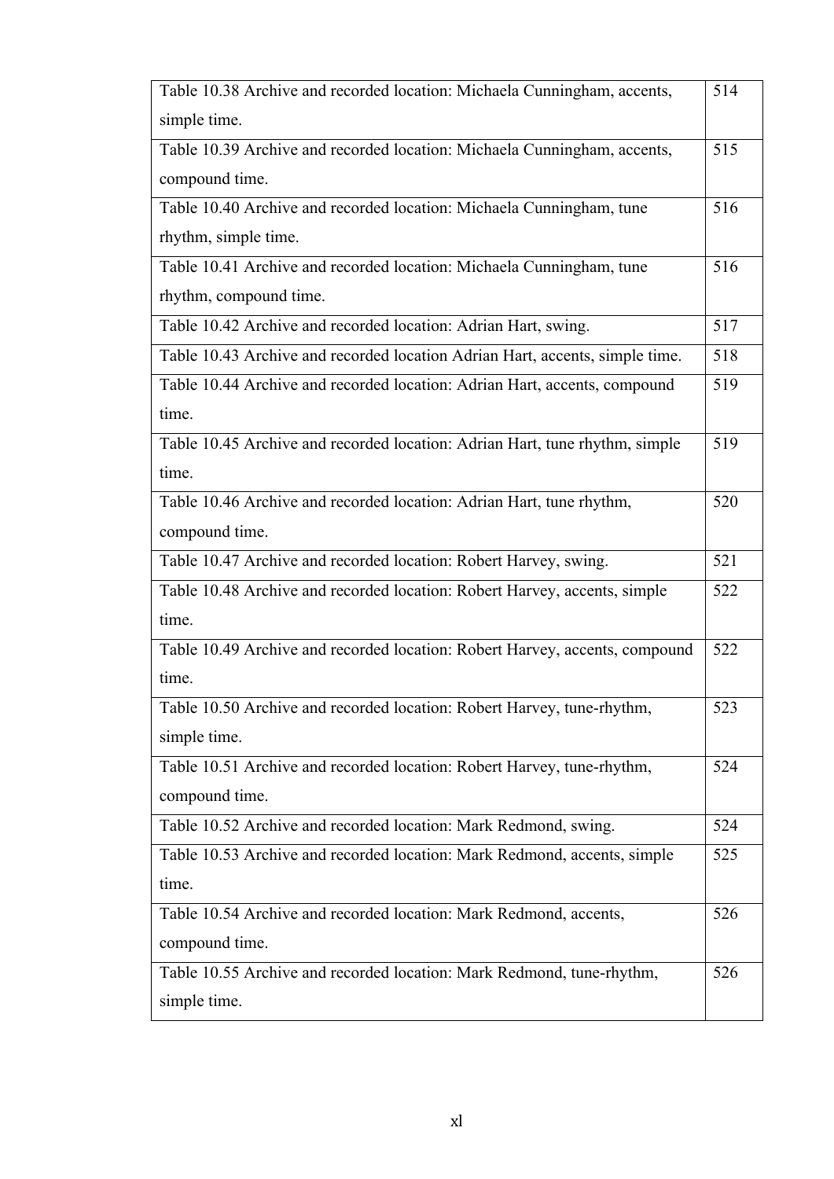| | |
|---|---|
| Table 10.38 Archive and recorded location: Michaela Cunningham, accents, simple time. | 514 |
| Table 10.39 Archive and recorded location: Michaela Cunningham, accents, compound time. | 515 |
| Table 10.40 Archive and recorded location: Michaela Cunningham, tune rhythm, simple time. | 516 |
| Table 10.41 Archive and recorded location: Michaela Cunningham, tune rhythm, compound time. | 516 |
| Table 10.42 Archive and recorded location: Adrian Hart, swing. | 517 |
| Table 10.43 Archive and recorded location Adrian Hart, accents, simple time. | 518 |
| Table 10.44 Archive and recorded location: Adrian Hart, accents, compound time. | 519 |
| Table 10.45 Archive and recorded location: Adrian Hart, tune rhythm, simple time. | 519 |
| Table 10.46 Archive and recorded location: Adrian Hart, tune rhythm, compound time. | 520 |
| Table 10.47 Archive and recorded location: Robert Harvey, swing. | 521 |
| Table 10.48 Archive and recorded location: Robert Harvey, accents, simple time. | 522 |
| Table 10.49 Archive and recorded location: Robert Harvey, accents, compound time. | 522 |
| Table 10.50 Archive and recorded location: Robert Harvey, tune-rhythm, simple time. | 523 |
| Table 10.51 Archive and recorded location: Robert Harvey, tune-rhythm, compound time. | 524 |
| Table 10.52 Archive and recorded location: Mark Redmond, swing. | 524 |
| Table 10.53 Archive and recorded location: Mark Redmond, accents, simple time. | 525 |
| Table 10.54 Archive and recorded location: Mark Redmond, accents, compound time. | 526 |
| Table 10.55 Archive and recorded location: Mark Redmond, tune-rhythm, simple time. | 526 |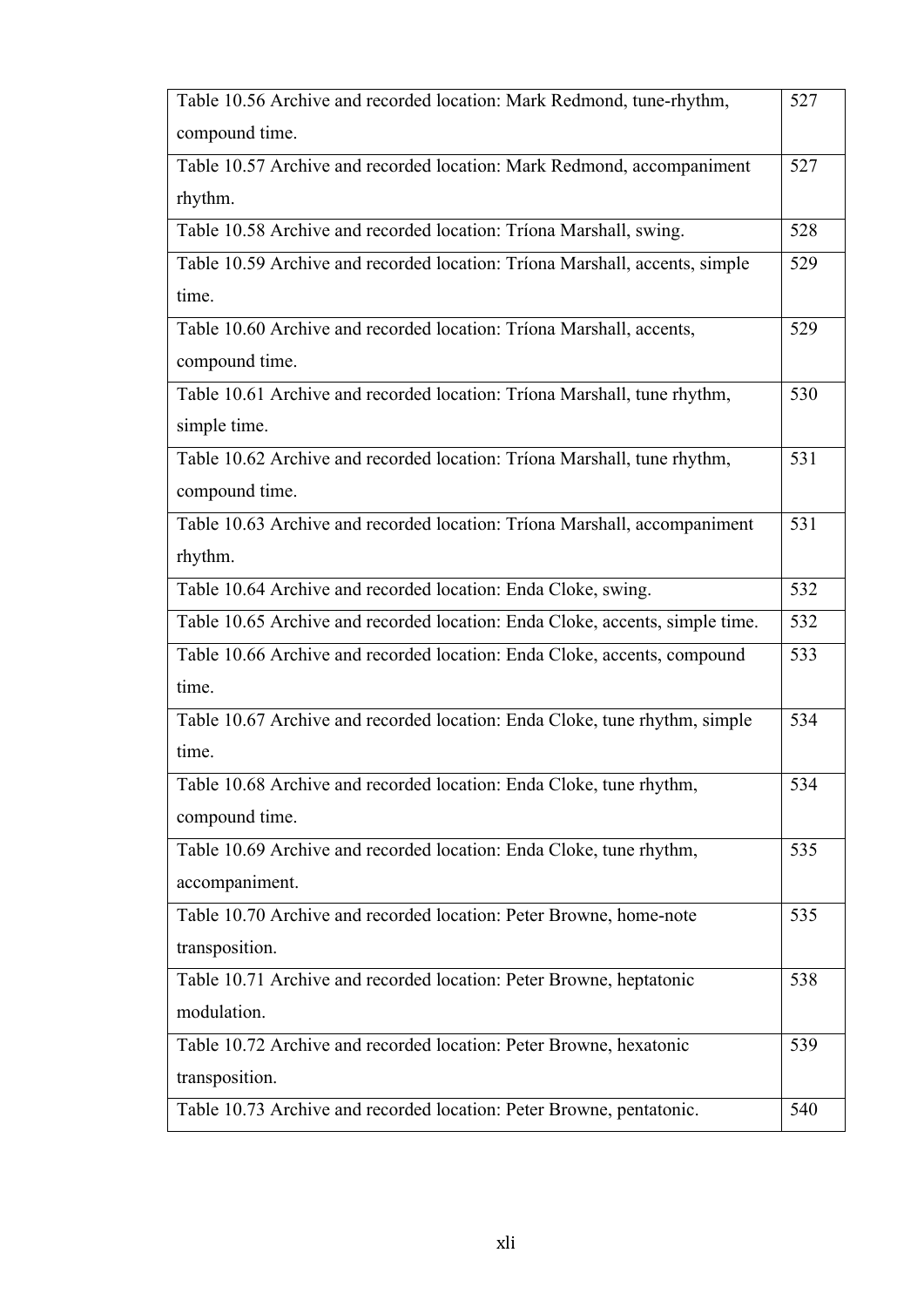| | |
|---|---|
| Table 10.56 Archive and recorded location: Mark Redmond, tune-rhythm, compound time. | 527 |
| Table 10.57 Archive and recorded location: Mark Redmond, accompaniment rhythm. | 527 |
| Table 10.58 Archive and recorded location: Tríona Marshall, swing. | 528 |
| Table 10.59 Archive and recorded location: Tríona Marshall, accents, simple time. | 529 |
| Table 10.60 Archive and recorded location: Tríona Marshall, accents, compound time. | 529 |
| Table 10.61 Archive and recorded location: Tríona Marshall, tune rhythm, simple time. | 530 |
| Table 10.62 Archive and recorded location: Tríona Marshall, tune rhythm, compound time. | 531 |
| Table 10.63 Archive and recorded location: Tríona Marshall, accompaniment rhythm. | 531 |
| Table 10.64 Archive and recorded location: Enda Cloke, swing. | 532 |
| Table 10.65 Archive and recorded location: Enda Cloke, accents, simple time. | 532 |
| Table 10.66 Archive and recorded location: Enda Cloke, accents, compound time. | 533 |
| Table 10.67 Archive and recorded location: Enda Cloke, tune rhythm, simple time. | 534 |
| Table 10.68 Archive and recorded location: Enda Cloke, tune rhythm, compound time. | 534 |
| Table 10.69 Archive and recorded location: Enda Cloke, tune rhythm, accompaniment. | 535 |
| Table 10.70 Archive and recorded location: Peter Browne, home-note transposition. | 535 |
| Table 10.71 Archive and recorded location: Peter Browne, heptatonic modulation. | 538 |
| Table 10.72 Archive and recorded location: Peter Browne, hexatonic transposition. | 539 |
| Table 10.73 Archive and recorded location: Peter Browne, pentatonic. | 540 |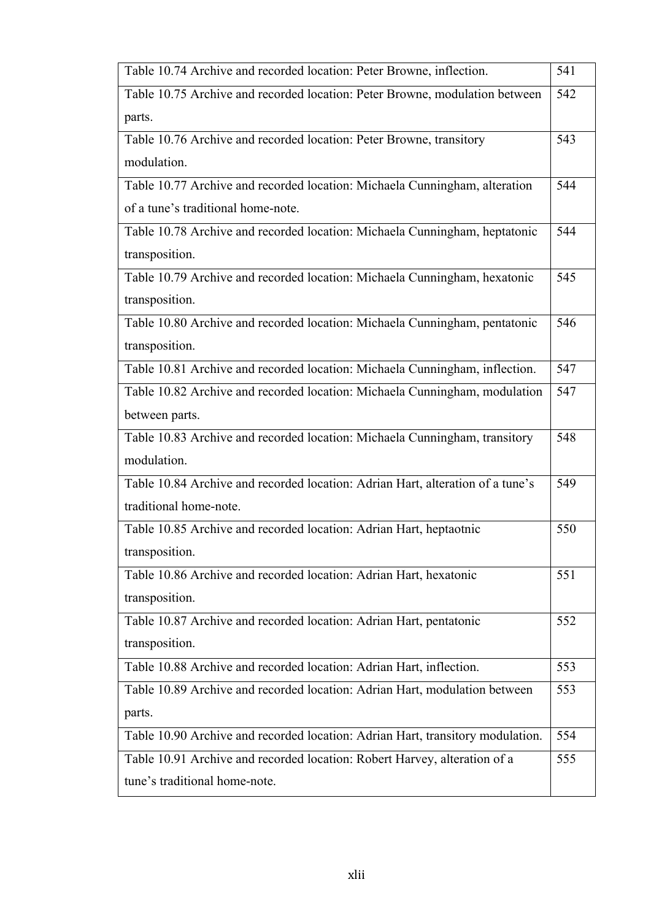| | |
|---|---|
| Table 10.74 Archive and recorded location: Peter Browne, inflection. | 541 |
| Table 10.75 Archive and recorded location: Peter Browne, modulation between parts. | 542 |
| Table 10.76 Archive and recorded location: Peter Browne, transitory modulation. | 543 |
| Table 10.77 Archive and recorded location: Michaela Cunningham, alteration of a tune's traditional home-note. | 544 |
| Table 10.78 Archive and recorded location: Michaela Cunningham, heptatonic transposition. | 544 |
| Table 10.79 Archive and recorded location: Michaela Cunningham, hexatonic transposition. | 545 |
| Table 10.80 Archive and recorded location: Michaela Cunningham, pentatonic transposition. | 546 |
| Table 10.81 Archive and recorded location: Michaela Cunningham, inflection. | 547 |
| Table 10.82 Archive and recorded location: Michaela Cunningham, modulation between parts. | 547 |
| Table 10.83 Archive and recorded location: Michaela Cunningham, transitory modulation. | 548 |
| Table 10.84 Archive and recorded location: Adrian Hart, alteration of a tune's traditional home-note. | 549 |
| Table 10.85 Archive and recorded location: Adrian Hart, heptaotnic transposition. | 550 |
| Table 10.86 Archive and recorded location: Adrian Hart, hexatonic transposition. | 551 |
| Table 10.87 Archive and recorded location: Adrian Hart, pentatonic transposition. | 552 |
| Table 10.88 Archive and recorded location: Adrian Hart, inflection. | 553 |
| Table 10.89 Archive and recorded location: Adrian Hart, modulation between parts. | 553 |
| Table 10.90 Archive and recorded location: Adrian Hart, transitory modulation. | 554 |
| Table 10.91 Archive and recorded location: Robert Harvey, alteration of a tune's traditional home-note. | 555 |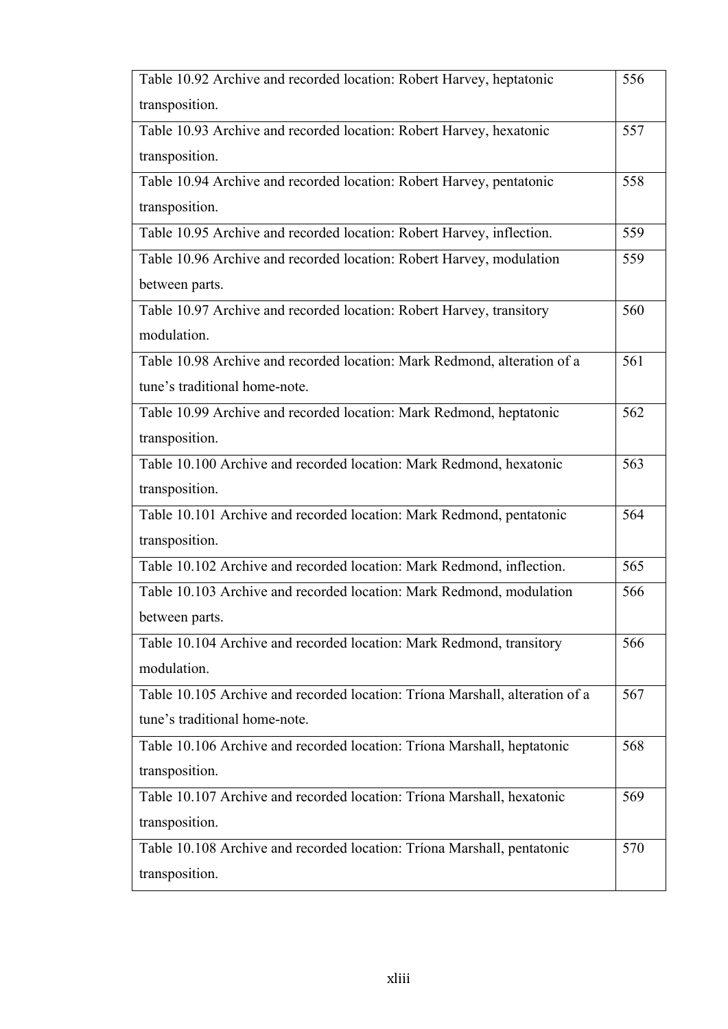| | |
|---|---|
| Table 10.92 Archive and recorded location: Robert Harvey, heptatonic transposition. | 556 |
| Table 10.93 Archive and recorded location: Robert Harvey, hexatonic transposition. | 557 |
| Table 10.94 Archive and recorded location: Robert Harvey, pentatonic transposition. | 558 |
| Table 10.95 Archive and recorded location: Robert Harvey, inflection. | 559 |
| Table 10.96 Archive and recorded location: Robert Harvey, modulation between parts. | 559 |
| Table 10.97 Archive and recorded location: Robert Harvey, transitory modulation. | 560 |
| Table 10.98 Archive and recorded location: Mark Redmond, alteration of a tune's traditional home-note. | 561 |
| Table 10.99 Archive and recorded location: Mark Redmond, heptatonic transposition. | 562 |
| Table 10.100 Archive and recorded location: Mark Redmond, hexatonic transposition. | 563 |
| Table 10.101 Archive and recorded location: Mark Redmond, pentatonic transposition. | 564 |
| Table 10.102 Archive and recorded location: Mark Redmond, inflection. | 565 |
| Table 10.103 Archive and recorded location: Mark Redmond, modulation between parts. | 566 |
| Table 10.104 Archive and recorded location: Mark Redmond, transitory modulation. | 566 |
| Table 10.105 Archive and recorded location: Tríona Marshall, alteration of a tune's traditional home-note. | 567 |
| Table 10.106 Archive and recorded location: Tríona Marshall, heptatonic transposition. | 568 |
| Table 10.107 Archive and recorded location: Tríona Marshall, hexatonic transposition. | 569 |
| Table 10.108 Archive and recorded location: Tríona Marshall, pentatonic transposition. | 570 |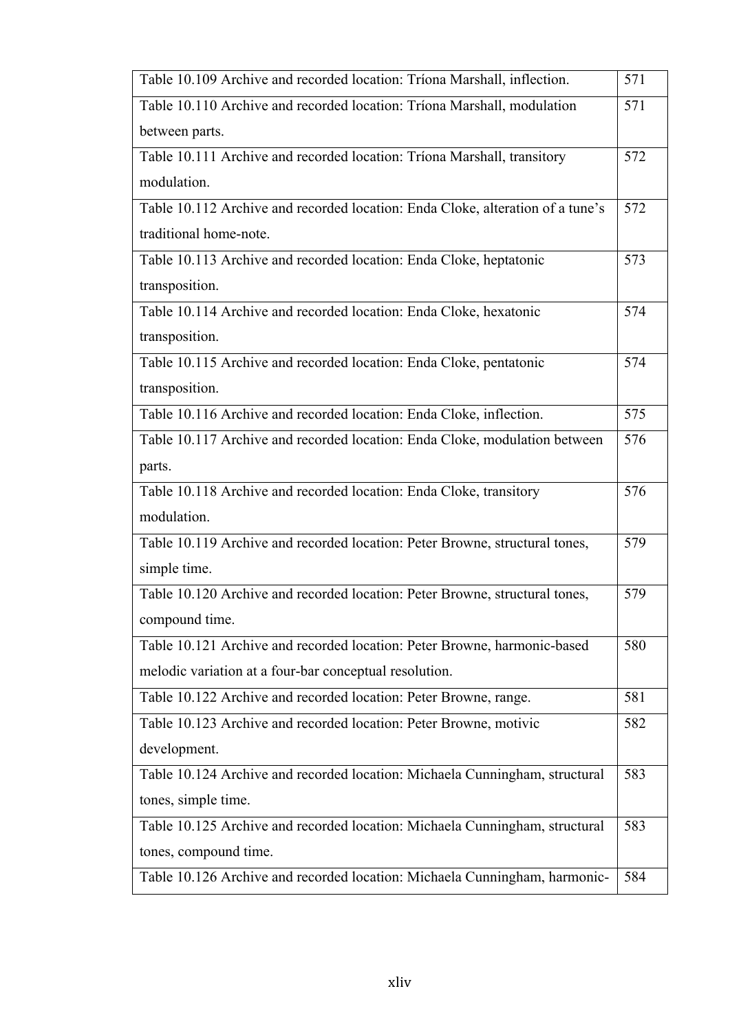| | |
|---|---|
| Table 10.109 Archive and recorded location: Tríona Marshall, inflection. | 571 |
| Table 10.110 Archive and recorded location: Tríona Marshall, modulation between parts. | 571 |
| Table 10.111 Archive and recorded location: Tríona Marshall, transitory modulation. | 572 |
| Table 10.112 Archive and recorded location: Enda Cloke, alteration of a tune's traditional home-note. | 572 |
| Table 10.113 Archive and recorded location: Enda Cloke, heptatonic transposition. | 573 |
| Table 10.114 Archive and recorded location: Enda Cloke, hexatonic transposition. | 574 |
| Table 10.115 Archive and recorded location: Enda Cloke, pentatonic transposition. | 574 |
| Table 10.116 Archive and recorded location: Enda Cloke, inflection. | 575 |
| Table 10.117 Archive and recorded location: Enda Cloke, modulation between parts. | 576 |
| Table 10.118 Archive and recorded location: Enda Cloke, transitory modulation. | 576 |
| Table 10.119 Archive and recorded location: Peter Browne, structural tones, simple time. | 579 |
| Table 10.120 Archive and recorded location: Peter Browne, structural tones, compound time. | 579 |
| Table 10.121 Archive and recorded location: Peter Browne, harmonic-based melodic variation at a four-bar conceptual resolution. | 580 |
| Table 10.122 Archive and recorded location: Peter Browne, range. | 581 |
| Table 10.123 Archive and recorded location: Peter Browne, motivic development. | 582 |
| Table 10.124 Archive and recorded location: Michaela Cunningham, structural tones, simple time. | 583 |
| Table 10.125 Archive and recorded location: Michaela Cunningham, structural tones, compound time. | 583 |
| Table 10.126 Archive and recorded location: Michaela Cunningham, harmonic- | 584 |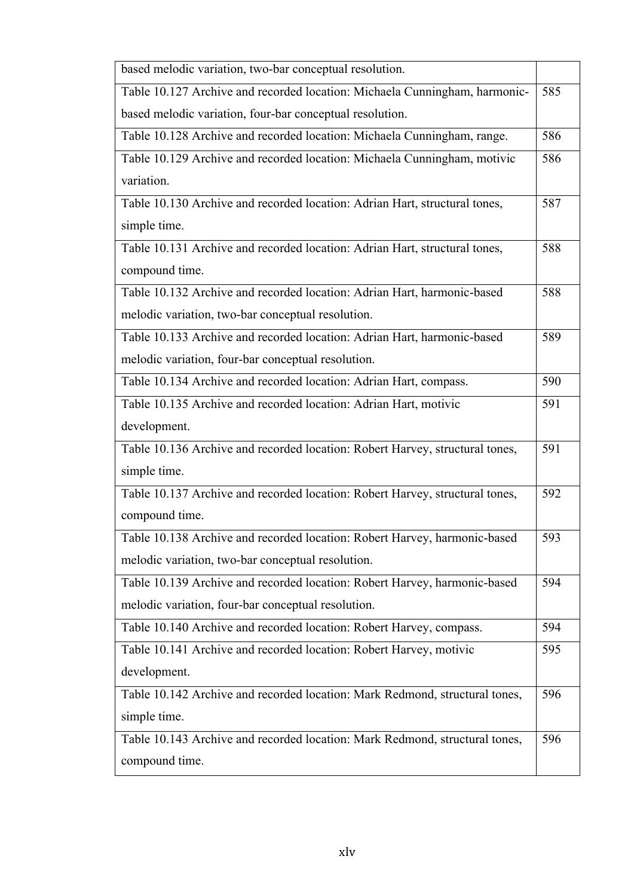| | |
|---|---|
| based melodic variation, two-bar conceptual resolution. | |
| Table 10.127 Archive and recorded location: Michaela Cunningham, harmonic-based melodic variation, four-bar conceptual resolution. | 585 |
| Table 10.128 Archive and recorded location: Michaela Cunningham, range. | 586 |
| Table 10.129 Archive and recorded location: Michaela Cunningham, motivic variation. | 586 |
| Table 10.130 Archive and recorded location: Adrian Hart, structural tones, simple time. | 587 |
| Table 10.131 Archive and recorded location: Adrian Hart, structural tones, compound time. | 588 |
| Table 10.132 Archive and recorded location: Adrian Hart, harmonic-based melodic variation, two-bar conceptual resolution. | 588 |
| Table 10.133 Archive and recorded location: Adrian Hart, harmonic-based melodic variation, four-bar conceptual resolution. | 589 |
| Table 10.134 Archive and recorded location: Adrian Hart, compass. | 590 |
| Table 10.135 Archive and recorded location: Adrian Hart, motivic development. | 591 |
| Table 10.136 Archive and recorded location: Robert Harvey, structural tones, simple time. | 591 |
| Table 10.137 Archive and recorded location: Robert Harvey, structural tones, compound time. | 592 |
| Table 10.138 Archive and recorded location: Robert Harvey, harmonic-based melodic variation, two-bar conceptual resolution. | 593 |
| Table 10.139 Archive and recorded location: Robert Harvey, harmonic-based melodic variation, four-bar conceptual resolution. | 594 |
| Table 10.140 Archive and recorded location: Robert Harvey, compass. | 594 |
| Table 10.141 Archive and recorded location: Robert Harvey, motivic development. | 595 |
| Table 10.142 Archive and recorded location: Mark Redmond, structural tones, simple time. | 596 |
| Table 10.143 Archive and recorded location: Mark Redmond, structural tones, compound time. | 596 |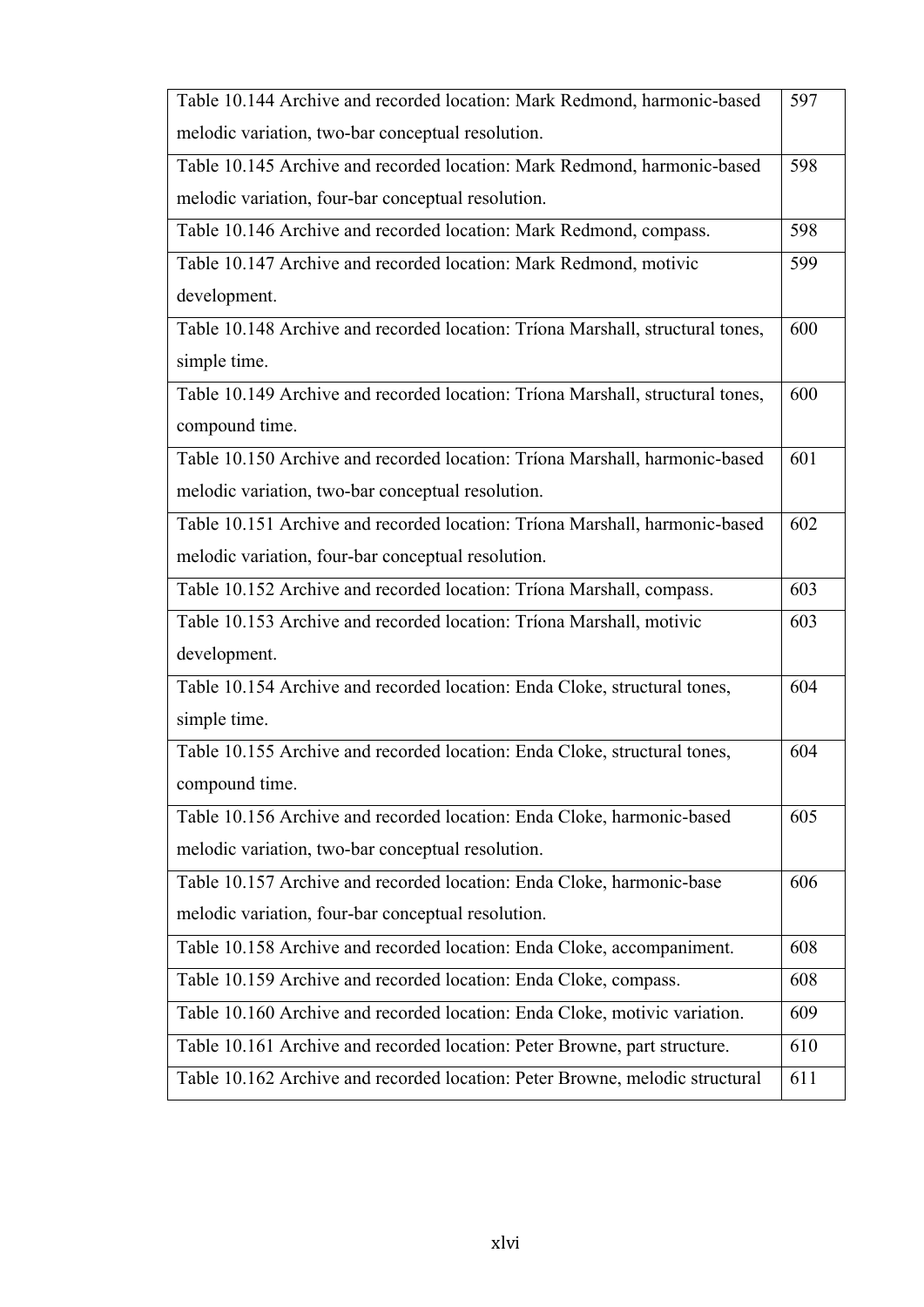| | |
|---|---|
| Table 10.144 Archive and recorded location: Mark Redmond, harmonic-based melodic variation, two-bar conceptual resolution. | 597 |
| Table 10.145 Archive and recorded location: Mark Redmond, harmonic-based melodic variation, four-bar conceptual resolution. | 598 |
| Table 10.146 Archive and recorded location: Mark Redmond, compass. | 598 |
| Table 10.147 Archive and recorded location: Mark Redmond, motivic development. | 599 |
| Table 10.148 Archive and recorded location: Tríona Marshall, structural tones, simple time. | 600 |
| Table 10.149 Archive and recorded location: Tríona Marshall, structural tones, compound time. | 600 |
| Table 10.150 Archive and recorded location: Tríona Marshall, harmonic-based melodic variation, two-bar conceptual resolution. | 601 |
| Table 10.151 Archive and recorded location: Tríona Marshall, harmonic-based melodic variation, four-bar conceptual resolution. | 602 |
| Table 10.152 Archive and recorded location: Tríona Marshall, compass. | 603 |
| Table 10.153 Archive and recorded location: Tríona Marshall, motivic development. | 603 |
| Table 10.154 Archive and recorded location: Enda Cloke, structural tones, simple time. | 604 |
| Table 10.155 Archive and recorded location: Enda Cloke, structural tones, compound time. | 604 |
| Table 10.156 Archive and recorded location: Enda Cloke, harmonic-based melodic variation, two-bar conceptual resolution. | 605 |
| Table 10.157 Archive and recorded location: Enda Cloke, harmonic-base melodic variation, four-bar conceptual resolution. | 606 |
| Table 10.158 Archive and recorded location: Enda Cloke, accompaniment. | 608 |
| Table 10.159 Archive and recorded location: Enda Cloke, compass. | 608 |
| Table 10.160 Archive and recorded location: Enda Cloke, motivic variation. | 609 |
| Table 10.161 Archive and recorded location: Peter Browne, part structure. | 610 |
| Table 10.162 Archive and recorded location: Peter Browne, melodic structural | 611 |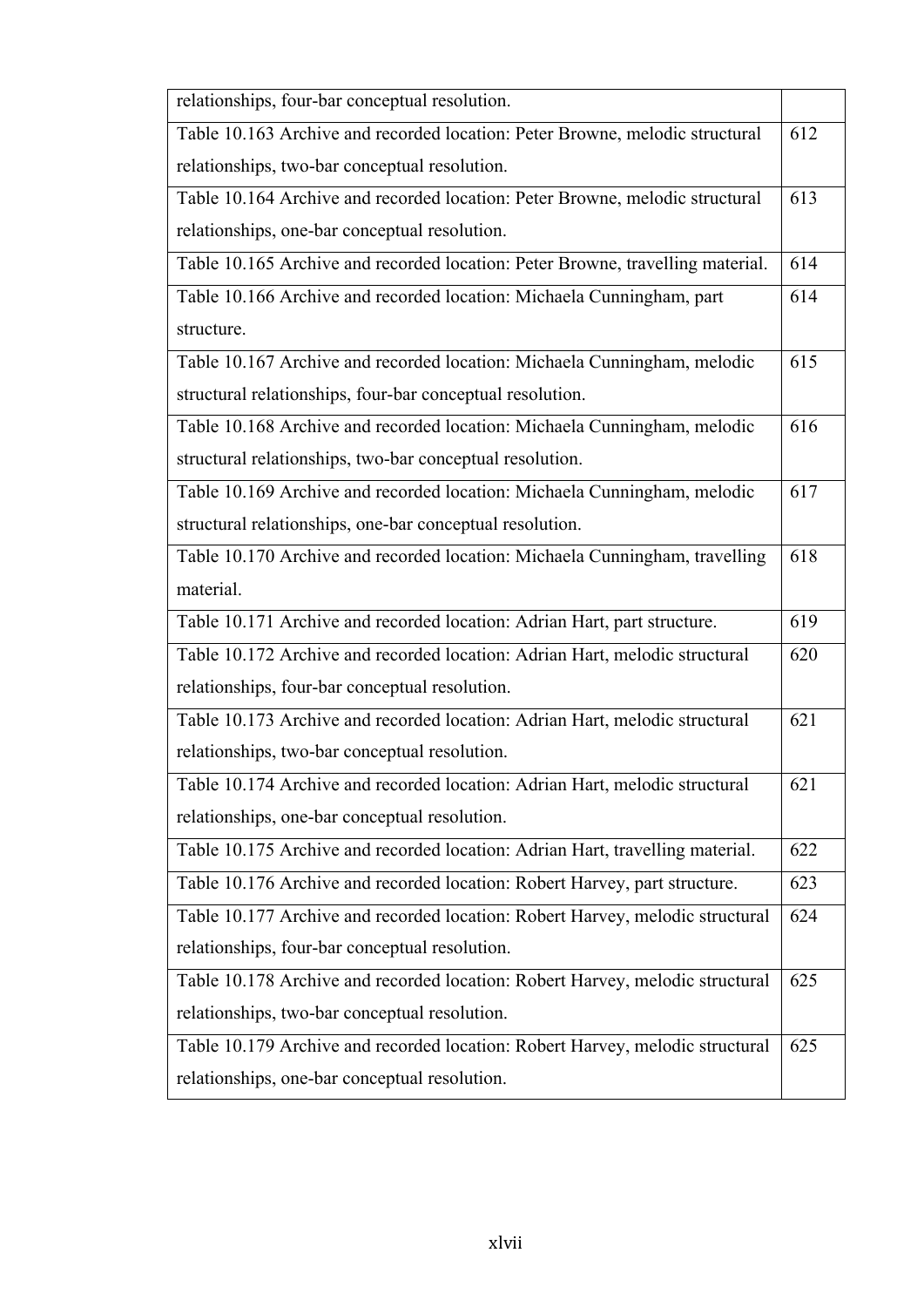| | |
|---|---|
| relationships, four-bar conceptual resolution. | |
| Table 10.163 Archive and recorded location: Peter Browne, melodic structural relationships, two-bar conceptual resolution. | 612 |
| Table 10.164 Archive and recorded location: Peter Browne, melodic structural relationships, one-bar conceptual resolution. | 613 |
| Table 10.165 Archive and recorded location: Peter Browne, travelling material. | 614 |
| Table 10.166 Archive and recorded location: Michaela Cunningham, part structure. | 614 |
| Table 10.167 Archive and recorded location: Michaela Cunningham, melodic structural relationships, four-bar conceptual resolution. | 615 |
| Table 10.168 Archive and recorded location: Michaela Cunningham, melodic structural relationships, two-bar conceptual resolution. | 616 |
| Table 10.169 Archive and recorded location: Michaela Cunningham, melodic structural relationships, one-bar conceptual resolution. | 617 |
| Table 10.170 Archive and recorded location: Michaela Cunningham, travelling material. | 618 |
| Table 10.171 Archive and recorded location: Adrian Hart, part structure. | 619 |
| Table 10.172 Archive and recorded location: Adrian Hart, melodic structural relationships, four-bar conceptual resolution. | 620 |
| Table 10.173 Archive and recorded location: Adrian Hart, melodic structural relationships, two-bar conceptual resolution. | 621 |
| Table 10.174 Archive and recorded location: Adrian Hart, melodic structural relationships, one-bar conceptual resolution. | 621 |
| Table 10.175 Archive and recorded location: Adrian Hart, travelling material. | 622 |
| Table 10.176 Archive and recorded location: Robert Harvey, part structure. | 623 |
| Table 10.177 Archive and recorded location: Robert Harvey, melodic structural relationships, four-bar conceptual resolution. | 624 |
| Table 10.178 Archive and recorded location: Robert Harvey, melodic structural relationships, two-bar conceptual resolution. | 625 |
| Table 10.179 Archive and recorded location: Robert Harvey, melodic structural relationships, one-bar conceptual resolution. | 625 |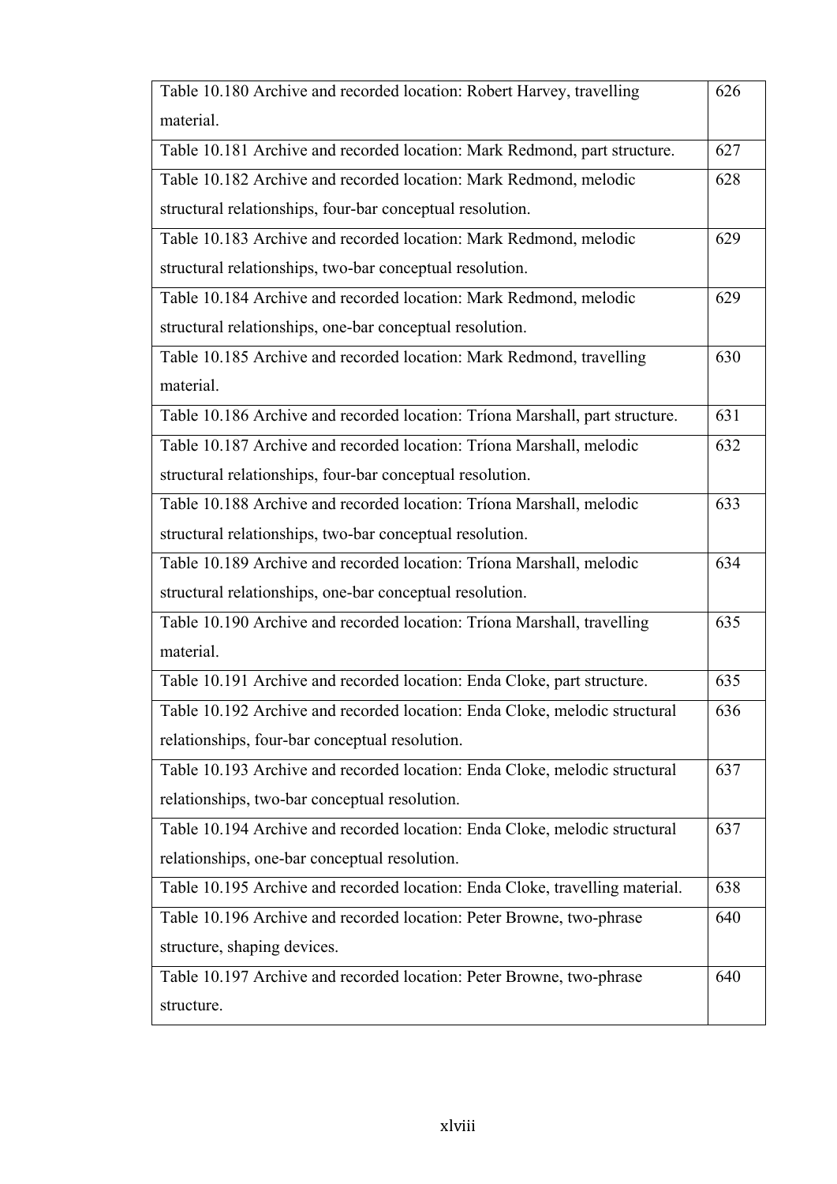| | |
|---|---|
| Table 10.180 Archive and recorded location: Robert Harvey, travelling material. | 626 |
| Table 10.181 Archive and recorded location: Mark Redmond, part structure. | 627 |
| Table 10.182 Archive and recorded location: Mark Redmond, melodic structural relationships, four-bar conceptual resolution. | 628 |
| Table 10.183 Archive and recorded location: Mark Redmond, melodic structural relationships, two-bar conceptual resolution. | 629 |
| Table 10.184 Archive and recorded location: Mark Redmond, melodic structural relationships, one-bar conceptual resolution. | 629 |
| Table 10.185 Archive and recorded location: Mark Redmond, travelling material. | 630 |
| Table 10.186 Archive and recorded location: Tríona Marshall, part structure. | 631 |
| Table 10.187 Archive and recorded location: Tríona Marshall, melodic structural relationships, four-bar conceptual resolution. | 632 |
| Table 10.188 Archive and recorded location: Tríona Marshall, melodic structural relationships, two-bar conceptual resolution. | 633 |
| Table 10.189 Archive and recorded location: Tríona Marshall, melodic structural relationships, one-bar conceptual resolution. | 634 |
| Table 10.190 Archive and recorded location: Tríona Marshall, travelling material. | 635 |
| Table 10.191 Archive and recorded location: Enda Cloke, part structure. | 635 |
| Table 10.192 Archive and recorded location: Enda Cloke, melodic structural relationships, four-bar conceptual resolution. | 636 |
| Table 10.193 Archive and recorded location: Enda Cloke, melodic structural relationships, two-bar conceptual resolution. | 637 |
| Table 10.194 Archive and recorded location: Enda Cloke, melodic structural relationships, one-bar conceptual resolution. | 637 |
| Table 10.195 Archive and recorded location: Enda Cloke, travelling material. | 638 |
| Table 10.196 Archive and recorded location: Peter Browne, two-phrase structure, shaping devices. | 640 |
| Table 10.197 Archive and recorded location: Peter Browne, two-phrase structure. | 640 |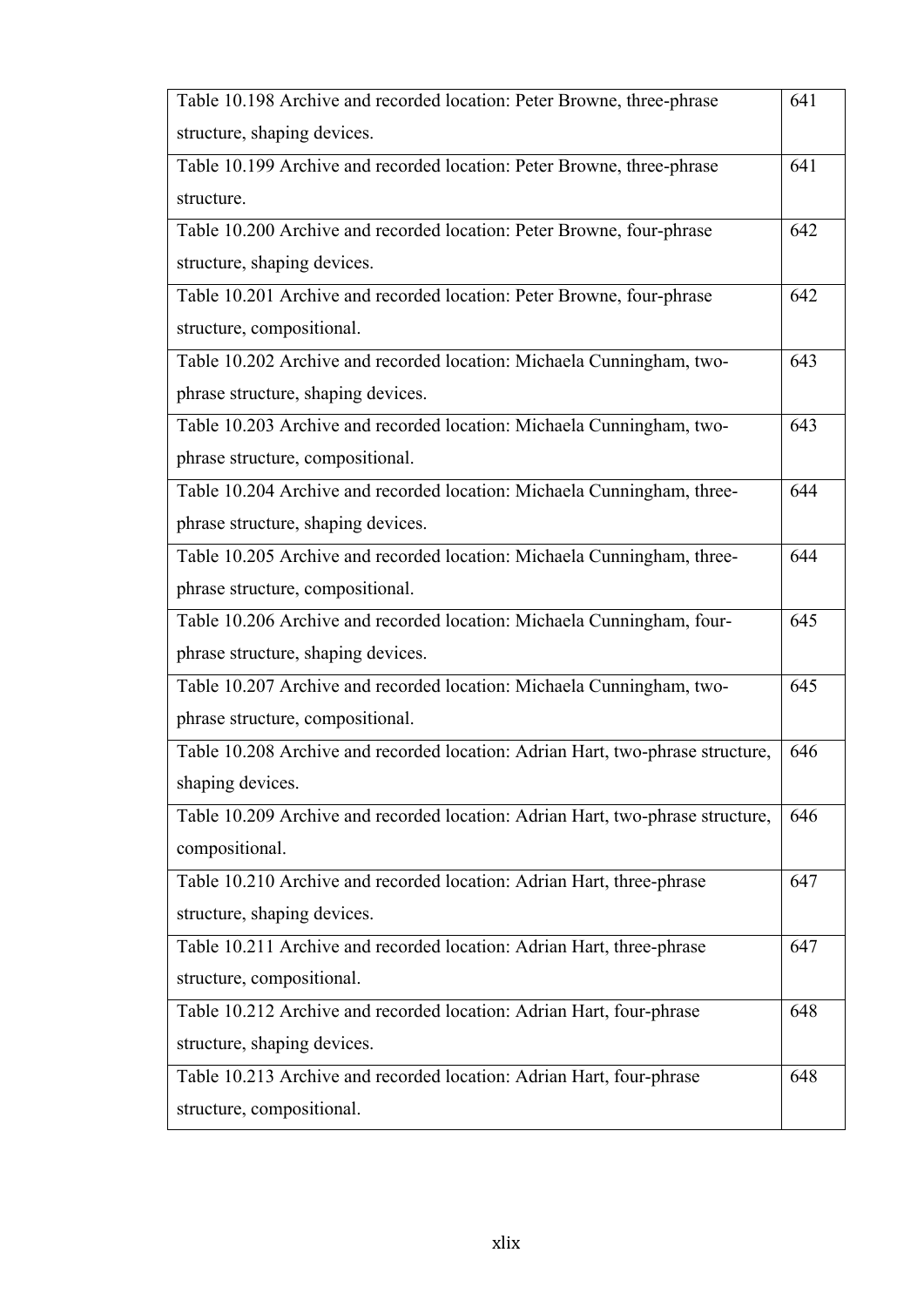| | |
|---|---|
| Table 10.198 Archive and recorded location: Peter Browne, three-phrase structure, shaping devices. | 641 |
| Table 10.199 Archive and recorded location: Peter Browne, three-phrase structure. | 641 |
| Table 10.200 Archive and recorded location: Peter Browne, four-phrase structure, shaping devices. | 642 |
| Table 10.201 Archive and recorded location: Peter Browne, four-phrase structure, compositional. | 642 |
| Table 10.202 Archive and recorded location: Michaela Cunningham, two-phrase structure, shaping devices. | 643 |
| Table 10.203 Archive and recorded location: Michaela Cunningham, two-phrase structure, compositional. | 643 |
| Table 10.204 Archive and recorded location: Michaela Cunningham, three-phrase structure, shaping devices. | 644 |
| Table 10.205 Archive and recorded location: Michaela Cunningham, three-phrase structure, compositional. | 644 |
| Table 10.206 Archive and recorded location: Michaela Cunningham, four-phrase structure, shaping devices. | 645 |
| Table 10.207 Archive and recorded location: Michaela Cunningham, two-phrase structure, compositional. | 645 |
| Table 10.208 Archive and recorded location: Adrian Hart, two-phrase structure, shaping devices. | 646 |
| Table 10.209 Archive and recorded location: Adrian Hart, two-phrase structure, compositional. | 646 |
| Table 10.210 Archive and recorded location: Adrian Hart, three-phrase structure, shaping devices. | 647 |
| Table 10.211 Archive and recorded location: Adrian Hart, three-phrase structure, compositional. | 647 |
| Table 10.212 Archive and recorded location: Adrian Hart, four-phrase structure, shaping devices. | 648 |
| Table 10.213 Archive and recorded location: Adrian Hart, four-phrase structure, compositional. | 648 |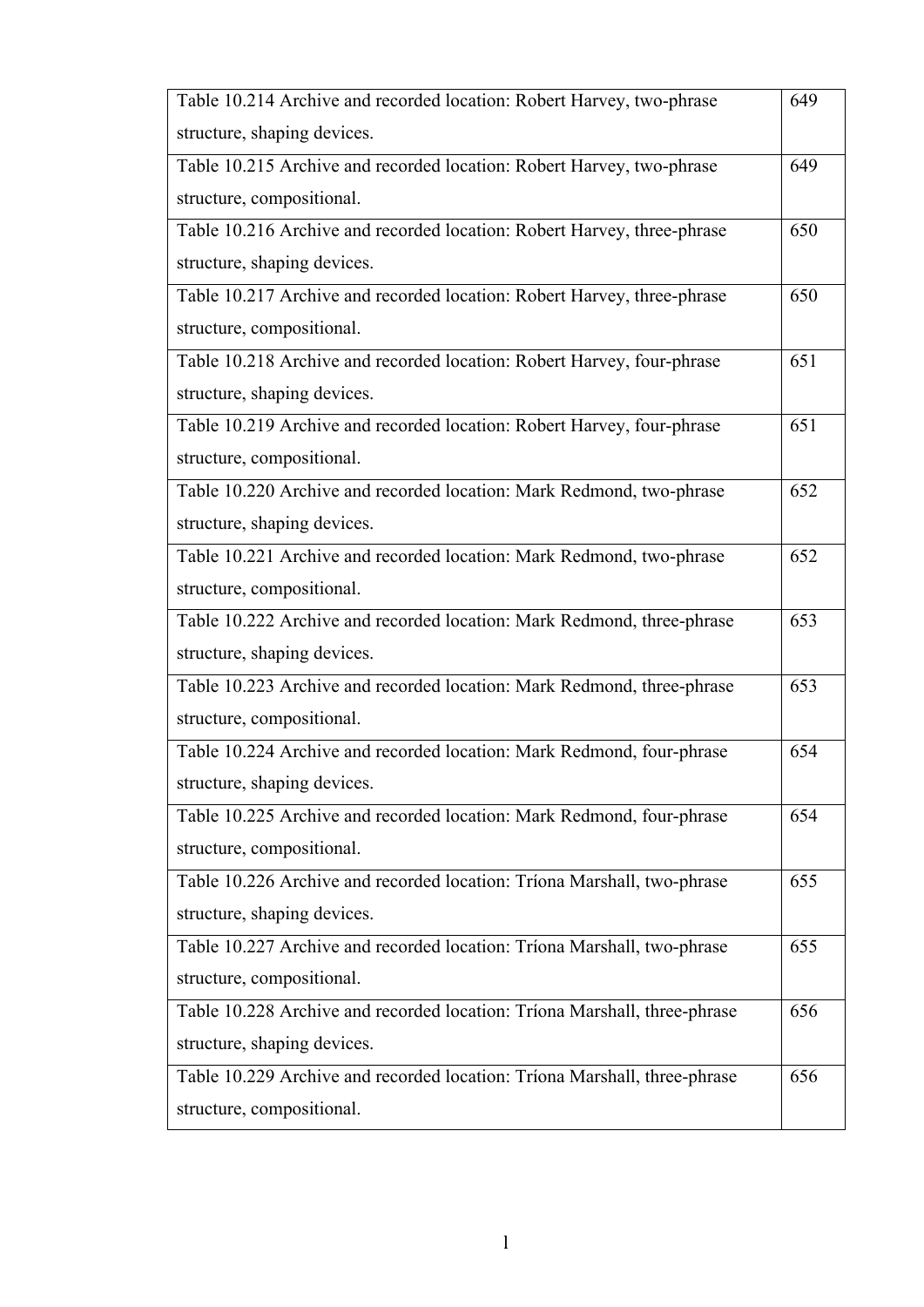| | |
|---|---|
| Table 10.214 Archive and recorded location: Robert Harvey, two-phrase structure, shaping devices. | 649 |
| Table 10.215 Archive and recorded location: Robert Harvey, two-phrase structure, compositional. | 649 |
| Table 10.216 Archive and recorded location: Robert Harvey, three-phrase structure, shaping devices. | 650 |
| Table 10.217 Archive and recorded location: Robert Harvey, three-phrase structure, compositional. | 650 |
| Table 10.218 Archive and recorded location: Robert Harvey, four-phrase structure, shaping devices. | 651 |
| Table 10.219 Archive and recorded location: Robert Harvey, four-phrase structure, compositional. | 651 |
| Table 10.220 Archive and recorded location: Mark Redmond, two-phrase structure, shaping devices. | 652 |
| Table 10.221 Archive and recorded location: Mark Redmond, two-phrase structure, compositional. | 652 |
| Table 10.222 Archive and recorded location: Mark Redmond, three-phrase structure, shaping devices. | 653 |
| Table 10.223 Archive and recorded location: Mark Redmond, three-phrase structure, compositional. | 653 |
| Table 10.224 Archive and recorded location: Mark Redmond, four-phrase structure, shaping devices. | 654 |
| Table 10.225 Archive and recorded location: Mark Redmond, four-phrase structure, compositional. | 654 |
| Table 10.226 Archive and recorded location: Tríona Marshall, two-phrase structure, shaping devices. | 655 |
| Table 10.227 Archive and recorded location: Tríona Marshall, two-phrase structure, compositional. | 655 |
| Table 10.228 Archive and recorded location: Tríona Marshall, three-phrase structure, shaping devices. | 656 |
| Table 10.229 Archive and recorded location: Tríona Marshall, three-phrase structure, compositional. | 656 |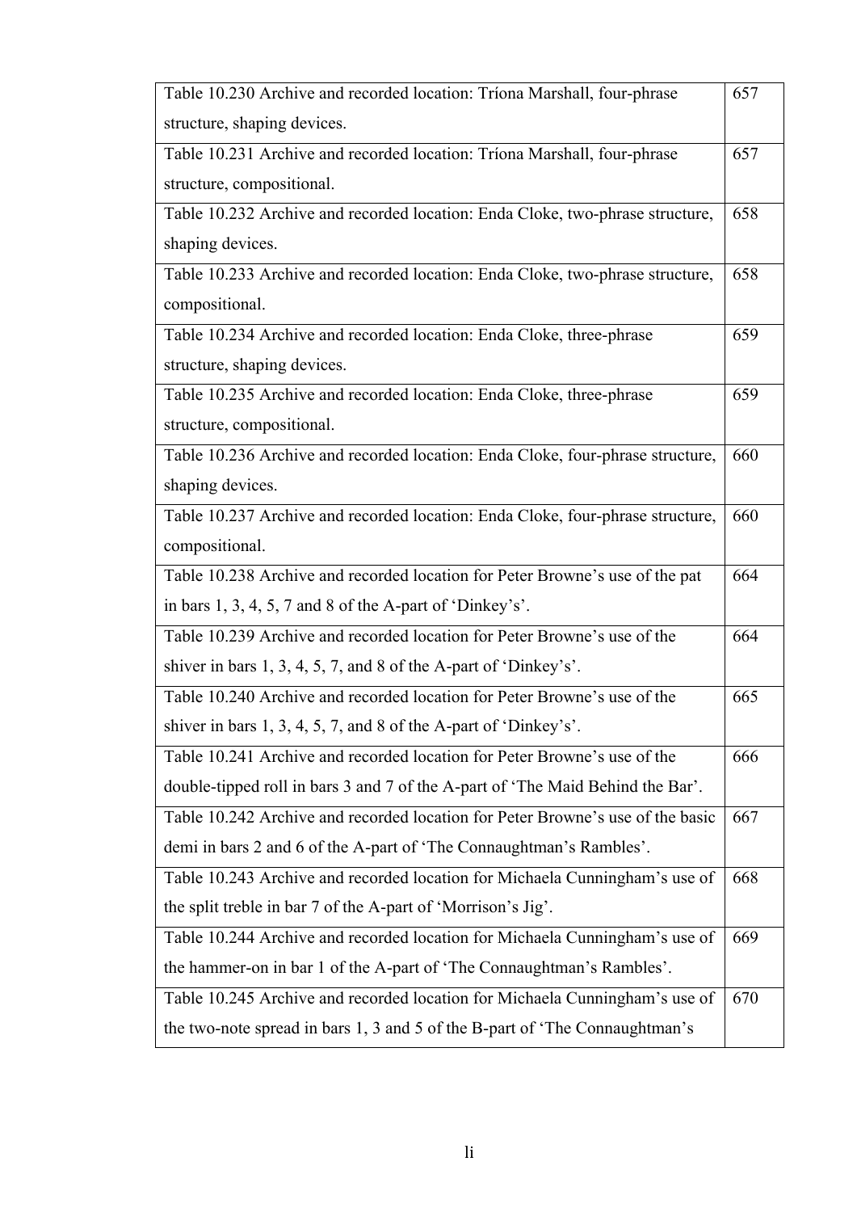| | |
|---|---|
| Table 10.230 Archive and recorded location: Tríona Marshall, four-phrase structure, shaping devices. | 657 |
| Table 10.231 Archive and recorded location: Tríona Marshall, four-phrase structure, compositional. | 657 |
| Table 10.232 Archive and recorded location: Enda Cloke, two-phrase structure, shaping devices. | 658 |
| Table 10.233 Archive and recorded location: Enda Cloke, two-phrase structure, compositional. | 658 |
| Table 10.234 Archive and recorded location: Enda Cloke, three-phrase structure, shaping devices. | 659 |
| Table 10.235 Archive and recorded location: Enda Cloke, three-phrase structure, compositional. | 659 |
| Table 10.236 Archive and recorded location: Enda Cloke, four-phrase structure, shaping devices. | 660 |
| Table 10.237 Archive and recorded location: Enda Cloke, four-phrase structure, compositional. | 660 |
| Table 10.238 Archive and recorded location for Peter Browne's use of the pat in bars 1, 3, 4, 5, 7 and 8 of the A-part of 'Dinkey's'. | 664 |
| Table 10.239 Archive and recorded location for Peter Browne's use of the shiver in bars 1, 3, 4, 5, 7, and 8 of the A-part of 'Dinkey's'. | 664 |
| Table 10.240 Archive and recorded location for Peter Browne's use of the shiver in bars 1, 3, 4, 5, 7, and 8 of the A-part of 'Dinkey's'. | 665 |
| Table 10.241 Archive and recorded location for Peter Browne's use of the double-tipped roll in bars 3 and 7 of the A-part of 'The Maid Behind the Bar'. | 666 |
| Table 10.242 Archive and recorded location for Peter Browne's use of the basic demi in bars 2 and 6 of the A-part of 'The Connaughtman's Rambles'. | 667 |
| Table 10.243 Archive and recorded location for Michaela Cunningham's use of the split treble in bar 7 of the A-part of 'Morrison's Jig'. | 668 |
| Table 10.244 Archive and recorded location for Michaela Cunningham's use of the hammer-on in bar 1 of the A-part of 'The Connaughtman's Rambles'. | 669 |
| Table 10.245 Archive and recorded location for Michaela Cunningham's use of the two-note spread in bars 1, 3 and 5 of the B-part of 'The Connaughtman's | 670 |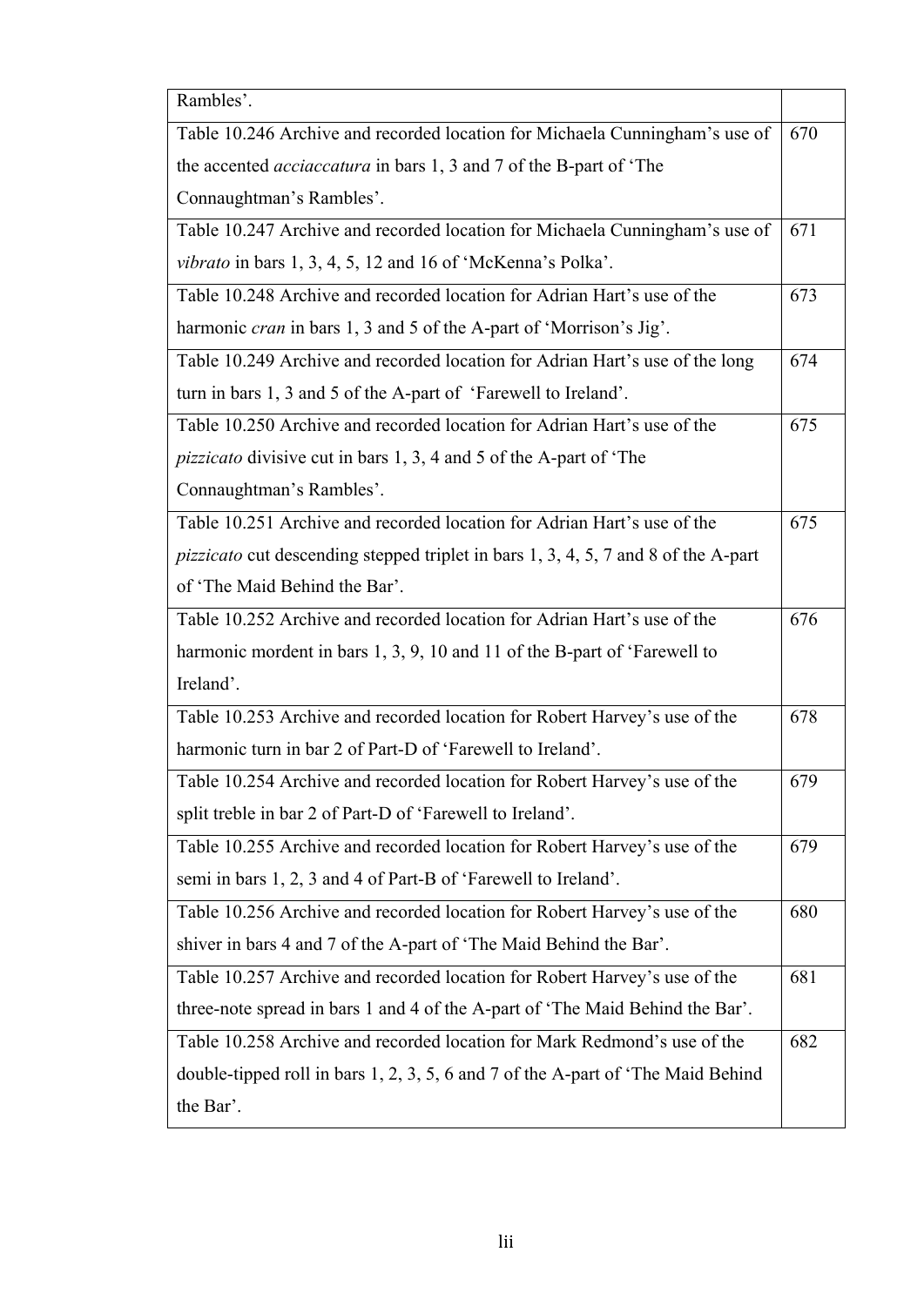| | |
|---|---|
| Rambles'. | |
| Table 10.246 Archive and recorded location for Michaela Cunningham's use of the accented *acciaccatura* in bars 1, 3 and 7 of the B-part of 'The Connaughtman's Rambles'. | 670 |
| Table 10.247 Archive and recorded location for Michaela Cunningham's use of *vibrato* in bars 1, 3, 4, 5, 12 and 16 of 'McKenna's Polka'. | 671 |
| Table 10.248 Archive and recorded location for Adrian Hart's use of the harmonic *cran* in bars 1, 3 and 5 of the A-part of 'Morrison's Jig'. | 673 |
| Table 10.249 Archive and recorded location for Adrian Hart's use of the long turn in bars 1, 3 and 5 of the A-part of 'Farewell to Ireland'. | 674 |
| Table 10.250 Archive and recorded location for Adrian Hart's use of the *pizzicato* divisive cut in bars 1, 3, 4 and 5 of the A-part of 'The Connaughtman's Rambles'. | 675 |
| Table 10.251 Archive and recorded location for Adrian Hart's use of the *pizzicato* cut descending stepped triplet in bars 1, 3, 4, 5, 7 and 8 of the A-part of 'The Maid Behind the Bar'. | 675 |
| Table 10.252 Archive and recorded location for Adrian Hart's use of the harmonic mordent in bars 1, 3, 9, 10 and 11 of the B-part of 'Farewell to Ireland'. | 676 |
| Table 10.253 Archive and recorded location for Robert Harvey's use of the harmonic turn in bar 2 of Part-D of 'Farewell to Ireland'. | 678 |
| Table 10.254 Archive and recorded location for Robert Harvey's use of the split treble in bar 2 of Part-D of 'Farewell to Ireland'. | 679 |
| Table 10.255 Archive and recorded location for Robert Harvey's use of the semi in bars 1, 2, 3 and 4 of Part-B of 'Farewell to Ireland'. | 679 |
| Table 10.256 Archive and recorded location for Robert Harvey's use of the shiver in bars 4 and 7 of the A-part of 'The Maid Behind the Bar'. | 680 |
| Table 10.257 Archive and recorded location for Robert Harvey's use of the three-note spread in bars 1 and 4 of the A-part of 'The Maid Behind the Bar'. | 681 |
| Table 10.258 Archive and recorded location for Mark Redmond's use of the double-tipped roll in bars 1, 2, 3, 5, 6 and 7 of the A-part of 'The Maid Behind the Bar'. | 682 |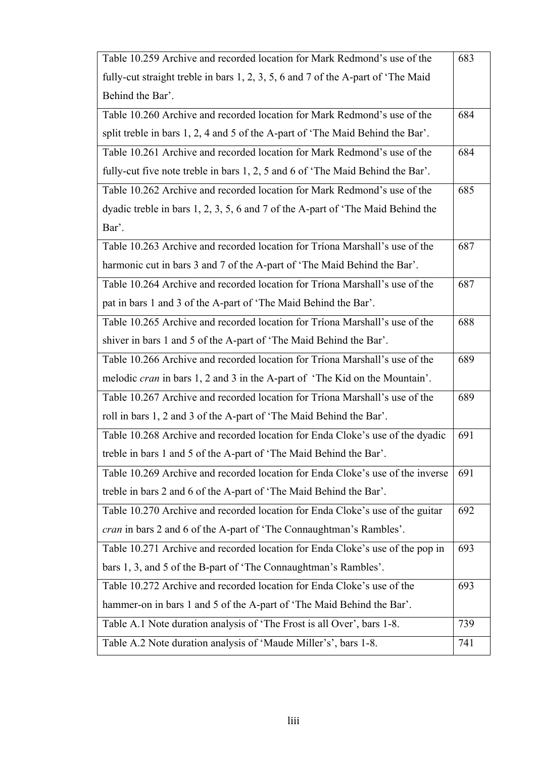| | |
|---|---|
| Table 10.259 Archive and recorded location for Mark Redmond’s use of the fully-cut straight treble in bars 1, 2, 3, 5, 6 and 7 of the A-part of ‘The Maid Behind the Bar’. | 683 |
| Table 10.260 Archive and recorded location for Mark Redmond’s use of the split treble in bars 1, 2, 4 and 5 of the A-part of ‘The Maid Behind the Bar’. | 684 |
| Table 10.261 Archive and recorded location for Mark Redmond’s use of the fully-cut five note treble in bars 1, 2, 5 and 6 of ‘The Maid Behind the Bar’. | 684 |
| Table 10.262 Archive and recorded location for Mark Redmond’s use of the dyadic treble in bars 1, 2, 3, 5, 6 and 7 of the A-part of ‘The Maid Behind the Bar’. | 685 |
| Table 10.263 Archive and recorded location for Tríona Marshall’s use of the harmonic cut in bars 3 and 7 of the A-part of ‘The Maid Behind the Bar’. | 687 |
| Table 10.264 Archive and recorded location for Tríona Marshall’s use of the pat in bars 1 and 3 of the A-part of ‘The Maid Behind the Bar’. | 687 |
| Table 10.265 Archive and recorded location for Tríona Marshall’s use of the shiver in bars 1 and 5 of the A-part of ‘The Maid Behind the Bar’. | 688 |
| Table 10.266 Archive and recorded location for Tríona Marshall’s use of the melodic *cran* in bars 1, 2 and 3 in the A-part of ‘The Kid on the Mountain’. | 689 |
| Table 10.267 Archive and recorded location for Tríona Marshall’s use of the roll in bars 1, 2 and 3 of the A-part of ‘The Maid Behind the Bar’. | 689 |
| Table 10.268 Archive and recorded location for Enda Cloke’s use of the dyadic treble in bars 1 and 5 of the A-part of ‘The Maid Behind the Bar’. | 691 |
| Table 10.269 Archive and recorded location for Enda Cloke’s use of the inverse treble in bars 2 and 6 of the A-part of ‘The Maid Behind the Bar’. | 691 |
| Table 10.270 Archive and recorded location for Enda Cloke’s use of the guitar *cran* in bars 2 and 6 of the A-part of ‘The Connaughtman’s Rambles’. | 692 |
| Table 10.271 Archive and recorded location for Enda Cloke’s use of the pop in bars 1, 3, and 5 of the B-part of ‘The Connaughtman’s Rambles’. | 693 |
| Table 10.272 Archive and recorded location for Enda Cloke’s use of the hammer-on in bars 1 and 5 of the A-part of ‘The Maid Behind the Bar’. | 693 |
| Table A.1 Note duration analysis of ‘The Frost is all Over’, bars 1-8. | 739 |
| Table A.2 Note duration analysis of ‘Maude Miller’s’, bars 1-8. | 741 |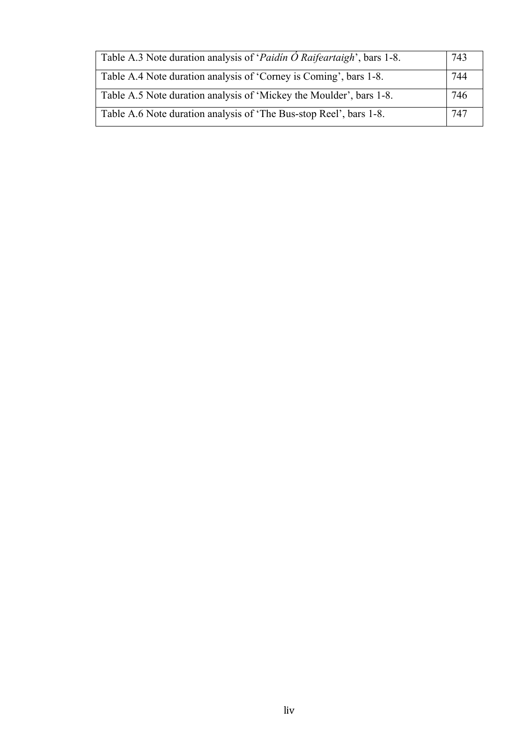| | |
|---|---|
| Table A.3 Note duration analysis of '*Paidín Ó Raifeartaigh*', bars 1-8. | 743 |
| Table A.4 Note duration analysis of 'Corney is Coming', bars 1-8. | 744 |
| Table A.5 Note duration analysis of 'Mickey the Moulder', bars 1-8. | 746 |
| Table A.6 Note duration analysis of 'The Bus-stop Reel', bars 1-8. | 747 |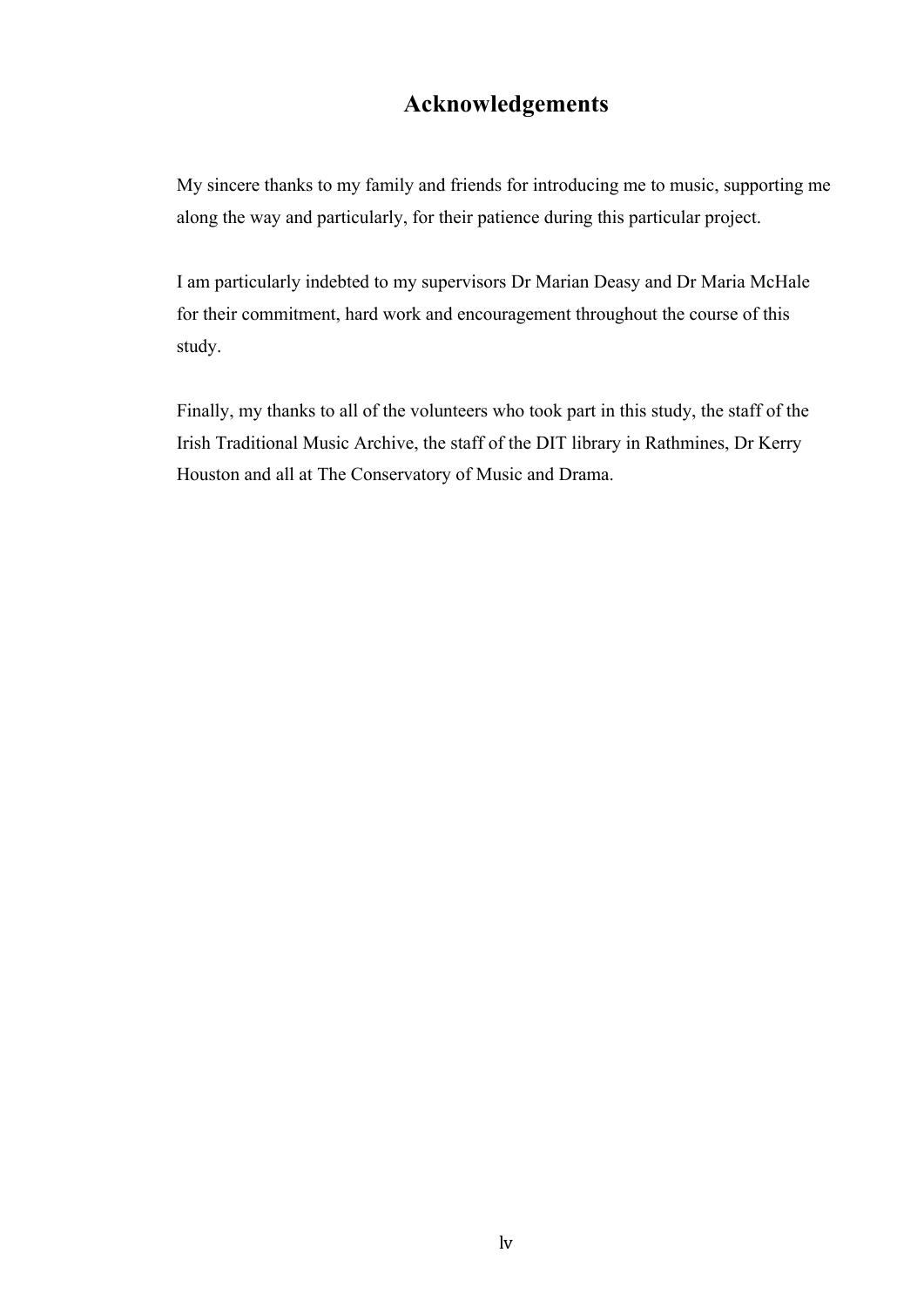# Acknowledgements

My sincere thanks to my family and friends for introducing me to music, supporting me along the way and particularly, for their patience during this particular project.

I am particularly indebted to my supervisors Dr Marian Deasy and Dr Maria McHale for their commitment, hard work and encouragement throughout the course of this study.

Finally, my thanks to all of the volunteers who took part in this study, the staff of the Irish Traditional Music Archive, the staff of the DIT library in Rathmines, Dr Kerry Houston and all at The Conservatory of Music and Drama.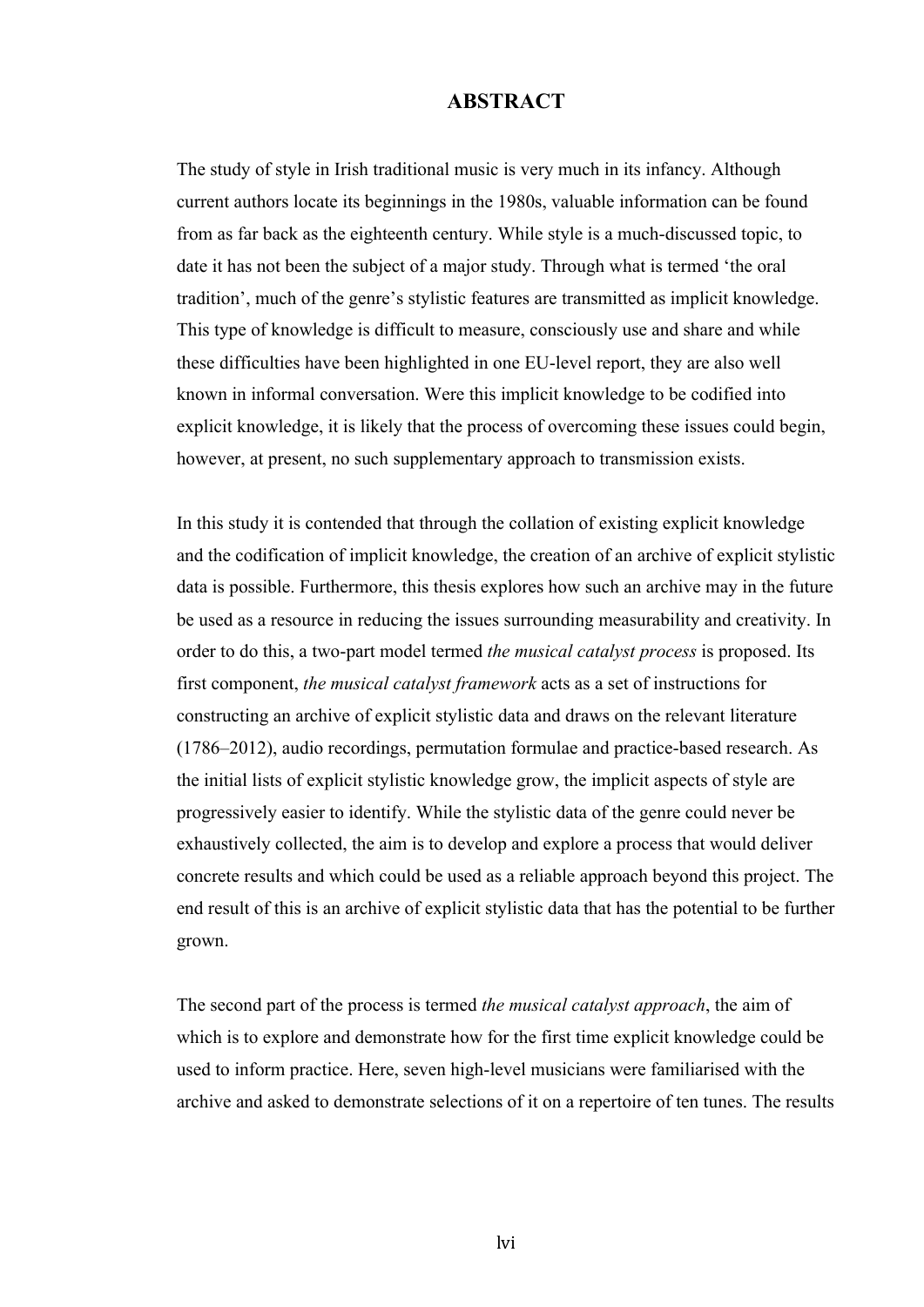# ABSTRACT

The study of style in Irish traditional music is very much in its infancy. Although current authors locate its beginnings in the 1980s, valuable information can be found from as far back as the eighteenth century. While style is a much-discussed topic, to date it has not been the subject of a major study. Through what is termed 'the oral tradition', much of the genre's stylistic features are transmitted as implicit knowledge. This type of knowledge is difficult to measure, consciously use and share and while these difficulties have been highlighted in one EU-level report, they are also well known in informal conversation. Were this implicit knowledge to be codified into explicit knowledge, it is likely that the process of overcoming these issues could begin, however, at present, no such supplementary approach to transmission exists.

In this study it is contended that through the collation of existing explicit knowledge and the codification of implicit knowledge, the creation of an archive of explicit stylistic data is possible. Furthermore, this thesis explores how such an archive may in the future be used as a resource in reducing the issues surrounding measurability and creativity. In order to do this, a two-part model termed *the musical catalyst process* is proposed. Its first component, *the musical catalyst framework* acts as a set of instructions for constructing an archive of explicit stylistic data and draws on the relevant literature (1786–2012), audio recordings, permutation formulae and practice-based research. As the initial lists of explicit stylistic knowledge grow, the implicit aspects of style are progressively easier to identify. While the stylistic data of the genre could never be exhaustively collected, the aim is to develop and explore a process that would deliver concrete results and which could be used as a reliable approach beyond this project. The end result of this is an archive of explicit stylistic data that has the potential to be further grown.

The second part of the process is termed *the musical catalyst approach*, the aim of which is to explore and demonstrate how for the first time explicit knowledge could be used to inform practice. Here, seven high-level musicians were familiarised with the archive and asked to demonstrate selections of it on a repertoire of ten tunes. The results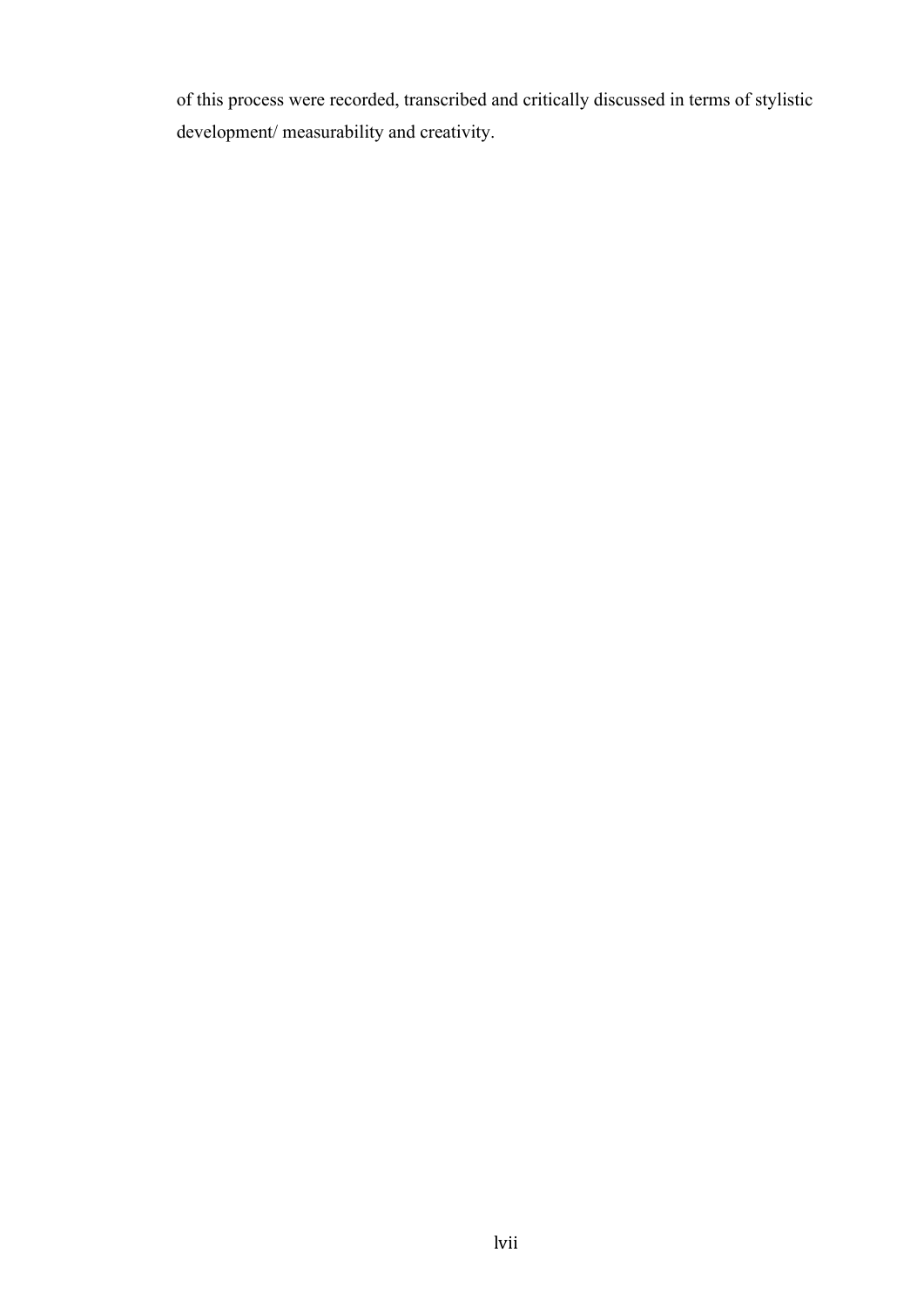of this process were recorded, transcribed and critically discussed in terms of stylistic development/ measurability and creativity.